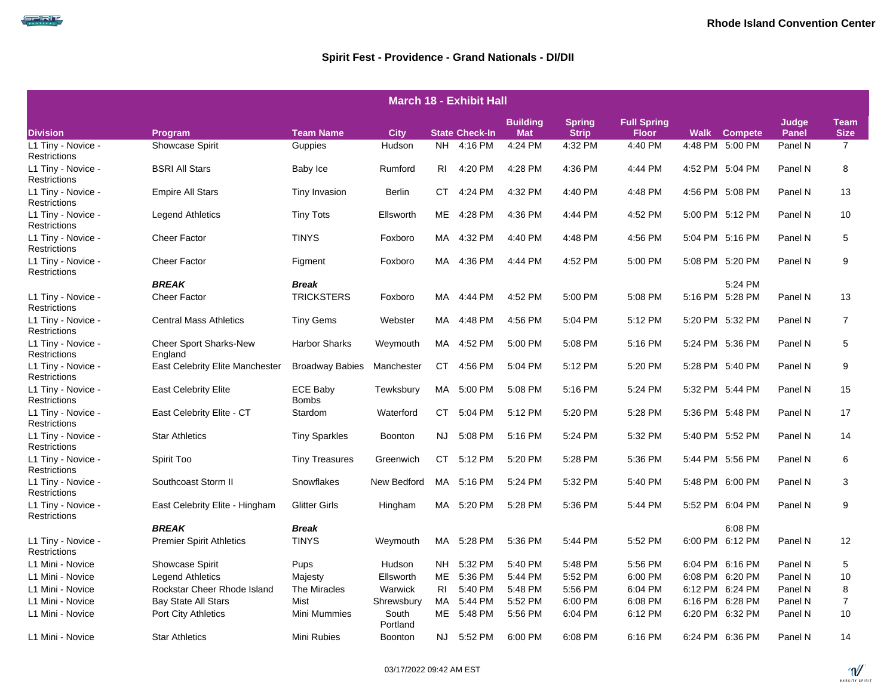Rhode Island Convention Center

## Spirit Fest - Providence - Grand Nationals - DI/DII

**March 18 - Exhibit Hall**

| Division | Program | Team Name | City | State | Check-In | Building Mat | Spring Strip | Full Spring Floor | Walk | Compete | Judge Panel | Team Size |
|---|---|---|---|---|---|---|---|---|---|---|---|---|
| L1 Tiny - Novice - Restrictions | Showcase Spirit | Guppies | Hudson | NH | 4:16 PM | 4:24 PM | 4:32 PM | 4:40 PM | 4:48 PM | 5:00 PM | Panel N | 7 |
| L1 Tiny - Novice - Restrictions | BSRI All Stars | Baby Ice | Rumford | RI | 4:20 PM | 4:28 PM | 4:36 PM | 4:44 PM | 4:52 PM | 5:04 PM | Panel N | 8 |
| L1 Tiny - Novice - Restrictions | Empire All Stars | Tiny Invasion | Berlin | CT | 4:24 PM | 4:32 PM | 4:40 PM | 4:48 PM | 4:56 PM | 5:08 PM | Panel N | 13 |
| L1 Tiny - Novice - Restrictions | Legend Athletics | Tiny Tots | Ellsworth | ME | 4:28 PM | 4:36 PM | 4:44 PM | 4:52 PM | 5:00 PM | 5:12 PM | Panel N | 10 |
| L1 Tiny - Novice - Restrictions | Cheer Factor | TINYS | Foxboro | MA | 4:32 PM | 4:40 PM | 4:48 PM | 4:56 PM | 5:04 PM | 5:16 PM | Panel N | 5 |
| L1 Tiny - Novice - Restrictions | Cheer Factor | Figment | Foxboro | MA | 4:36 PM | 4:44 PM | 4:52 PM | 5:00 PM | 5:08 PM | 5:20 PM | Panel N | 9 |
| | ***BREAK*** | ***Break*** | | | | | | | | 5:24 PM | | |
| L1 Tiny - Novice - Restrictions | Cheer Factor | TRICKSTERS | Foxboro | MA | 4:44 PM | 4:52 PM | 5:00 PM | 5:08 PM | 5:16 PM | 5:28 PM | Panel N | 13 |
| L1 Tiny - Novice - Restrictions | Central Mass Athletics | Tiny Gems | Webster | MA | 4:48 PM | 4:56 PM | 5:04 PM | 5:12 PM | 5:20 PM | 5:32 PM | Panel N | 7 |
| L1 Tiny - Novice - Restrictions | Cheer Sport Sharks-New England | Harbor Sharks | Weymouth | MA | 4:52 PM | 5:00 PM | 5:08 PM | 5:16 PM | 5:24 PM | 5:36 PM | Panel N | 5 |
| L1 Tiny - Novice - Restrictions | East Celebrity Elite Manchester | Broadway Babies | Manchester | CT | 4:56 PM | 5:04 PM | 5:12 PM | 5:20 PM | 5:28 PM | 5:40 PM | Panel N | 9 |
| L1 Tiny - Novice - Restrictions | East Celebrity Elite | ECE Baby Bombs | Tewksbury | MA | 5:00 PM | 5:08 PM | 5:16 PM | 5:24 PM | 5:32 PM | 5:44 PM | Panel N | 15 |
| L1 Tiny - Novice - Restrictions | East Celebrity Elite - CT | Stardom | Waterford | CT | 5:04 PM | 5:12 PM | 5:20 PM | 5:28 PM | 5:36 PM | 5:48 PM | Panel N | 17 |
| L1 Tiny - Novice - Restrictions | Star Athletics | Tiny Sparkles | Boonton | NJ | 5:08 PM | 5:16 PM | 5:24 PM | 5:32 PM | 5:40 PM | 5:52 PM | Panel N | 14 |
| L1 Tiny - Novice - Restrictions | Spirit Too | Tiny Treasures | Greenwich | CT | 5:12 PM | 5:20 PM | 5:28 PM | 5:36 PM | 5:44 PM | 5:56 PM | Panel N | 6 |
| L1 Tiny - Novice - Restrictions | Southcoast Storm II | Snowflakes | New Bedford | MA | 5:16 PM | 5:24 PM | 5:32 PM | 5:40 PM | 5:48 PM | 6:00 PM | Panel N | 3 |
| L1 Tiny - Novice - Restrictions | East Celebrity Elite - Hingham | Glitter Girls | Hingham | MA | 5:20 PM | 5:28 PM | 5:36 PM | 5:44 PM | 5:52 PM | 6:04 PM | Panel N | 9 |
| | ***BREAK*** | ***Break*** | | | | | | | | 6:08 PM | | |
| L1 Tiny - Novice - Restrictions | Premier Spirit Athletics | TINYS | Weymouth | MA | 5:28 PM | 5:36 PM | 5:44 PM | 5:52 PM | 6:00 PM | 6:12 PM | Panel N | 12 |
| L1 Mini - Novice | Showcase Spirit | Pups | Hudson | NH | 5:32 PM | 5:40 PM | 5:48 PM | 5:56 PM | 6:04 PM | 6:16 PM | Panel N | 5 |
| L1 Mini - Novice | Legend Athletics | Majesty | Ellsworth | ME | 5:36 PM | 5:44 PM | 5:52 PM | 6:00 PM | 6:08 PM | 6:20 PM | Panel N | 10 |
| L1 Mini - Novice | Rockstar Cheer Rhode Island | The Miracles | Warwick | RI | 5:40 PM | 5:48 PM | 5:56 PM | 6:04 PM | 6:12 PM | 6:24 PM | Panel N | 8 |
| L1 Mini - Novice | Bay State All Stars | Mist | Shrewsbury | MA | 5:44 PM | 5:52 PM | 6:00 PM | 6:08 PM | 6:16 PM | 6:28 PM | Panel N | 7 |
| L1 Mini - Novice | Port City Athletics | Mini Mummies | South Portland | ME | 5:48 PM | 5:56 PM | 6:04 PM | 6:12 PM | 6:20 PM | 6:32 PM | Panel N | 10 |
| L1 Mini - Novice | Star Athletics | Mini Rubies | Boonton | NJ | 5:52 PM | 6:00 PM | 6:08 PM | 6:16 PM | 6:24 PM | 6:36 PM | Panel N | 14 |

03/17/2022 09:42 AM EST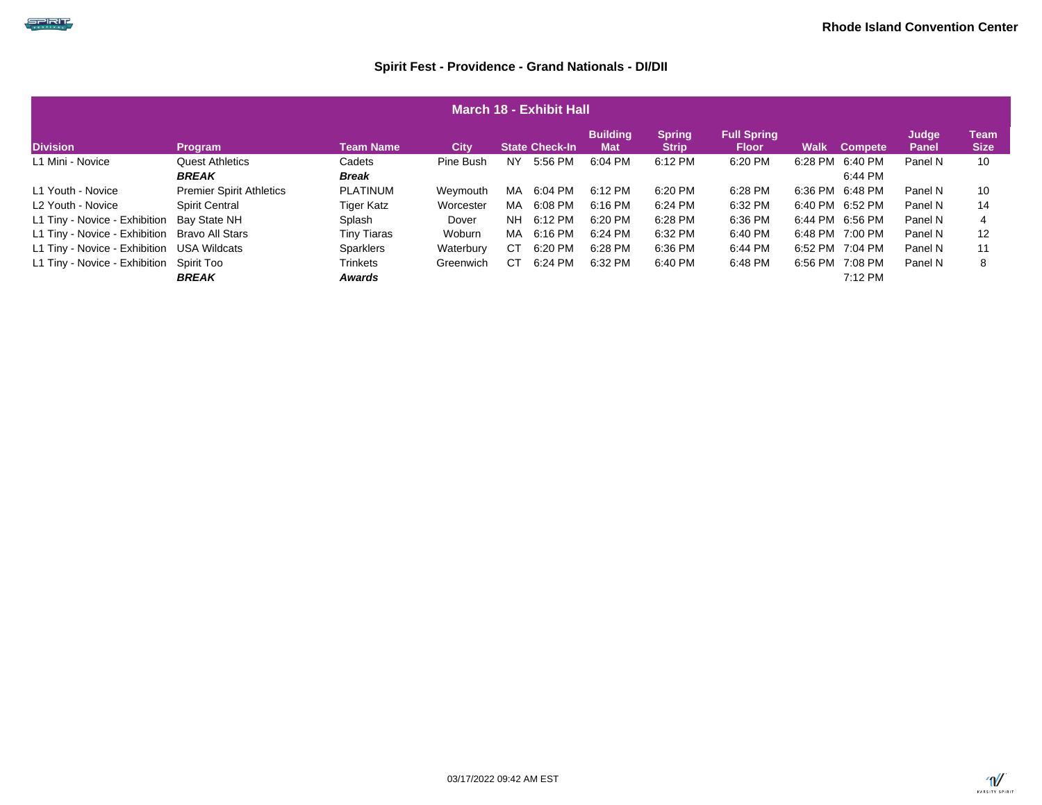Rhode Island Convention Center

## Spirit Fest - Providence - Grand Nationals - DI/DII

| March 18 - Exhibit Hall | | | | | | | | | | | | | |
|---|---|---|---|---|---|---|---|---|---|---|---|---|---|
| Division | Program | Team Name | City | State | Check-In | Building Mat | Spring Strip | Full Spring Floor | Walk | Compete | Judge Panel | Team Size |
| L1 Mini - Novice | Quest Athletics | Cadets | Pine Bush | NY | 5:56 PM | 6:04 PM | 6:12 PM | 6:20 PM | 6:28 PM | 6:40 PM | Panel N | 10 |
| | ***BREAK*** | ***Break*** | | | | | | | | 6:44 PM | | |
| L1 Youth - Novice | Premier Spirit Athletics | PLATINUM | Weymouth | MA | 6:04 PM | 6:12 PM | 6:20 PM | 6:28 PM | 6:36 PM | 6:48 PM | Panel N | 10 |
| L2 Youth - Novice | Spirit Central | Tiger Katz | Worcester | MA | 6:08 PM | 6:16 PM | 6:24 PM | 6:32 PM | 6:40 PM | 6:52 PM | Panel N | 14 |
| L1 Tiny - Novice - Exhibition | Bay State NH | Splash | Dover | NH | 6:12 PM | 6:20 PM | 6:28 PM | 6:36 PM | 6:44 PM | 6:56 PM | Panel N | 4 |
| L1 Tiny - Novice - Exhibition | Bravo All Stars | Tiny Tiaras | Woburn | MA | 6:16 PM | 6:24 PM | 6:32 PM | 6:40 PM | 6:48 PM | 7:00 PM | Panel N | 12 |
| L1 Tiny - Novice - Exhibition | USA Wildcats | Sparklers | Waterbury | CT | 6:20 PM | 6:28 PM | 6:36 PM | 6:44 PM | 6:52 PM | 7:04 PM | Panel N | 11 |
| L1 Tiny - Novice - Exhibition | Spirit Too | Trinkets | Greenwich | CT | 6:24 PM | 6:32 PM | 6:40 PM | 6:48 PM | 6:56 PM | 7:08 PM | Panel N | 8 |
| | ***BREAK*** | ***Awards*** | | | | | | | | 7:12 PM | | |

03/17/2022 09:42 AM EST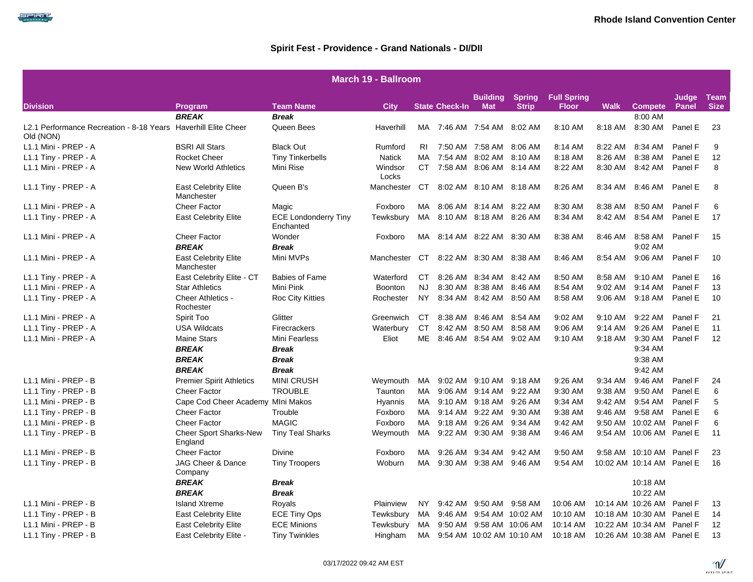**Rhode Island Convention Center**

## Spirit Fest - Providence - Grand Nationals - DI/DII

| March 19 - Ballroom | | | | | | | | | | | | | |
|---|---|---|---|---|---|---|---|---|---|---|---|---|---|
| Division | Program | Team Name | City | State | Check-In | Building Mat | Spring Strip | Full Spring Floor | Walk | Compete | Judge Panel | Team Size |
| | ***BREAK*** | ***Break*** | | | | | | | | 8:00 AM | | |
| L2.1 Performance Recreation - 8-18 Years Old (NON) | Haverhill Elite Cheer | Queen Bees | Haverhill | MA | 7:46 AM | 7:54 AM | 8:02 AM | 8:10 AM | 8:18 AM | 8:30 AM | Panel E | 23 |
| L1.1 Mini - PREP - A | BSRI All Stars | Black Out | Rumford | RI | 7:50 AM | 7:58 AM | 8:06 AM | 8:14 AM | 8:22 AM | 8:34 AM | Panel F | 9 |
| L1.1 Tiny - PREP - A | Rocket Cheer | Tiny Tinkerbells | Natick | MA | 7:54 AM | 8:02 AM | 8:10 AM | 8:18 AM | 8:26 AM | 8:38 AM | Panel E | 12 |
| L1.1 Mini - PREP - A | New World Athletics | Mini Rise | Windsor Locks | CT | 7:58 AM | 8:06 AM | 8:14 AM | 8:22 AM | 8:30 AM | 8:42 AM | Panel F | 8 |
| L1.1 Tiny - PREP - A | East Celebrity Elite Manchester | Queen B's | Manchester | CT | 8:02 AM | 8:10 AM | 8:18 AM | 8:26 AM | 8:34 AM | 8:46 AM | Panel E | 8 |
| L1.1 Mini - PREP - A | Cheer Factor | Magic | Foxboro | MA | 8:06 AM | 8:14 AM | 8:22 AM | 8:30 AM | 8:38 AM | 8:50 AM | Panel F | 6 |
| L1.1 Tiny - PREP - A | East Celebrity Elite | ECE Londonderry Tiny Enchanted | Tewksbury | MA | 8:10 AM | 8:18 AM | 8:26 AM | 8:34 AM | 8:42 AM | 8:54 AM | Panel E | 17 |
| L1.1 Mini - PREP - A | Cheer Factor | Wonder | Foxboro | MA | 8:14 AM | 8:22 AM | 8:30 AM | 8:38 AM | 8:46 AM | 8:58 AM | Panel F | 15 |
| | ***BREAK*** | ***Break*** | | | | | | | | 9:02 AM | | |
| L1.1 Mini - PREP - A | East Celebrity Elite Manchester | Mini MVPs | Manchester | CT | 8:22 AM | 8:30 AM | 8:38 AM | 8:46 AM | 8:54 AM | 9:06 AM | Panel F | 10 |
| L1.1 Tiny - PREP - A | East Celebrity Elite - CT | Babies of Fame | Waterford | CT | 8:26 AM | 8:34 AM | 8:42 AM | 8:50 AM | 8:58 AM | 9:10 AM | Panel E | 16 |
| L1.1 Mini - PREP - A | Star Athletics | Mini Pink | Boonton | NJ | 8:30 AM | 8:38 AM | 8:46 AM | 8:54 AM | 9:02 AM | 9:14 AM | Panel F | 13 |
| L1.1 Tiny - PREP - A | Cheer Athletics - Rochester | Roc City Kitties | Rochester | NY | 8:34 AM | 8:42 AM | 8:50 AM | 8:58 AM | 9:06 AM | 9:18 AM | Panel E | 10 |
| L1.1 Mini - PREP - A | Spirit Too | Glitter | Greenwich | CT | 8:38 AM | 8:46 AM | 8:54 AM | 9:02 AM | 9:10 AM | 9:22 AM | Panel F | 21 |
| L1.1 Tiny - PREP - A | USA Wildcats | Firecrackers | Waterbury | CT | 8:42 AM | 8:50 AM | 8:58 AM | 9:06 AM | 9:14 AM | 9:26 AM | Panel E | 11 |
| L1.1 Mini - PREP - A | Maine Stars | Mini Fearless | Eliot | ME | 8:46 AM | 8:54 AM | 9:02 AM | 9:10 AM | 9:18 AM | 9:30 AM | Panel F | 12 |
| | ***BREAK*** | ***Break*** | | | | | | | | 9:34 AM | | |
| | ***BREAK*** | ***Break*** | | | | | | | | 9:38 AM | | |
| | ***BREAK*** | ***Break*** | | | | | | | | 9:42 AM | | |
| L1.1 Mini - PREP - B | Premier Spirit Athletics | MINI CRUSH | Weymouth | MA | 9:02 AM | 9:10 AM | 9:18 AM | 9:26 AM | 9:34 AM | 9:46 AM | Panel F | 24 |
| L1.1 Tiny - PREP - B | Cheer Factor | TROUBLE | Taunton | MA | 9:06 AM | 9:14 AM | 9:22 AM | 9:30 AM | 9:38 AM | 9:50 AM | Panel E | 6 |
| L1.1 Mini - PREP - B | Cape Cod Cheer Academy | MIni Makos | Hyannis | MA | 9:10 AM | 9:18 AM | 9:26 AM | 9:34 AM | 9:42 AM | 9:54 AM | Panel F | 5 |
| L1.1 Tiny - PREP - B | Cheer Factor | Trouble | Foxboro | MA | 9:14 AM | 9:22 AM | 9:30 AM | 9:38 AM | 9:46 AM | 9:58 AM | Panel E | 6 |
| L1.1 Mini - PREP - B | Cheer Factor | MAGIC | Foxboro | MA | 9:18 AM | 9:26 AM | 9:34 AM | 9:42 AM | 9:50 AM | 10:02 AM | Panel F | 6 |
| L1.1 Tiny - PREP - B | Cheer Sport Sharks-New England | Tiny Teal Sharks | Weymouth | MA | 9:22 AM | 9:30 AM | 9:38 AM | 9:46 AM | 9:54 AM | 10:06 AM | Panel E | 11 |
| L1.1 Mini - PREP - B | Cheer Factor | Divine | Foxboro | MA | 9:26 AM | 9:34 AM | 9:42 AM | 9:50 AM | 9:58 AM | 10:10 AM | Panel F | 23 |
| L1.1 Tiny - PREP - B | JAG Cheer & Dance Company | Tiny Troopers | Woburn | MA | 9:30 AM | 9:38 AM | 9:46 AM | 9:54 AM | 10:02 AM | 10:14 AM | Panel E | 16 |
| | ***BREAK*** | ***Break*** | | | | | | | | 10:18 AM | | |
| | ***BREAK*** | ***Break*** | | | | | | | | 10:22 AM | | |
| L1.1 Mini - PREP - B | Island Xtreme | Royals | Plainview | NY | 9:42 AM | 9:50 AM | 9:58 AM | 10:06 AM | 10:14 AM | 10:26 AM | Panel F | 13 |
| L1.1 Tiny - PREP - B | East Celebrity Elite | ECE Tiny Ops | Tewksbury | MA | 9:46 AM | 9:54 AM | 10:02 AM | 10:10 AM | 10:18 AM | 10:30 AM | Panel E | 14 |
| L1.1 Mini - PREP - B | East Celebrity Elite | ECE Minions | Tewksbury | MA | 9:50 AM | 9:58 AM | 10:06 AM | 10:14 AM | 10:22 AM | 10:34 AM | Panel F | 12 |
| L1.1 Tiny - PREP - B | East Celebrity Elite - | Tiny Twinkles | Hingham | MA | 9:54 AM | 10:02 AM | 10:10 AM | 10:18 AM | 10:26 AM | 10:38 AM | Panel E | 13 |

03/17/2022 09:42 AM EST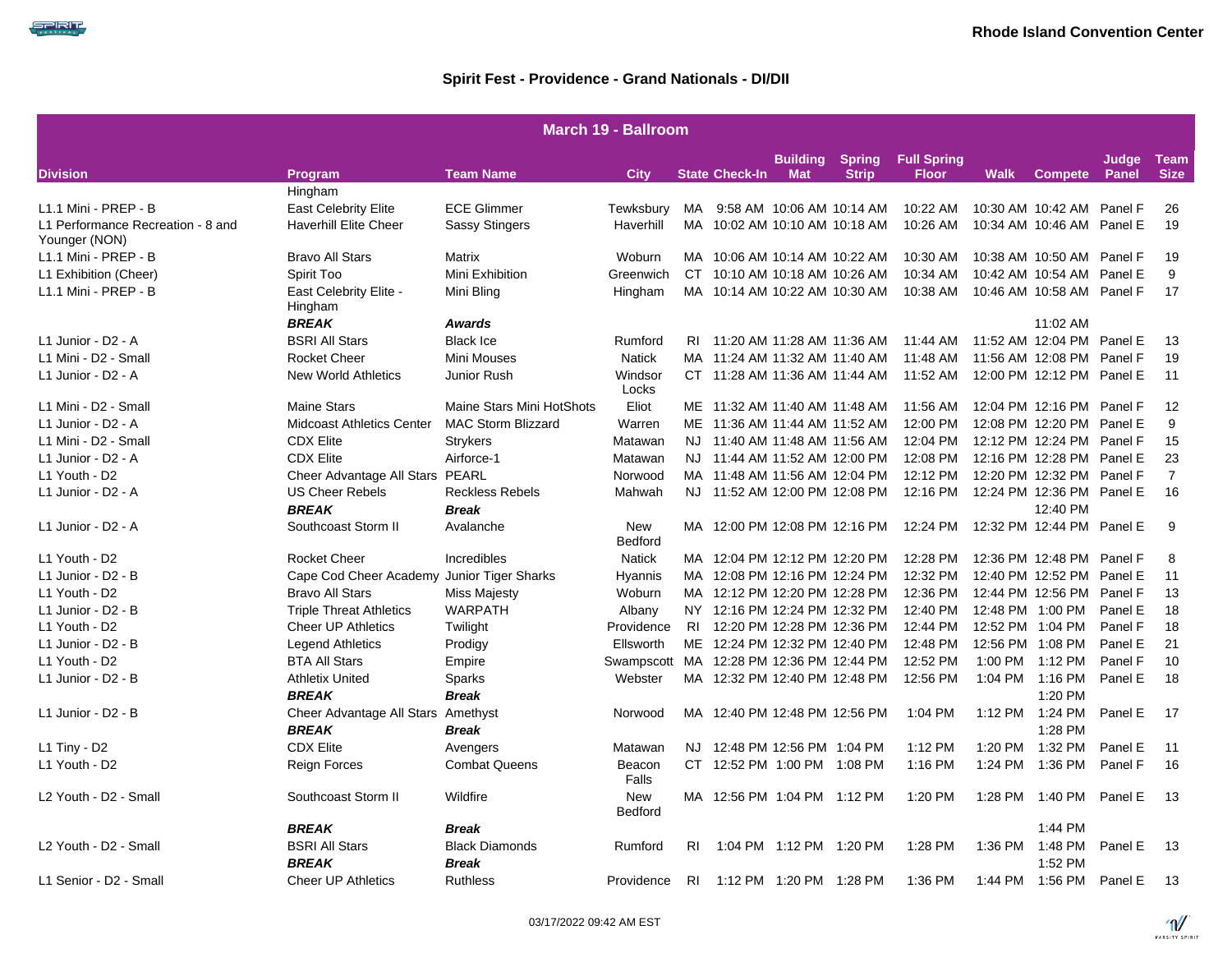**Rhode Island Convention Center**

## Spirit Fest - Providence - Grand Nationals - DI/DII

| March 19 - Ballroom | | | | | | | | | | | | | |
|---|---|---|---|---|---|---|---|---|---|---|---|---|---|
| Division | Program | Team Name | City | State | Check-In | Building Mat | Spring Strip | Full Spring Floor | Walk | Compete | Judge Panel | Team Size |
| | Hingham | | | | | | | | | | | |
| L1.1 Mini - PREP - B | East Celebrity Elite | ECE Glimmer | Tewksbury | MA | 9:58 AM | 10:06 AM | 10:14 AM | 10:22 AM | 10:30 AM | 10:42 AM | Panel F | 26 |
| L1 Performance Recreation - 8 and Younger (NON) | Haverhill Elite Cheer | Sassy Stingers | Haverhill | MA | 10:02 AM | 10:10 AM | 10:18 AM | 10:26 AM | 10:34 AM | 10:46 AM | Panel E | 19 |
| L1.1 Mini - PREP - B | Bravo All Stars | Matrix | Woburn | MA | 10:06 AM | 10:14 AM | 10:22 AM | 10:30 AM | 10:38 AM | 10:50 AM | Panel F | 19 |
| L1 Exhibition (Cheer) | Spirit Too | Mini Exhibition | Greenwich | CT | 10:10 AM | 10:18 AM | 10:26 AM | 10:34 AM | 10:42 AM | 10:54 AM | Panel E | 9 |
| L1.1 Mini - PREP - B | East Celebrity Elite - Hingham | Mini Bling | Hingham | MA | 10:14 AM | 10:22 AM | 10:30 AM | 10:38 AM | 10:46 AM | 10:58 AM | Panel F | 17 |
| | ***BREAK*** | ***Awards*** | | | | | | | | 11:02 AM | | |
| L1 Junior - D2 - A | BSRI All Stars | Black Ice | Rumford | RI | 11:20 AM | 11:28 AM | 11:36 AM | 11:44 AM | 11:52 AM | 12:04 PM | Panel E | 13 |
| L1 Mini - D2 - Small | Rocket Cheer | Mini Mouses | Natick | MA | 11:24 AM | 11:32 AM | 11:40 AM | 11:48 AM | 11:56 AM | 12:08 PM | Panel F | 19 |
| L1 Junior - D2 - A | New World Athletics | Junior Rush | Windsor Locks | CT | 11:28 AM | 11:36 AM | 11:44 AM | 11:52 AM | 12:00 PM | 12:12 PM | Panel E | 11 |
| L1 Mini - D2 - Small | Maine Stars | Maine Stars Mini HotShots | Eliot | ME | 11:32 AM | 11:40 AM | 11:48 AM | 11:56 AM | 12:04 PM | 12:16 PM | Panel F | 12 |
| L1 Junior - D2 - A | Midcoast Athletics Center | MAC Storm Blizzard | Warren | ME | 11:36 AM | 11:44 AM | 11:52 AM | 12:00 PM | 12:08 PM | 12:20 PM | Panel E | 9 |
| L1 Mini - D2 - Small | CDX Elite | Strykers | Matawan | NJ | 11:40 AM | 11:48 AM | 11:56 AM | 12:04 PM | 12:12 PM | 12:24 PM | Panel F | 15 |
| L1 Junior - D2 - A | CDX Elite | Airforce-1 | Matawan | NJ | 11:44 AM | 11:52 AM | 12:00 PM | 12:08 PM | 12:16 PM | 12:28 PM | Panel E | 23 |
| L1 Youth - D2 | Cheer Advantage All Stars | PEARL | Norwood | MA | 11:48 AM | 11:56 AM | 12:04 PM | 12:12 PM | 12:20 PM | 12:32 PM | Panel F | 7 |
| L1 Junior - D2 - A | US Cheer Rebels | Reckless Rebels | Mahwah | NJ | 11:52 AM | 12:00 PM | 12:08 PM | 12:16 PM | 12:24 PM | 12:36 PM | Panel E | 16 |
| | ***BREAK*** | ***Break*** | | | | | | | | 12:40 PM | | |
| L1 Junior - D2 - A | Southcoast Storm II | Avalanche | New Bedford | MA | 12:00 PM | 12:08 PM | 12:16 PM | 12:24 PM | 12:32 PM | 12:44 PM | Panel E | 9 |
| L1 Youth - D2 | Rocket Cheer | Incredibles | Natick | MA | 12:04 PM | 12:12 PM | 12:20 PM | 12:28 PM | 12:36 PM | 12:48 PM | Panel F | 8 |
| L1 Junior - D2 - B | Cape Cod Cheer Academy | Junior Tiger Sharks | Hyannis | MA | 12:08 PM | 12:16 PM | 12:24 PM | 12:32 PM | 12:40 PM | 12:52 PM | Panel E | 11 |
| L1 Youth - D2 | Bravo All Stars | Miss Majesty | Woburn | MA | 12:12 PM | 12:20 PM | 12:28 PM | 12:36 PM | 12:44 PM | 12:56 PM | Panel F | 13 |
| L1 Junior - D2 - B | Triple Threat Athletics | WARPATH | Albany | NY | 12:16 PM | 12:24 PM | 12:32 PM | 12:40 PM | 12:48 PM | 1:00 PM | Panel E | 18 |
| L1 Youth - D2 | Cheer UP Athletics | Twilight | Providence | RI | 12:20 PM | 12:28 PM | 12:36 PM | 12:44 PM | 12:52 PM | 1:04 PM | Panel F | 18 |
| L1 Junior - D2 - B | Legend Athletics | Prodigy | Ellsworth | ME | 12:24 PM | 12:32 PM | 12:40 PM | 12:48 PM | 12:56 PM | 1:08 PM | Panel E | 21 |
| L1 Youth - D2 | BTA All Stars | Empire | Swampscott | MA | 12:28 PM | 12:36 PM | 12:44 PM | 12:52 PM | 1:00 PM | 1:12 PM | Panel F | 10 |
| L1 Junior - D2 - B | Athletix United | Sparks | Webster | MA | 12:32 PM | 12:40 PM | 12:48 PM | 12:56 PM | 1:04 PM | 1:16 PM | Panel E | 18 |
| | ***BREAK*** | ***Break*** | | | | | | | | 1:20 PM | | |
| L1 Junior - D2 - B | Cheer Advantage All Stars | Amethyst | Norwood | MA | 12:40 PM | 12:48 PM | 12:56 PM | 1:04 PM | 1:12 PM | 1:24 PM | Panel E | 17 |
| | ***BREAK*** | ***Break*** | | | | | | | | 1:28 PM | | |
| L1 Tiny - D2 | CDX Elite | Avengers | Matawan | NJ | 12:48 PM | 12:56 PM | 1:04 PM | 1:12 PM | 1:20 PM | 1:32 PM | Panel E | 11 |
| L1 Youth - D2 | Reign Forces | Combat Queens | Beacon Falls | CT | 12:52 PM | 1:00 PM | 1:08 PM | 1:16 PM | 1:24 PM | 1:36 PM | Panel F | 16 |
| L2 Youth - D2 - Small | Southcoast Storm II | Wildfire | New Bedford | MA | 12:56 PM | 1:04 PM | 1:12 PM | 1:20 PM | 1:28 PM | 1:40 PM | Panel E | 13 |
| | ***BREAK*** | ***Break*** | | | | | | | | 1:44 PM | | |
| L2 Youth - D2 - Small | BSRI All Stars | Black Diamonds | Rumford | RI | 1:04 PM | 1:12 PM | 1:20 PM | 1:28 PM | 1:36 PM | 1:48 PM | Panel E | 13 |
| | ***BREAK*** | ***Break*** | | | | | | | | 1:52 PM | | |
| L1 Senior - D2 - Small | Cheer UP Athletics | Ruthless | Providence | RI | 1:12 PM | 1:20 PM | 1:28 PM | 1:36 PM | 1:44 PM | 1:56 PM | Panel E | 13 |

03/17/2022 09:42 AM EST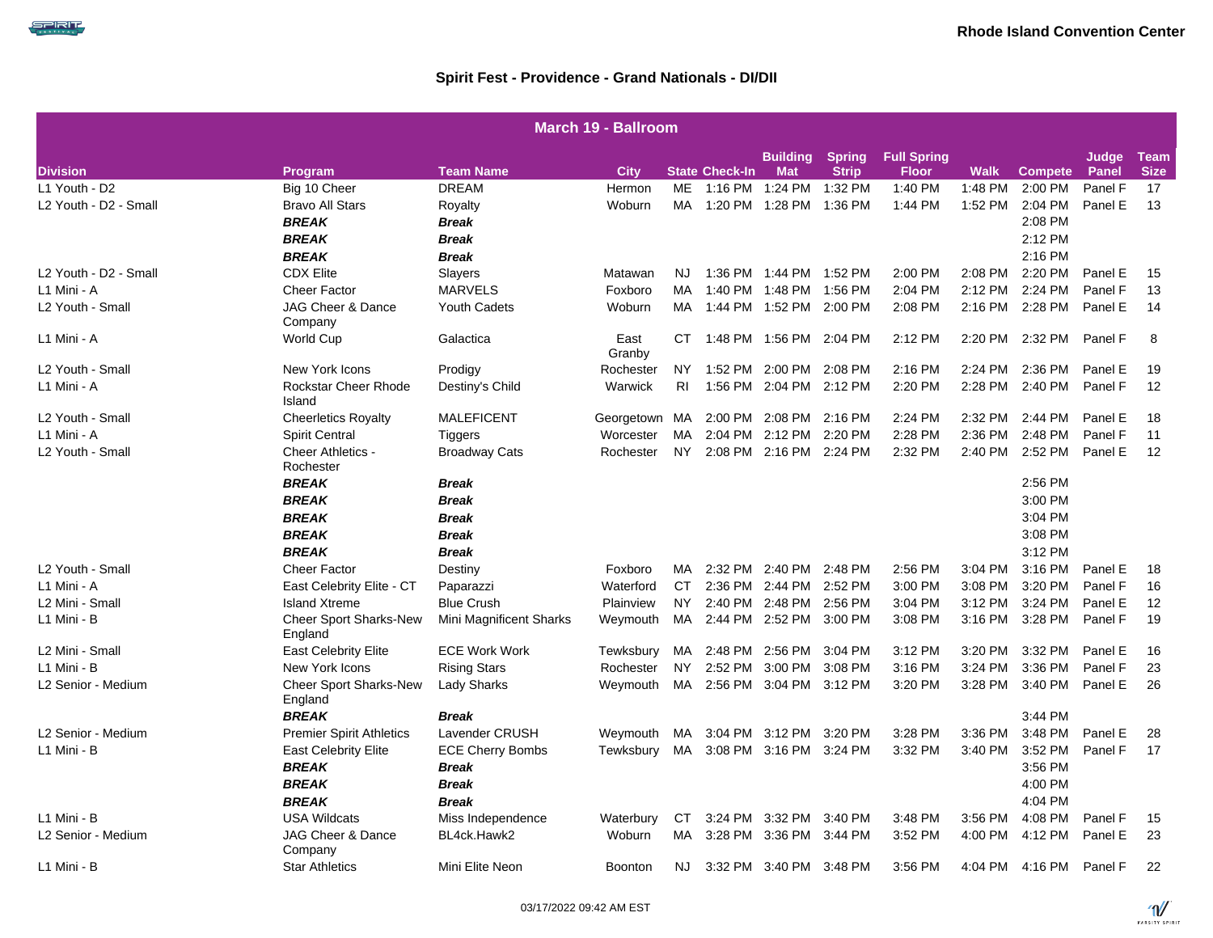Rhode Island Convention Center

## Spirit Fest - Providence - Grand Nationals - DI/DII

| March 19 - Ballroom | | | | | | | | | | | | |
|---|---|---|---|---|---|---|---|---|---|---|---|---|
| Division | Program | Team Name | City | State | Check-In | Building Mat | Spring Strip | Full Spring Floor | Walk | Compete | Judge Panel | Team Size |
| L1 Youth - D2 | Big 10 Cheer | DREAM | Hermon | ME | 1:16 PM | 1:24 PM | 1:32 PM | 1:40 PM | 1:48 PM | 2:00 PM | Panel F | 17 |
| L2 Youth - D2 - Small | Bravo All Stars | Royalty | Woburn | MA | 1:20 PM | 1:28 PM | 1:36 PM | 1:44 PM | 1:52 PM | 2:04 PM | Panel E | 13 |
| | ***BREAK*** | ***Break*** | | | | | | | | 2:08 PM | | |
| | ***BREAK*** | ***Break*** | | | | | | | | 2:12 PM | | |
| | ***BREAK*** | ***Break*** | | | | | | | | 2:16 PM | | |
| L2 Youth - D2 - Small | CDX Elite | Slayers | Matawan | NJ | 1:36 PM | 1:44 PM | 1:52 PM | 2:00 PM | 2:08 PM | 2:20 PM | Panel E | 15 |
| L1 Mini - A | Cheer Factor | MARVELS | Foxboro | MA | 1:40 PM | 1:48 PM | 1:56 PM | 2:04 PM | 2:12 PM | 2:24 PM | Panel F | 13 |
| L2 Youth - Small | JAG Cheer & Dance Company | Youth Cadets | Woburn | MA | 1:44 PM | 1:52 PM | 2:00 PM | 2:08 PM | 2:16 PM | 2:28 PM | Panel E | 14 |
| L1 Mini - A | World Cup | Galactica | East Granby | CT | 1:48 PM | 1:56 PM | 2:04 PM | 2:12 PM | 2:20 PM | 2:32 PM | Panel F | 8 |
| L2 Youth - Small | New York Icons | Prodigy | Rochester | NY | 1:52 PM | 2:00 PM | 2:08 PM | 2:16 PM | 2:24 PM | 2:36 PM | Panel E | 19 |
| L1 Mini - A | Rockstar Cheer Rhode Island | Destiny's Child | Warwick | RI | 1:56 PM | 2:04 PM | 2:12 PM | 2:20 PM | 2:28 PM | 2:40 PM | Panel F | 12 |
| L2 Youth - Small | Cheerletics Royalty | MALEFICENT | Georgetown | MA | 2:00 PM | 2:08 PM | 2:16 PM | 2:24 PM | 2:32 PM | 2:44 PM | Panel E | 18 |
| L1 Mini - A | Spirit Central | Tiggers | Worcester | MA | 2:04 PM | 2:12 PM | 2:20 PM | 2:28 PM | 2:36 PM | 2:48 PM | Panel F | 11 |
| L2 Youth - Small | Cheer Athletics - Rochester | Broadway Cats | Rochester | NY | 2:08 PM | 2:16 PM | 2:24 PM | 2:32 PM | 2:40 PM | 2:52 PM | Panel E | 12 |
| | ***BREAK*** | ***Break*** | | | | | | | | 2:56 PM | | |
| | ***BREAK*** | ***Break*** | | | | | | | | 3:00 PM | | |
| | ***BREAK*** | ***Break*** | | | | | | | | 3:04 PM | | |
| | ***BREAK*** | ***Break*** | | | | | | | | 3:08 PM | | |
| | ***BREAK*** | ***Break*** | | | | | | | | 3:12 PM | | |
| L2 Youth - Small | Cheer Factor | Destiny | Foxboro | MA | 2:32 PM | 2:40 PM | 2:48 PM | 2:56 PM | 3:04 PM | 3:16 PM | Panel E | 18 |
| L1 Mini - A | East Celebrity Elite - CT | Paparazzi | Waterford | CT | 2:36 PM | 2:44 PM | 2:52 PM | 3:00 PM | 3:08 PM | 3:20 PM | Panel F | 16 |
| L2 Mini - Small | Island Xtreme | Blue Crush | Plainview | NY | 2:40 PM | 2:48 PM | 2:56 PM | 3:04 PM | 3:12 PM | 3:24 PM | Panel E | 12 |
| L1 Mini - B | Cheer Sport Sharks-New England | Mini Magnificent Sharks | Weymouth | MA | 2:44 PM | 2:52 PM | 3:00 PM | 3:08 PM | 3:16 PM | 3:28 PM | Panel F | 19 |
| L2 Mini - Small | East Celebrity Elite | ECE Work Work | Tewksbury | MA | 2:48 PM | 2:56 PM | 3:04 PM | 3:12 PM | 3:20 PM | 3:32 PM | Panel E | 16 |
| L1 Mini - B | New York Icons | Rising Stars | Rochester | NY | 2:52 PM | 3:00 PM | 3:08 PM | 3:16 PM | 3:24 PM | 3:36 PM | Panel F | 23 |
| L2 Senior - Medium | Cheer Sport Sharks-New England | Lady Sharks | Weymouth | MA | 2:56 PM | 3:04 PM | 3:12 PM | 3:20 PM | 3:28 PM | 3:40 PM | Panel E | 26 |
| | ***BREAK*** | ***Break*** | | | | | | | | 3:44 PM | | |
| L2 Senior - Medium | Premier Spirit Athletics | Lavender CRUSH | Weymouth | MA | 3:04 PM | 3:12 PM | 3:20 PM | 3:28 PM | 3:36 PM | 3:48 PM | Panel E | 28 |
| L1 Mini - B | East Celebrity Elite | ECE Cherry Bombs | Tewksbury | MA | 3:08 PM | 3:16 PM | 3:24 PM | 3:32 PM | 3:40 PM | 3:52 PM | Panel F | 17 |
| | ***BREAK*** | ***Break*** | | | | | | | | 3:56 PM | | |
| | ***BREAK*** | ***Break*** | | | | | | | | 4:00 PM | | |
| | ***BREAK*** | ***Break*** | | | | | | | | 4:04 PM | | |
| L1 Mini - B | USA Wildcats | Miss Independence | Waterbury | CT | 3:24 PM | 3:32 PM | 3:40 PM | 3:48 PM | 3:56 PM | 4:08 PM | Panel F | 15 |
| L2 Senior - Medium | JAG Cheer & Dance Company | BL4ck.Hawk2 | Woburn | MA | 3:28 PM | 3:36 PM | 3:44 PM | 3:52 PM | 4:00 PM | 4:12 PM | Panel E | 23 |
| L1 Mini - B | Star Athletics | Mini Elite Neon | Boonton | NJ | 3:32 PM | 3:40 PM | 3:48 PM | 3:56 PM | 4:04 PM | 4:16 PM | Panel F | 22 |

03/17/2022 09:42 AM EST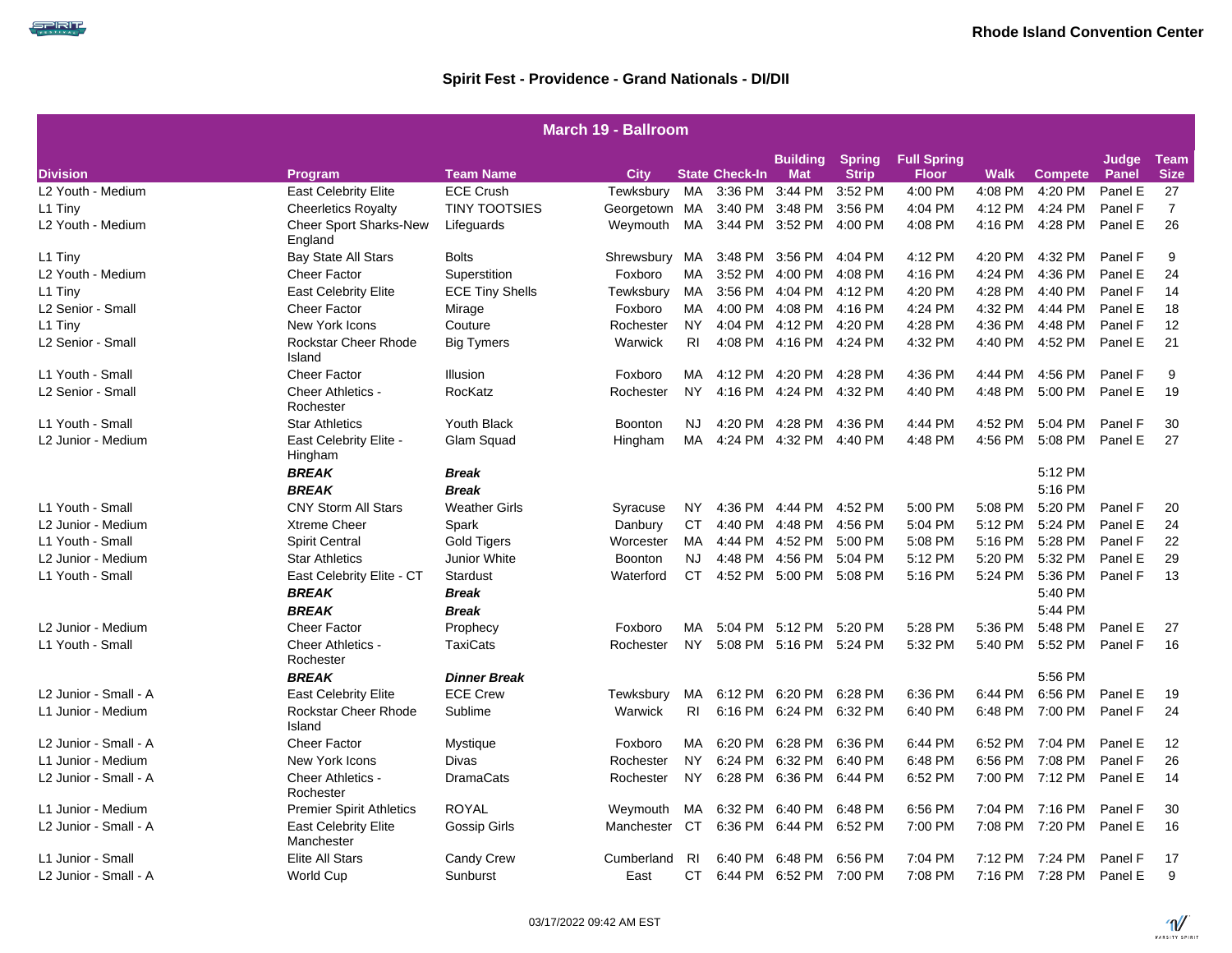Rhode Island Convention Center

## Spirit Fest - Providence - Grand Nationals - DI/DII

| March 19 - Ballroom | | | | | | | | | | | | | |
|---|---|---|---|---|---|---|---|---|---|---|---|---|---|
| **Division** | **Program** | **Team Name** | **City** | **State** | **Check-In** | **Building Mat** | **Spring Strip** | **Full Spring Floor** | **Walk** | **Compete** | **Judge Panel** | **Team Size** |
| L2 Youth - Medium | East Celebrity Elite | ECE Crush | Tewksbury | MA | 3:36 PM | 3:44 PM | 3:52 PM | 4:00 PM | 4:08 PM | 4:20 PM | Panel E | 27 |
| L1 Tiny | Cheerletics Royalty | TINY TOOTSIES | Georgetown | MA | 3:40 PM | 3:48 PM | 3:56 PM | 4:04 PM | 4:12 PM | 4:24 PM | Panel F | 7 |
| L2 Youth - Medium | Cheer Sport Sharks-New England | Lifeguards | Weymouth | MA | 3:44 PM | 3:52 PM | 4:00 PM | 4:08 PM | 4:16 PM | 4:28 PM | Panel E | 26 |
| L1 Tiny | Bay State All Stars | Bolts | Shrewsbury | MA | 3:48 PM | 3:56 PM | 4:04 PM | 4:12 PM | 4:20 PM | 4:32 PM | Panel F | 9 |
| L2 Youth - Medium | Cheer Factor | Superstition | Foxboro | MA | 3:52 PM | 4:00 PM | 4:08 PM | 4:16 PM | 4:24 PM | 4:36 PM | Panel E | 24 |
| L1 Tiny | East Celebrity Elite | ECE Tiny Shells | Tewksbury | MA | 3:56 PM | 4:04 PM | 4:12 PM | 4:20 PM | 4:28 PM | 4:40 PM | Panel F | 14 |
| L2 Senior - Small | Cheer Factor | Mirage | Foxboro | MA | 4:00 PM | 4:08 PM | 4:16 PM | 4:24 PM | 4:32 PM | 4:44 PM | Panel E | 18 |
| L1 Tiny | New York Icons | Couture | Rochester | NY | 4:04 PM | 4:12 PM | 4:20 PM | 4:28 PM | 4:36 PM | 4:48 PM | Panel F | 12 |
| L2 Senior - Small | Rockstar Cheer Rhode Island | Big Tymers | Warwick | RI | 4:08 PM | 4:16 PM | 4:24 PM | 4:32 PM | 4:40 PM | 4:52 PM | Panel E | 21 |
| L1 Youth - Small | Cheer Factor | Illusion | Foxboro | MA | 4:12 PM | 4:20 PM | 4:28 PM | 4:36 PM | 4:44 PM | 4:56 PM | Panel F | 9 |
| L2 Senior - Small | Cheer Athletics - Rochester | RocKatz | Rochester | NY | 4:16 PM | 4:24 PM | 4:32 PM | 4:40 PM | 4:48 PM | 5:00 PM | Panel E | 19 |
| L1 Youth - Small | Star Athletics | Youth Black | Boonton | NJ | 4:20 PM | 4:28 PM | 4:36 PM | 4:44 PM | 4:52 PM | 5:04 PM | Panel F | 30 |
| L2 Junior - Medium | East Celebrity Elite - Hingham | Glam Squad | Hingham | MA | 4:24 PM | 4:32 PM | 4:40 PM | 4:48 PM | 4:56 PM | 5:08 PM | Panel E | 27 |
| | ***BREAK*** | ***Break*** | | | | | | | | 5:12 PM | | |
| | ***BREAK*** | ***Break*** | | | | | | | | 5:16 PM | | |
| L1 Youth - Small | CNY Storm All Stars | Weather Girls | Syracuse | NY | 4:36 PM | 4:44 PM | 4:52 PM | 5:00 PM | 5:08 PM | 5:20 PM | Panel F | 20 |
| L2 Junior - Medium | Xtreme Cheer | Spark | Danbury | CT | 4:40 PM | 4:48 PM | 4:56 PM | 5:04 PM | 5:12 PM | 5:24 PM | Panel E | 24 |
| L1 Youth - Small | Spirit Central | Gold Tigers | Worcester | MA | 4:44 PM | 4:52 PM | 5:00 PM | 5:08 PM | 5:16 PM | 5:28 PM | Panel F | 22 |
| L2 Junior - Medium | Star Athletics | Junior White | Boonton | NJ | 4:48 PM | 4:56 PM | 5:04 PM | 5:12 PM | 5:20 PM | 5:32 PM | Panel E | 29 |
| L1 Youth - Small | East Celebrity Elite - CT | Stardust | Waterford | CT | 4:52 PM | 5:00 PM | 5:08 PM | 5:16 PM | 5:24 PM | 5:36 PM | Panel F | 13 |
| | ***BREAK*** | ***Break*** | | | | | | | | 5:40 PM | | |
| | ***BREAK*** | ***Break*** | | | | | | | | 5:44 PM | | |
| L2 Junior - Medium | Cheer Factor | Prophecy | Foxboro | MA | 5:04 PM | 5:12 PM | 5:20 PM | 5:28 PM | 5:36 PM | 5:48 PM | Panel E | 27 |
| L1 Youth - Small | Cheer Athletics - Rochester | TaxiCats | Rochester | NY | 5:08 PM | 5:16 PM | 5:24 PM | 5:32 PM | 5:40 PM | 5:52 PM | Panel F | 16 |
| | ***BREAK*** | ***Dinner Break*** | | | | | | | | 5:56 PM | | |
| L2 Junior - Small - A | East Celebrity Elite | ECE Crew | Tewksbury | MA | 6:12 PM | 6:20 PM | 6:28 PM | 6:36 PM | 6:44 PM | 6:56 PM | Panel E | 19 |
| L1 Junior - Medium | Rockstar Cheer Rhode Island | Sublime | Warwick | RI | 6:16 PM | 6:24 PM | 6:32 PM | 6:40 PM | 6:48 PM | 7:00 PM | Panel F | 24 |
| L2 Junior - Small - A | Cheer Factor | Mystique | Foxboro | MA | 6:20 PM | 6:28 PM | 6:36 PM | 6:44 PM | 6:52 PM | 7:04 PM | Panel E | 12 |
| L1 Junior - Medium | New York Icons | Divas | Rochester | NY | 6:24 PM | 6:32 PM | 6:40 PM | 6:48 PM | 6:56 PM | 7:08 PM | Panel F | 26 |
| L2 Junior - Small - A | Cheer Athletics - Rochester | DramaCats | Rochester | NY | 6:28 PM | 6:36 PM | 6:44 PM | 6:52 PM | 7:00 PM | 7:12 PM | Panel E | 14 |
| L1 Junior - Medium | Premier Spirit Athletics | ROYAL | Weymouth | MA | 6:32 PM | 6:40 PM | 6:48 PM | 6:56 PM | 7:04 PM | 7:16 PM | Panel F | 30 |
| L2 Junior - Small - A | East Celebrity Elite Manchester | Gossip Girls | Manchester | CT | 6:36 PM | 6:44 PM | 6:52 PM | 7:00 PM | 7:08 PM | 7:20 PM | Panel E | 16 |
| L1 Junior - Small | Elite All Stars | Candy Crew | Cumberland | RI | 6:40 PM | 6:48 PM | 6:56 PM | 7:04 PM | 7:12 PM | 7:24 PM | Panel F | 17 |
| L2 Junior - Small - A | World Cup | Sunburst | East | CT | 6:44 PM | 6:52 PM | 7:00 PM | 7:08 PM | 7:16 PM | 7:28 PM | Panel E | 9 |

03/17/2022 09:42 AM EST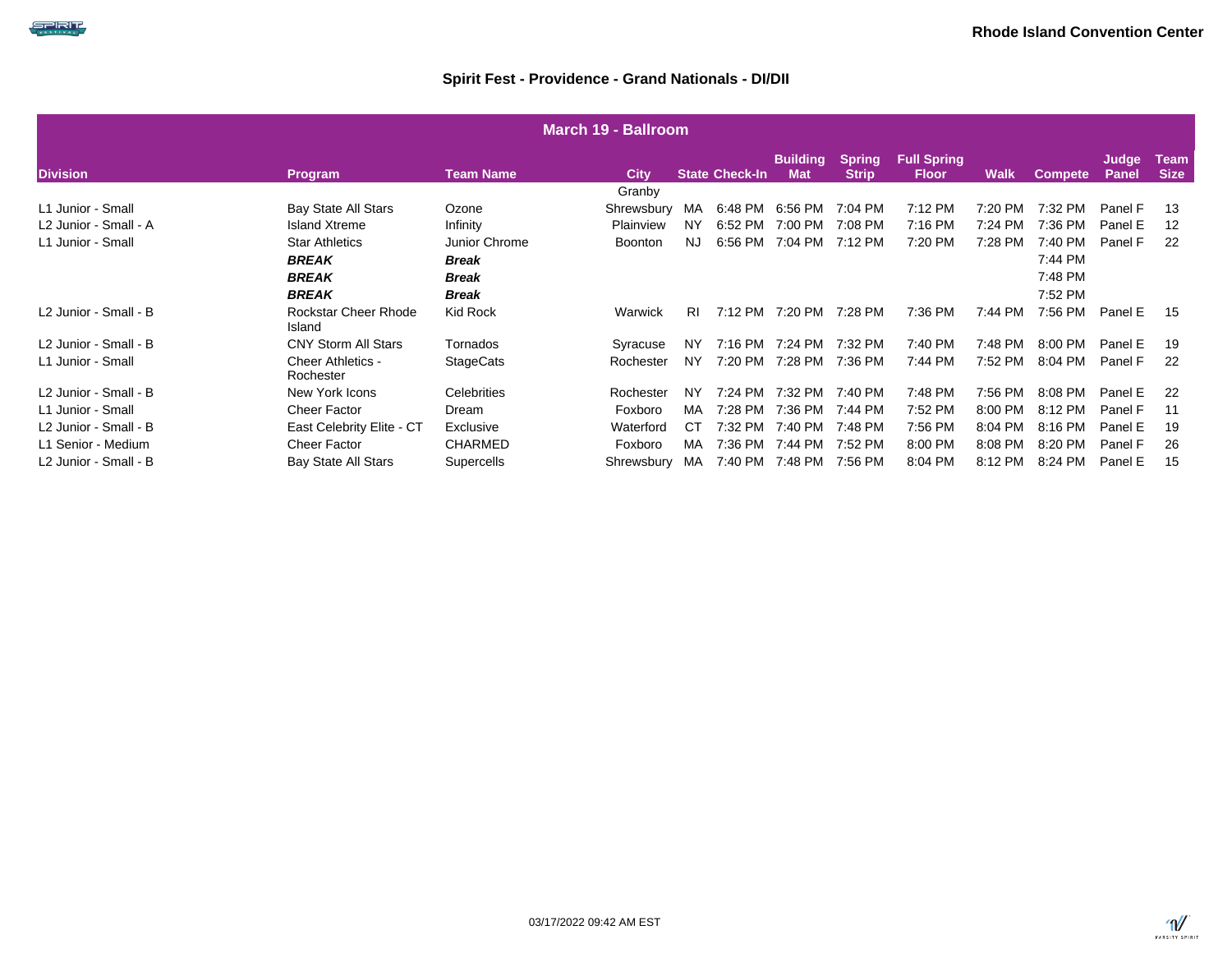Rhode Island Convention Center

## Spirit Fest - Providence - Grand Nationals - DI/DII

| March 19 - Ballroom | | | | | | | | | | | | |
|---|---|---|---|---|---|---|---|---|---|---|---|---|
| Division | Program | Team Name | City | State | Check-In | Building Mat | Spring Strip | Full Spring Floor | Walk | Compete | Judge Panel | Team Size |
| | | | Granby | | | | | | | | | |
| L1 Junior - Small | Bay State All Stars | Ozone | Shrewsbury | MA | 6:48 PM | 6:56 PM | 7:04 PM | 7:12 PM | 7:20 PM | 7:32 PM | Panel F | 13 |
| L2 Junior - Small - A | Island Xtreme | Infinity | Plainview | NY | 6:52 PM | 7:00 PM | 7:08 PM | 7:16 PM | 7:24 PM | 7:36 PM | Panel E | 12 |
| L1 Junior - Small | Star Athletics | Junior Chrome | Boonton | NJ | 6:56 PM | 7:04 PM | 7:12 PM | 7:20 PM | 7:28 PM | 7:40 PM | Panel F | 22 |
| | ***BREAK*** | ***Break*** | | | | | | | | 7:44 PM | | |
| | ***BREAK*** | ***Break*** | | | | | | | | 7:48 PM | | |
| | ***BREAK*** | ***Break*** | | | | | | | | 7:52 PM | | |
| L2 Junior - Small - B | Rockstar Cheer Rhode Island | Kid Rock | Warwick | RI | 7:12 PM | 7:20 PM | 7:28 PM | 7:36 PM | 7:44 PM | 7:56 PM | Panel E | 15 |
| L2 Junior - Small - B | CNY Storm All Stars | Tornados | Syracuse | NY | 7:16 PM | 7:24 PM | 7:32 PM | 7:40 PM | 7:48 PM | 8:00 PM | Panel E | 19 |
| L1 Junior - Small | Cheer Athletics - Rochester | StageCats | Rochester | NY | 7:20 PM | 7:28 PM | 7:36 PM | 7:44 PM | 7:52 PM | 8:04 PM | Panel F | 22 |
| L2 Junior - Small - B | New York Icons | Celebrities | Rochester | NY | 7:24 PM | 7:32 PM | 7:40 PM | 7:48 PM | 7:56 PM | 8:08 PM | Panel E | 22 |
| L1 Junior - Small | Cheer Factor | Dream | Foxboro | MA | 7:28 PM | 7:36 PM | 7:44 PM | 7:52 PM | 8:00 PM | 8:12 PM | Panel F | 11 |
| L2 Junior - Small - B | East Celebrity Elite - CT | Exclusive | Waterford | CT | 7:32 PM | 7:40 PM | 7:48 PM | 7:56 PM | 8:04 PM | 8:16 PM | Panel E | 19 |
| L1 Senior - Medium | Cheer Factor | CHARMED | Foxboro | MA | 7:36 PM | 7:44 PM | 7:52 PM | 8:00 PM | 8:08 PM | 8:20 PM | Panel F | 26 |
| L2 Junior - Small - B | Bay State All Stars | Supercells | Shrewsbury | MA | 7:40 PM | 7:48 PM | 7:56 PM | 8:04 PM | 8:12 PM | 8:24 PM | Panel E | 15 |

03/17/2022 09:42 AM EST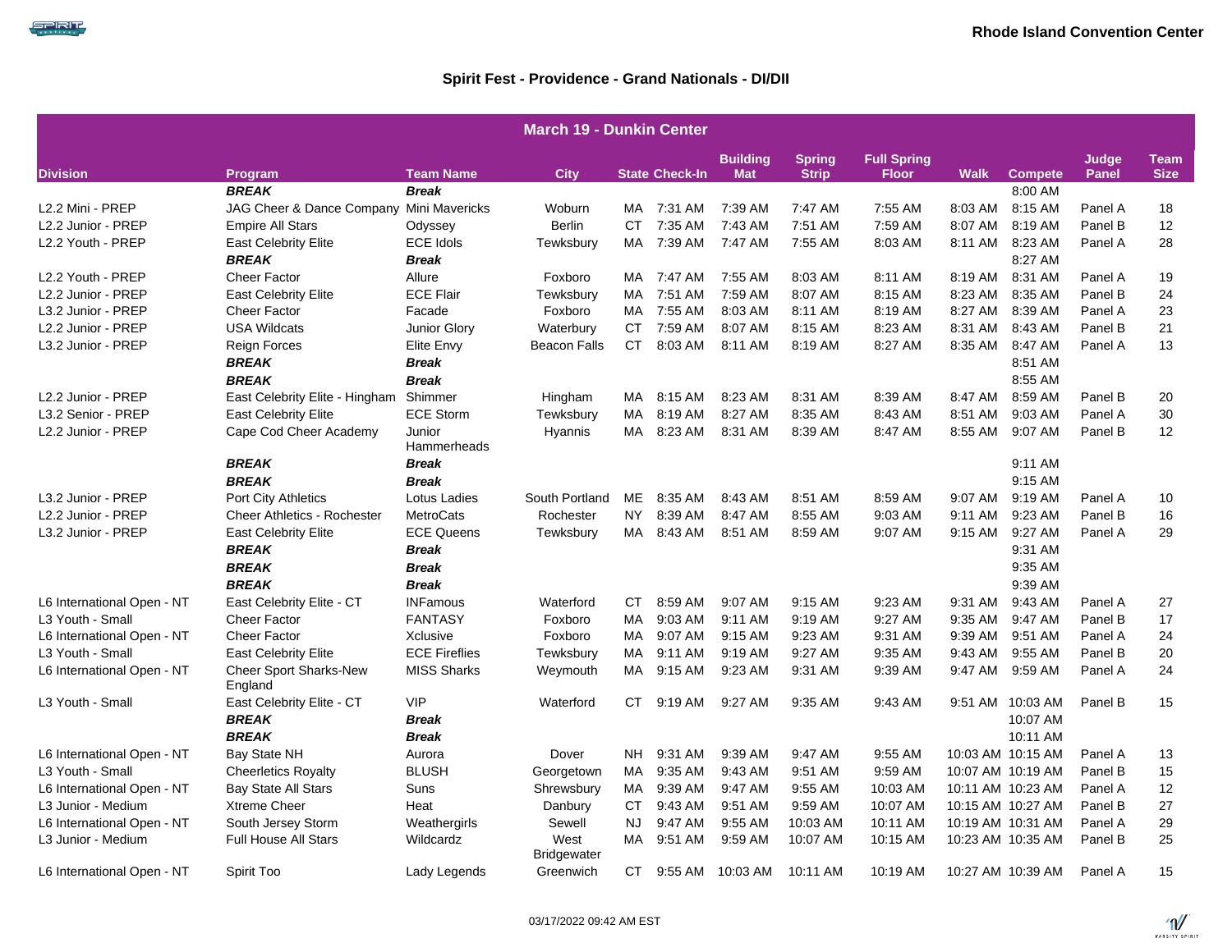**Rhode Island Convention Center**

## Spirit Fest - Providence - Grand Nationals - DI/DII

### March 19 - Dunkin Center

| Division | Program | Team Name | City | State | Check-In | Building Mat | Spring Strip | Full Spring Floor | Walk | Compete | Judge Panel | Team Size |
|---|---|---|---|---|---|---|---|---|---|---|---|---|
| | ***BREAK*** | ***Break*** | | | | | | | | 8:00 AM | | |
| L2.2 Mini - PREP | JAG Cheer & Dance Company | Mini Mavericks | Woburn | MA | 7:31 AM | 7:39 AM | 7:47 AM | 7:55 AM | 8:03 AM | 8:15 AM | Panel A | 18 |
| L2.2 Junior - PREP | Empire All Stars | Odyssey | Berlin | CT | 7:35 AM | 7:43 AM | 7:51 AM | 7:59 AM | 8:07 AM | 8:19 AM | Panel B | 12 |
| L2.2 Youth - PREP | East Celebrity Elite | ECE Idols | Tewksbury | MA | 7:39 AM | 7:47 AM | 7:55 AM | 8:03 AM | 8:11 AM | 8:23 AM | Panel A | 28 |
| | ***BREAK*** | ***Break*** | | | | | | | | 8:27 AM | | |
| L2.2 Youth - PREP | Cheer Factor | Allure | Foxboro | MA | 7:47 AM | 7:55 AM | 8:03 AM | 8:11 AM | 8:19 AM | 8:31 AM | Panel A | 19 |
| L2.2 Junior - PREP | East Celebrity Elite | ECE Flair | Tewksbury | MA | 7:51 AM | 7:59 AM | 8:07 AM | 8:15 AM | 8:23 AM | 8:35 AM | Panel B | 24 |
| L3.2 Junior - PREP | Cheer Factor | Facade | Foxboro | MA | 7:55 AM | 8:03 AM | 8:11 AM | 8:19 AM | 8:27 AM | 8:39 AM | Panel A | 23 |
| L2.2 Junior - PREP | USA Wildcats | Junior Glory | Waterbury | CT | 7:59 AM | 8:07 AM | 8:15 AM | 8:23 AM | 8:31 AM | 8:43 AM | Panel B | 21 |
| L3.2 Junior - PREP | Reign Forces | Elite Envy | Beacon Falls | CT | 8:03 AM | 8:11 AM | 8:19 AM | 8:27 AM | 8:35 AM | 8:47 AM | Panel A | 13 |
| | ***BREAK*** | ***Break*** | | | | | | | | 8:51 AM | | |
| | ***BREAK*** | ***Break*** | | | | | | | | 8:55 AM | | |
| L2.2 Junior - PREP | East Celebrity Elite - Hingham | Shimmer | Hingham | MA | 8:15 AM | 8:23 AM | 8:31 AM | 8:39 AM | 8:47 AM | 8:59 AM | Panel B | 20 |
| L3.2 Senior - PREP | East Celebrity Elite | ECE Storm | Tewksbury | MA | 8:19 AM | 8:27 AM | 8:35 AM | 8:43 AM | 8:51 AM | 9:03 AM | Panel A | 30 |
| L2.2 Junior - PREP | Cape Cod Cheer Academy | Junior Hammerheads | Hyannis | MA | 8:23 AM | 8:31 AM | 8:39 AM | 8:47 AM | 8:55 AM | 9:07 AM | Panel B | 12 |
| | ***BREAK*** | ***Break*** | | | | | | | | 9:11 AM | | |
| | ***BREAK*** | ***Break*** | | | | | | | | 9:15 AM | | |
| L3.2 Junior - PREP | Port City Athletics | Lotus Ladies | South Portland | ME | 8:35 AM | 8:43 AM | 8:51 AM | 8:59 AM | 9:07 AM | 9:19 AM | Panel A | 10 |
| L2.2 Junior - PREP | Cheer Athletics - Rochester | MetroCats | Rochester | NY | 8:39 AM | 8:47 AM | 8:55 AM | 9:03 AM | 9:11 AM | 9:23 AM | Panel B | 16 |
| L3.2 Junior - PREP | East Celebrity Elite | ECE Queens | Tewksbury | MA | 8:43 AM | 8:51 AM | 8:59 AM | 9:07 AM | 9:15 AM | 9:27 AM | Panel A | 29 |
| | ***BREAK*** | ***Break*** | | | | | | | | 9:31 AM | | |
| | ***BREAK*** | ***Break*** | | | | | | | | 9:35 AM | | |
| | ***BREAK*** | ***Break*** | | | | | | | | 9:39 AM | | |
| L6 International Open - NT | East Celebrity Elite - CT | INFamous | Waterford | CT | 8:59 AM | 9:07 AM | 9:15 AM | 9:23 AM | 9:31 AM | 9:43 AM | Panel A | 27 |
| L3 Youth - Small | Cheer Factor | FANTASY | Foxboro | MA | 9:03 AM | 9:11 AM | 9:19 AM | 9:27 AM | 9:35 AM | 9:47 AM | Panel B | 17 |
| L6 International Open - NT | Cheer Factor | Xclusive | Foxboro | MA | 9:07 AM | 9:15 AM | 9:23 AM | 9:31 AM | 9:39 AM | 9:51 AM | Panel A | 24 |
| L3 Youth - Small | East Celebrity Elite | ECE Fireflies | Tewksbury | MA | 9:11 AM | 9:19 AM | 9:27 AM | 9:35 AM | 9:43 AM | 9:55 AM | Panel B | 20 |
| L6 International Open - NT | Cheer Sport Sharks-New England | MISS Sharks | Weymouth | MA | 9:15 AM | 9:23 AM | 9:31 AM | 9:39 AM | 9:47 AM | 9:59 AM | Panel A | 24 |
| L3 Youth - Small | East Celebrity Elite - CT | VIP | Waterford | CT | 9:19 AM | 9:27 AM | 9:35 AM | 9:43 AM | 9:51 AM | 10:03 AM | Panel B | 15 |
| | ***BREAK*** | ***Break*** | | | | | | | | 10:07 AM | | |
| | ***BREAK*** | ***Break*** | | | | | | | | 10:11 AM | | |
| L6 International Open - NT | Bay State NH | Aurora | Dover | NH | 9:31 AM | 9:39 AM | 9:47 AM | 9:55 AM | 10:03 AM | 10:15 AM | Panel A | 13 |
| L3 Youth - Small | Cheerletics Royalty | BLUSH | Georgetown | MA | 9:35 AM | 9:43 AM | 9:51 AM | 9:59 AM | 10:07 AM | 10:19 AM | Panel B | 15 |
| L6 International Open - NT | Bay State All Stars | Suns | Shrewsbury | MA | 9:39 AM | 9:47 AM | 9:55 AM | 10:03 AM | 10:11 AM | 10:23 AM | Panel A | 12 |
| L3 Junior - Medium | Xtreme Cheer | Heat | Danbury | CT | 9:43 AM | 9:51 AM | 9:59 AM | 10:07 AM | 10:15 AM | 10:27 AM | Panel B | 27 |
| L6 International Open - NT | South Jersey Storm | Weathergirls | Sewell | NJ | 9:47 AM | 9:55 AM | 10:03 AM | 10:11 AM | 10:19 AM | 10:31 AM | Panel A | 29 |
| L3 Junior - Medium | Full House All Stars | Wildcardz | West Bridgewater | MA | 9:51 AM | 9:59 AM | 10:07 AM | 10:15 AM | 10:23 AM | 10:35 AM | Panel B | 25 |
| L6 International Open - NT | Spirit Too | Lady Legends | Greenwich | CT | 9:55 AM | 10:03 AM | 10:11 AM | 10:19 AM | 10:27 AM | 10:39 AM | Panel A | 15 |

03/17/2022 09:42 AM EST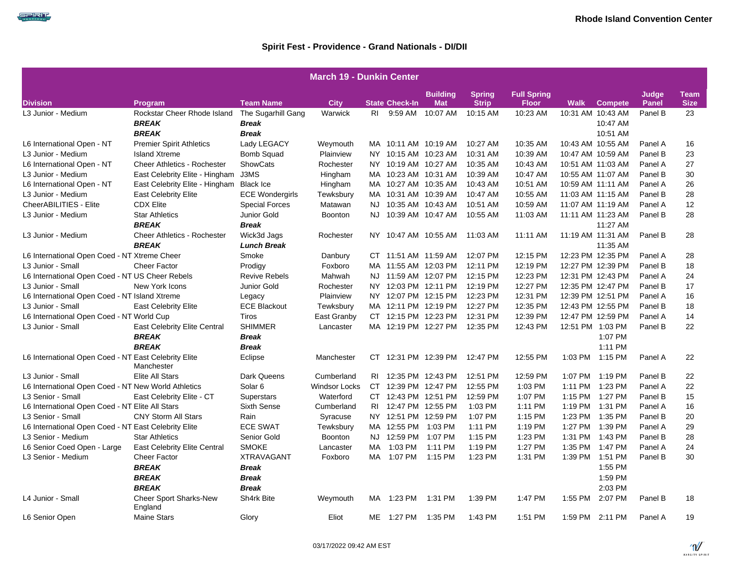Rhode Island Convention Center

## Spirit Fest - Providence - Grand Nationals - DI/DII

| March 19 - Dunkin Center | | | | | | | | | | | | |
|---|---|---|---|---|---|---|---|---|---|---|---|---|
| **Division** | **Program** | **Team Name** | **City** | **State** | **Check-In** | **Building Mat** | **Spring Strip** | **Full Spring Floor** | **Walk** | **Compete** | **Judge Panel** | **Team Size** |
| L3 Junior - Medium | Rockstar Cheer Rhode Island | The Sugarhill Gang | Warwick | RI | 9:59 AM | 10:07 AM | 10:15 AM | 10:23 AM | 10:31 AM | 10:43 AM | Panel B | 23 |
| | ***BREAK*** | ***Break*** | | | | | | | | 10:47 AM | | |
| | ***BREAK*** | ***Break*** | | | | | | | | 10:51 AM | | |
| L6 International Open - NT | Premier Spirit Athletics | Lady LEGACY | Weymouth | MA | 10:11 AM | 10:19 AM | 10:27 AM | 10:35 AM | 10:43 AM | 10:55 AM | Panel A | 16 |
| L3 Junior - Medium | Island Xtreme | Bomb Squad | Plainview | NY | 10:15 AM | 10:23 AM | 10:31 AM | 10:39 AM | 10:47 AM | 10:59 AM | Panel B | 23 |
| L6 International Open - NT | Cheer Athletics - Rochester | ShowCats | Rochester | NY | 10:19 AM | 10:27 AM | 10:35 AM | 10:43 AM | 10:51 AM | 11:03 AM | Panel A | 27 |
| L3 Junior - Medium | East Celebrity Elite - Hingham | J3MS | Hingham | MA | 10:23 AM | 10:31 AM | 10:39 AM | 10:47 AM | 10:55 AM | 11:07 AM | Panel B | 30 |
| L6 International Open - NT | East Celebrity Elite - Hingham | Black Ice | Hingham | MA | 10:27 AM | 10:35 AM | 10:43 AM | 10:51 AM | 10:59 AM | 11:11 AM | Panel A | 26 |
| L3 Junior - Medium | East Celebrity Elite | ECE Wondergirls | Tewksbury | MA | 10:31 AM | 10:39 AM | 10:47 AM | 10:55 AM | 11:03 AM | 11:15 AM | Panel B | 28 |
| CheerABILITIES - Elite | CDX Elite | Special Forces | Matawan | NJ | 10:35 AM | 10:43 AM | 10:51 AM | 10:59 AM | 11:07 AM | 11:19 AM | Panel A | 12 |
| L3 Junior - Medium | Star Athletics | Junior Gold | Boonton | NJ | 10:39 AM | 10:47 AM | 10:55 AM | 11:03 AM | 11:11 AM | 11:23 AM | Panel B | 28 |
| | ***BREAK*** | ***Break*** | | | | | | | | 11:27 AM | | |
| L3 Junior - Medium | Cheer Athletics - Rochester | Wick3d Jags | Rochester | NY | 10:47 AM | 10:55 AM | 11:03 AM | 11:11 AM | 11:19 AM | 11:31 AM | Panel B | 28 |
| | ***BREAK*** | ***Lunch Break*** | | | | | | | | 11:35 AM | | |
| L6 International Open Coed - NT | Xtreme Cheer | Smoke | Danbury | CT | 11:51 AM | 11:59 AM | 12:07 PM | 12:15 PM | 12:23 PM | 12:35 PM | Panel A | 28 |
| L3 Junior - Small | Cheer Factor | Prodigy | Foxboro | MA | 11:55 AM | 12:03 PM | 12:11 PM | 12:19 PM | 12:27 PM | 12:39 PM | Panel B | 18 |
| L6 International Open Coed - NT | US Cheer Rebels | Revive Rebels | Mahwah | NJ | 11:59 AM | 12:07 PM | 12:15 PM | 12:23 PM | 12:31 PM | 12:43 PM | Panel A | 24 |
| L3 Junior - Small | New York Icons | Junior Gold | Rochester | NY | 12:03 PM | 12:11 PM | 12:19 PM | 12:27 PM | 12:35 PM | 12:47 PM | Panel B | 17 |
| L6 International Open Coed - NT | Island Xtreme | Legacy | Plainview | NY | 12:07 PM | 12:15 PM | 12:23 PM | 12:31 PM | 12:39 PM | 12:51 PM | Panel A | 16 |
| L3 Junior - Small | East Celebrity Elite | ECE Blackout | Tewksbury | MA | 12:11 PM | 12:19 PM | 12:27 PM | 12:35 PM | 12:43 PM | 12:55 PM | Panel B | 18 |
| L6 International Open Coed - NT | World Cup | Tiros | East Granby | CT | 12:15 PM | 12:23 PM | 12:31 PM | 12:39 PM | 12:47 PM | 12:59 PM | Panel A | 14 |
| L3 Junior - Small | East Celebrity Elite Central | SHIMMER | Lancaster | MA | 12:19 PM | 12:27 PM | 12:35 PM | 12:43 PM | 12:51 PM | 1:03 PM | Panel B | 22 |
| | ***BREAK*** | ***Break*** | | | | | | | | 1:07 PM | | |
| | ***BREAK*** | ***Break*** | | | | | | | | 1:11 PM | | |
| L6 International Open Coed - NT | East Celebrity Elite Manchester | Eclipse | Manchester | CT | 12:31 PM | 12:39 PM | 12:47 PM | 12:55 PM | 1:03 PM | 1:15 PM | Panel A | 22 |
| L3 Junior - Small | Elite All Stars | Dark Queens | Cumberland | RI | 12:35 PM | 12:43 PM | 12:51 PM | 12:59 PM | 1:07 PM | 1:19 PM | Panel B | 22 |
| L6 International Open Coed - NT | New World Athletics | Solar 6 | Windsor Locks | CT | 12:39 PM | 12:47 PM | 12:55 PM | 1:03 PM | 1:11 PM | 1:23 PM | Panel A | 22 |
| L3 Senior - Small | East Celebrity Elite - CT | Superstars | Waterford | CT | 12:43 PM | 12:51 PM | 12:59 PM | 1:07 PM | 1:15 PM | 1:27 PM | Panel B | 15 |
| L6 International Open Coed - NT | Elite All Stars | Sixth Sense | Cumberland | RI | 12:47 PM | 12:55 PM | 1:03 PM | 1:11 PM | 1:19 PM | 1:31 PM | Panel A | 16 |
| L3 Senior - Small | CNY Storm All Stars | Rain | Syracuse | NY | 12:51 PM | 12:59 PM | 1:07 PM | 1:15 PM | 1:23 PM | 1:35 PM | Panel B | 20 |
| L6 International Open Coed - NT | East Celebrity Elite | ECE SWAT | Tewksbury | MA | 12:55 PM | 1:03 PM | 1:11 PM | 1:19 PM | 1:27 PM | 1:39 PM | Panel A | 29 |
| L3 Senior - Medium | Star Athletics | Senior Gold | Boonton | NJ | 12:59 PM | 1:07 PM | 1:15 PM | 1:23 PM | 1:31 PM | 1:43 PM | Panel B | 28 |
| L6 Senior Coed Open - Large | East Celebrity Elite Central | SMOKE | Lancaster | MA | 1:03 PM | 1:11 PM | 1:19 PM | 1:27 PM | 1:35 PM | 1:47 PM | Panel A | 24 |
| L3 Senior - Medium | Cheer Factor | XTRAVAGANT | Foxboro | MA | 1:07 PM | 1:15 PM | 1:23 PM | 1:31 PM | 1:39 PM | 1:51 PM | Panel B | 30 |
| | ***BREAK*** | ***Break*** | | | | | | | | 1:55 PM | | |
| | ***BREAK*** | ***Break*** | | | | | | | | 1:59 PM | | |
| | ***BREAK*** | ***Break*** | | | | | | | | 2:03 PM | | |
| L4 Junior - Small | Cheer Sport Sharks-New England | Sh4rk Bite | Weymouth | MA | 1:23 PM | 1:31 PM | 1:39 PM | 1:47 PM | 1:55 PM | 2:07 PM | Panel B | 18 |
| L6 Senior Open | Maine Stars | Glory | Eliot | ME | 1:27 PM | 1:35 PM | 1:43 PM | 1:51 PM | 1:59 PM | 2:11 PM | Panel A | 19 |

03/17/2022 09:42 AM EST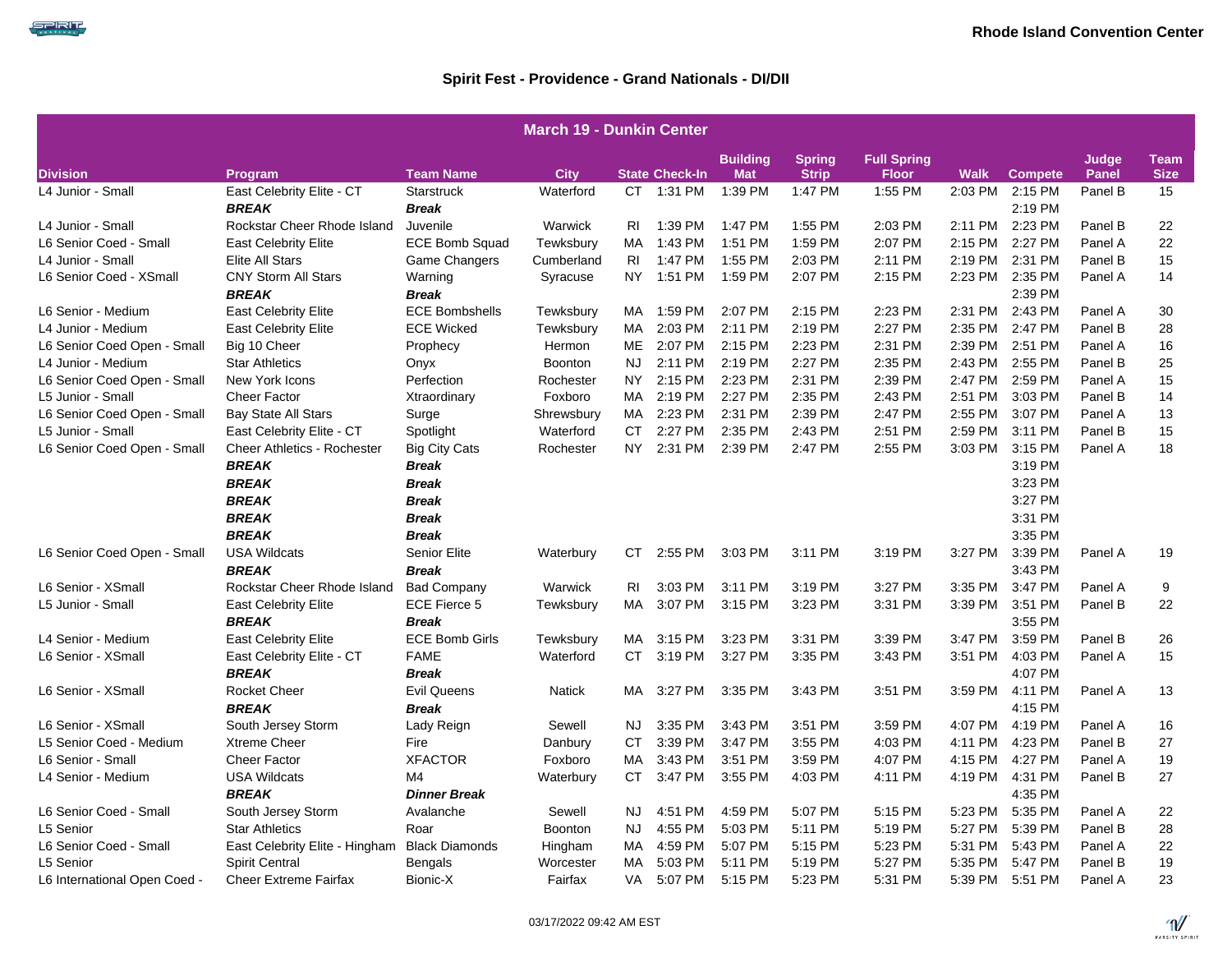**Rhode Island Convention Center**

## Spirit Fest - Providence - Grand Nationals - DI/DII

| March 19 - Dunkin Center | | | | | | | | | | | | |
|---|---|---|---|---|---|---|---|---|---|---|---|---|
| Division | Program | Team Name | City | State | Check-In | Building Mat | Spring Strip | Full Spring Floor | Walk | Compete | Judge Panel | Team Size |
| L4 Junior - Small | East Celebrity Elite - CT | Starstruck | Waterford | CT | 1:31 PM | 1:39 PM | 1:47 PM | 1:55 PM | 2:03 PM | 2:15 PM | Panel B | 15 |
| | ***BREAK*** | ***Break*** | | | | | | | | 2:19 PM | | |
| L4 Junior - Small | Rockstar Cheer Rhode Island | Juvenile | Warwick | RI | 1:39 PM | 1:47 PM | 1:55 PM | 2:03 PM | 2:11 PM | 2:23 PM | Panel B | 22 |
| L6 Senior Coed - Small | East Celebrity Elite | ECE Bomb Squad | Tewksbury | MA | 1:43 PM | 1:51 PM | 1:59 PM | 2:07 PM | 2:15 PM | 2:27 PM | Panel A | 22 |
| L4 Junior - Small | Elite All Stars | Game Changers | Cumberland | RI | 1:47 PM | 1:55 PM | 2:03 PM | 2:11 PM | 2:19 PM | 2:31 PM | Panel B | 15 |
| L6 Senior Coed - XSmall | CNY Storm All Stars | Warning | Syracuse | NY | 1:51 PM | 1:59 PM | 2:07 PM | 2:15 PM | 2:23 PM | 2:35 PM | Panel A | 14 |
| | ***BREAK*** | ***Break*** | | | | | | | | 2:39 PM | | |
| L6 Senior - Medium | East Celebrity Elite | ECE Bombshells | Tewksbury | MA | 1:59 PM | 2:07 PM | 2:15 PM | 2:23 PM | 2:31 PM | 2:43 PM | Panel A | 30 |
| L4 Junior - Medium | East Celebrity Elite | ECE Wicked | Tewksbury | MA | 2:03 PM | 2:11 PM | 2:19 PM | 2:27 PM | 2:35 PM | 2:47 PM | Panel B | 28 |
| L6 Senior Coed Open - Small | Big 10 Cheer | Prophecy | Hermon | ME | 2:07 PM | 2:15 PM | 2:23 PM | 2:31 PM | 2:39 PM | 2:51 PM | Panel A | 16 |
| L4 Junior - Medium | Star Athletics | Onyx | Boonton | NJ | 2:11 PM | 2:19 PM | 2:27 PM | 2:35 PM | 2:43 PM | 2:55 PM | Panel B | 25 |
| L6 Senior Coed Open - Small | New York Icons | Perfection | Rochester | NY | 2:15 PM | 2:23 PM | 2:31 PM | 2:39 PM | 2:47 PM | 2:59 PM | Panel A | 15 |
| L5 Junior - Small | Cheer Factor | Xtraordinary | Foxboro | MA | 2:19 PM | 2:27 PM | 2:35 PM | 2:43 PM | 2:51 PM | 3:03 PM | Panel B | 14 |
| L6 Senior Coed Open - Small | Bay State All Stars | Surge | Shrewsbury | MA | 2:23 PM | 2:31 PM | 2:39 PM | 2:47 PM | 2:55 PM | 3:07 PM | Panel A | 13 |
| L5 Junior - Small | East Celebrity Elite - CT | Spotlight | Waterford | CT | 2:27 PM | 2:35 PM | 2:43 PM | 2:51 PM | 2:59 PM | 3:11 PM | Panel B | 15 |
| L6 Senior Coed Open - Small | Cheer Athletics - Rochester | Big City Cats | Rochester | NY | 2:31 PM | 2:39 PM | 2:47 PM | 2:55 PM | 3:03 PM | 3:15 PM | Panel A | 18 |
| | ***BREAK*** | ***Break*** | | | | | | | | 3:19 PM | | |
| | ***BREAK*** | ***Break*** | | | | | | | | 3:23 PM | | |
| | ***BREAK*** | ***Break*** | | | | | | | | 3:27 PM | | |
| | ***BREAK*** | ***Break*** | | | | | | | | 3:31 PM | | |
| | ***BREAK*** | ***Break*** | | | | | | | | 3:35 PM | | |
| L6 Senior Coed Open - Small | USA Wildcats | Senior Elite | Waterbury | CT | 2:55 PM | 3:03 PM | 3:11 PM | 3:19 PM | 3:27 PM | 3:39 PM | Panel A | 19 |
| | ***BREAK*** | ***Break*** | | | | | | | | 3:43 PM | | |
| L6 Senior - XSmall | Rockstar Cheer Rhode Island | Bad Company | Warwick | RI | 3:03 PM | 3:11 PM | 3:19 PM | 3:27 PM | 3:35 PM | 3:47 PM | Panel A | 9 |
| L5 Junior - Small | East Celebrity Elite | ECE Fierce 5 | Tewksbury | MA | 3:07 PM | 3:15 PM | 3:23 PM | 3:31 PM | 3:39 PM | 3:51 PM | Panel B | 22 |
| | ***BREAK*** | ***Break*** | | | | | | | | 3:55 PM | | |
| L4 Senior - Medium | East Celebrity Elite | ECE Bomb Girls | Tewksbury | MA | 3:15 PM | 3:23 PM | 3:31 PM | 3:39 PM | 3:47 PM | 3:59 PM | Panel B | 26 |
| L6 Senior - XSmall | East Celebrity Elite - CT | FAME | Waterford | CT | 3:19 PM | 3:27 PM | 3:35 PM | 3:43 PM | 3:51 PM | 4:03 PM | Panel A | 15 |
| | ***BREAK*** | ***Break*** | | | | | | | | 4:07 PM | | |
| L6 Senior - XSmall | Rocket Cheer | Evil Queens | Natick | MA | 3:27 PM | 3:35 PM | 3:43 PM | 3:51 PM | 3:59 PM | 4:11 PM | Panel A | 13 |
| | ***BREAK*** | ***Break*** | | | | | | | | 4:15 PM | | |
| L6 Senior - XSmall | South Jersey Storm | Lady Reign | Sewell | NJ | 3:35 PM | 3:43 PM | 3:51 PM | 3:59 PM | 4:07 PM | 4:19 PM | Panel A | 16 |
| L5 Senior Coed - Medium | Xtreme Cheer | Fire | Danbury | CT | 3:39 PM | 3:47 PM | 3:55 PM | 4:03 PM | 4:11 PM | 4:23 PM | Panel B | 27 |
| L6 Senior - Small | Cheer Factor | XFACTOR | Foxboro | MA | 3:43 PM | 3:51 PM | 3:59 PM | 4:07 PM | 4:15 PM | 4:27 PM | Panel A | 19 |
| L4 Senior - Medium | USA Wildcats | M4 | Waterbury | CT | 3:47 PM | 3:55 PM | 4:03 PM | 4:11 PM | 4:19 PM | 4:31 PM | Panel B | 27 |
| | ***BREAK*** | ***Dinner Break*** | | | | | | | | 4:35 PM | | |
| L6 Senior Coed - Small | South Jersey Storm | Avalanche | Sewell | NJ | 4:51 PM | 4:59 PM | 5:07 PM | 5:15 PM | 5:23 PM | 5:35 PM | Panel A | 22 |
| L5 Senior | Star Athletics | Roar | Boonton | NJ | 4:55 PM | 5:03 PM | 5:11 PM | 5:19 PM | 5:27 PM | 5:39 PM | Panel B | 28 |
| L6 Senior Coed - Small | East Celebrity Elite - Hingham | Black Diamonds | Hingham | MA | 4:59 PM | 5:07 PM | 5:15 PM | 5:23 PM | 5:31 PM | 5:43 PM | Panel A | 22 |
| L5 Senior | Spirit Central | Bengals | Worcester | MA | 5:03 PM | 5:11 PM | 5:19 PM | 5:27 PM | 5:35 PM | 5:47 PM | Panel B | 19 |
| L6 International Open Coed - | Cheer Extreme Fairfax | Bionic-X | Fairfax | VA | 5:07 PM | 5:15 PM | 5:23 PM | 5:31 PM | 5:39 PM | 5:51 PM | Panel A | 23 |

03/17/2022 09:42 AM EST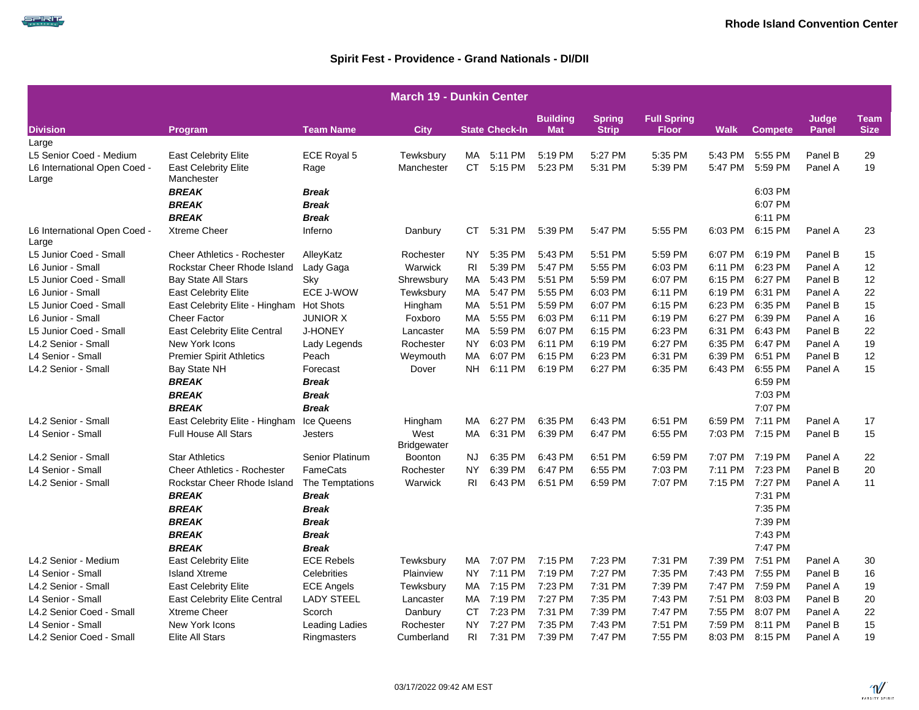**Rhode Island Convention Center**

## Spirit Fest - Providence - Grand Nationals - DI/DII

| March 19 - Dunkin Center | | | | | | | | | | | | |
|---|---|---|---|---|---|---|---|---|---|---|---|---|
| **Division** | **Program** | **Team Name** | **City** | **State** | **Check-In** | **Building Mat** | **Spring Strip** | **Full Spring Floor** | **Walk** | **Compete** | **Judge Panel** | **Team Size** |
| Large | | | | | | | | | | | | |
| L5 Senior Coed - Medium | East Celebrity Elite | ECE Royal 5 | Tewksbury | MA | 5:11 PM | 5:19 PM | 5:27 PM | 5:35 PM | 5:43 PM | 5:55 PM | Panel B | 29 |
| L6 International Open Coed - Large | East Celebrity Elite Manchester | Rage | Manchester | CT | 5:15 PM | 5:23 PM | 5:31 PM | 5:39 PM | 5:47 PM | 5:59 PM | Panel A | 19 |
| | ***BREAK*** | ***Break*** | | | | | | | | 6:03 PM | | |
| | ***BREAK*** | ***Break*** | | | | | | | | 6:07 PM | | |
| | ***BREAK*** | ***Break*** | | | | | | | | 6:11 PM | | |
| L6 International Open Coed - Large | Xtreme Cheer | Inferno | Danbury | CT | 5:31 PM | 5:39 PM | 5:47 PM | 5:55 PM | 6:03 PM | 6:15 PM | Panel A | 23 |
| L5 Junior Coed - Small | Cheer Athletics - Rochester | AlleyKatz | Rochester | NY | 5:35 PM | 5:43 PM | 5:51 PM | 5:59 PM | 6:07 PM | 6:19 PM | Panel B | 15 |
| L6 Junior - Small | Rockstar Cheer Rhode Island | Lady Gaga | Warwick | RI | 5:39 PM | 5:47 PM | 5:55 PM | 6:03 PM | 6:11 PM | 6:23 PM | Panel A | 12 |
| L5 Junior Coed - Small | Bay State All Stars | Sky | Shrewsbury | MA | 5:43 PM | 5:51 PM | 5:59 PM | 6:07 PM | 6:15 PM | 6:27 PM | Panel B | 12 |
| L6 Junior - Small | East Celebrity Elite | ECE J-WOW | Tewksbury | MA | 5:47 PM | 5:55 PM | 6:03 PM | 6:11 PM | 6:19 PM | 6:31 PM | Panel A | 22 |
| L5 Junior Coed - Small | East Celebrity Elite - Hingham | Hot Shots | Hingham | MA | 5:51 PM | 5:59 PM | 6:07 PM | 6:15 PM | 6:23 PM | 6:35 PM | Panel B | 15 |
| L6 Junior - Small | Cheer Factor | JUNIOR X | Foxboro | MA | 5:55 PM | 6:03 PM | 6:11 PM | 6:19 PM | 6:27 PM | 6:39 PM | Panel A | 16 |
| L5 Junior Coed - Small | East Celebrity Elite Central | J-HONEY | Lancaster | MA | 5:59 PM | 6:07 PM | 6:15 PM | 6:23 PM | 6:31 PM | 6:43 PM | Panel B | 22 |
| L4.2 Senior - Small | New York Icons | Lady Legends | Rochester | NY | 6:03 PM | 6:11 PM | 6:19 PM | 6:27 PM | 6:35 PM | 6:47 PM | Panel A | 19 |
| L4 Senior - Small | Premier Spirit Athletics | Peach | Weymouth | MA | 6:07 PM | 6:15 PM | 6:23 PM | 6:31 PM | 6:39 PM | 6:51 PM | Panel B | 12 |
| L4.2 Senior - Small | Bay State NH | Forecast | Dover | NH | 6:11 PM | 6:19 PM | 6:27 PM | 6:35 PM | 6:43 PM | 6:55 PM | Panel A | 15 |
| | ***BREAK*** | ***Break*** | | | | | | | | 6:59 PM | | |
| | ***BREAK*** | ***Break*** | | | | | | | | 7:03 PM | | |
| | ***BREAK*** | ***Break*** | | | | | | | | 7:07 PM | | |
| L4.2 Senior - Small | East Celebrity Elite - Hingham | Ice Queens | Hingham | MA | 6:27 PM | 6:35 PM | 6:43 PM | 6:51 PM | 6:59 PM | 7:11 PM | Panel A | 17 |
| L4 Senior - Small | Full House All Stars | Jesters | West Bridgewater | MA | 6:31 PM | 6:39 PM | 6:47 PM | 6:55 PM | 7:03 PM | 7:15 PM | Panel B | 15 |
| L4.2 Senior - Small | Star Athletics | Senior Platinum | Boonton | NJ | 6:35 PM | 6:43 PM | 6:51 PM | 6:59 PM | 7:07 PM | 7:19 PM | Panel A | 22 |
| L4 Senior - Small | Cheer Athletics - Rochester | FameCats | Rochester | NY | 6:39 PM | 6:47 PM | 6:55 PM | 7:03 PM | 7:11 PM | 7:23 PM | Panel B | 20 |
| L4.2 Senior - Small | Rockstar Cheer Rhode Island | The Temptations | Warwick | RI | 6:43 PM | 6:51 PM | 6:59 PM | 7:07 PM | 7:15 PM | 7:27 PM | Panel A | 11 |
| | ***BREAK*** | ***Break*** | | | | | | | | 7:31 PM | | |
| | ***BREAK*** | ***Break*** | | | | | | | | 7:35 PM | | |
| | ***BREAK*** | ***Break*** | | | | | | | | 7:39 PM | | |
| | ***BREAK*** | ***Break*** | | | | | | | | 7:43 PM | | |
| | ***BREAK*** | ***Break*** | | | | | | | | 7:47 PM | | |
| L4.2 Senior - Medium | East Celebrity Elite | ECE Rebels | Tewksbury | MA | 7:07 PM | 7:15 PM | 7:23 PM | 7:31 PM | 7:39 PM | 7:51 PM | Panel A | 30 |
| L4 Senior - Small | Island Xtreme | Celebrities | Plainview | NY | 7:11 PM | 7:19 PM | 7:27 PM | 7:35 PM | 7:43 PM | 7:55 PM | Panel B | 16 |
| L4.2 Senior - Small | East Celebrity Elite | ECE Angels | Tewksbury | MA | 7:15 PM | 7:23 PM | 7:31 PM | 7:39 PM | 7:47 PM | 7:59 PM | Panel A | 19 |
| L4 Senior - Small | East Celebrity Elite Central | LADY STEEL | Lancaster | MA | 7:19 PM | 7:27 PM | 7:35 PM | 7:43 PM | 7:51 PM | 8:03 PM | Panel B | 20 |
| L4.2 Senior Coed - Small | Xtreme Cheer | Scorch | Danbury | CT | 7:23 PM | 7:31 PM | 7:39 PM | 7:47 PM | 7:55 PM | 8:07 PM | Panel A | 22 |
| L4 Senior - Small | New York Icons | Leading Ladies | Rochester | NY | 7:27 PM | 7:35 PM | 7:43 PM | 7:51 PM | 7:59 PM | 8:11 PM | Panel B | 15 |
| L4.2 Senior Coed - Small | Elite All Stars | Ringmasters | Cumberland | RI | 7:31 PM | 7:39 PM | 7:47 PM | 7:55 PM | 8:03 PM | 8:15 PM | Panel A | 19 |

03/17/2022 09:42 AM EST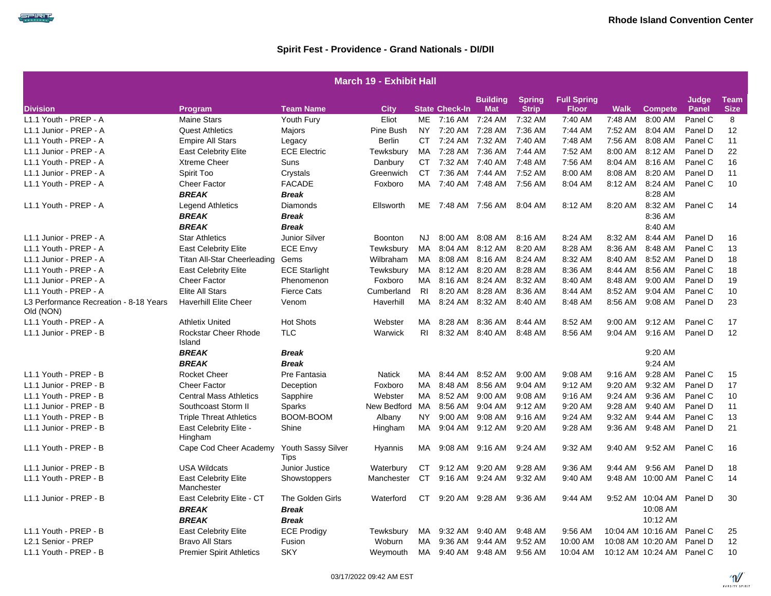Rhode Island Convention Center

## Spirit Fest - Providence - Grand Nationals - DI/DII

| March 19 - Exhibit Hall | | | | | | | | | | | | |
|---|---|---|---|---|---|---|---|---|---|---|---|---|
| **Division** | **Program** | **Team Name** | **City** | **State** | **Check-In** | **Building Mat** | **Spring Strip** | **Full Spring Floor** | **Walk** | **Compete** | **Judge Panel** | **Team Size** |
| L1.1 Youth - PREP - A | Maine Stars | Youth Fury | Eliot | ME | 7:16 AM | 7:24 AM | 7:32 AM | 7:40 AM | 7:48 AM | 8:00 AM | Panel C | 8 |
| L1.1 Junior - PREP - A | Quest Athletics | Majors | Pine Bush | NY | 7:20 AM | 7:28 AM | 7:36 AM | 7:44 AM | 7:52 AM | 8:04 AM | Panel D | 12 |
| L1.1 Youth - PREP - A | Empire All Stars | Legacy | Berlin | CT | 7:24 AM | 7:32 AM | 7:40 AM | 7:48 AM | 7:56 AM | 8:08 AM | Panel C | 11 |
| L1.1 Junior - PREP - A | East Celebrity Elite | ECE Electric | Tewksbury | MA | 7:28 AM | 7:36 AM | 7:44 AM | 7:52 AM | 8:00 AM | 8:12 AM | Panel D | 22 |
| L1.1 Youth - PREP - A | Xtreme Cheer | Suns | Danbury | CT | 7:32 AM | 7:40 AM | 7:48 AM | 7:56 AM | 8:04 AM | 8:16 AM | Panel C | 16 |
| L1.1 Junior - PREP - A | Spirit Too | Crystals | Greenwich | CT | 7:36 AM | 7:44 AM | 7:52 AM | 8:00 AM | 8:08 AM | 8:20 AM | Panel D | 11 |
| L1.1 Youth - PREP - A | Cheer Factor | FACADE | Foxboro | MA | 7:40 AM | 7:48 AM | 7:56 AM | 8:04 AM | 8:12 AM | 8:24 AM | Panel C | 10 |
| | ***BREAK*** | ***Break*** | | | | | | | | 8:28 AM | | |
| L1.1 Youth - PREP - A | Legend Athletics | Diamonds | Ellsworth | ME | 7:48 AM | 7:56 AM | 8:04 AM | 8:12 AM | 8:20 AM | 8:32 AM | Panel C | 14 |
| | ***BREAK*** | ***Break*** | | | | | | | | 8:36 AM | | |
| | ***BREAK*** | ***Break*** | | | | | | | | 8:40 AM | | |
| L1.1 Junior - PREP - A | Star Athletics | Junior Silver | Boonton | NJ | 8:00 AM | 8:08 AM | 8:16 AM | 8:24 AM | 8:32 AM | 8:44 AM | Panel D | 16 |
| L1.1 Youth - PREP - A | East Celebrity Elite | ECE Envy | Tewksbury | MA | 8:04 AM | 8:12 AM | 8:20 AM | 8:28 AM | 8:36 AM | 8:48 AM | Panel C | 13 |
| L1.1 Junior - PREP - A | Titan All-Star Cheerleading | Gems | Wilbraham | MA | 8:08 AM | 8:16 AM | 8:24 AM | 8:32 AM | 8:40 AM | 8:52 AM | Panel D | 18 |
| L1.1 Youth - PREP - A | East Celebrity Elite | ECE Starlight | Tewksbury | MA | 8:12 AM | 8:20 AM | 8:28 AM | 8:36 AM | 8:44 AM | 8:56 AM | Panel C | 18 |
| L1.1 Junior - PREP - A | Cheer Factor | Phenomenon | Foxboro | MA | 8:16 AM | 8:24 AM | 8:32 AM | 8:40 AM | 8:48 AM | 9:00 AM | Panel D | 19 |
| L1.1 Youth - PREP - A | Elite All Stars | Fierce Cats | Cumberland | RI | 8:20 AM | 8:28 AM | 8:36 AM | 8:44 AM | 8:52 AM | 9:04 AM | Panel C | 10 |
| L3 Performance Recreation - 8-18 Years Old (NON) | Haverhill Elite Cheer | Venom | Haverhill | MA | 8:24 AM | 8:32 AM | 8:40 AM | 8:48 AM | 8:56 AM | 9:08 AM | Panel D | 23 |
| L1.1 Youth - PREP - A | Athletix United | Hot Shots | Webster | MA | 8:28 AM | 8:36 AM | 8:44 AM | 8:52 AM | 9:00 AM | 9:12 AM | Panel C | 17 |
| L1.1 Junior - PREP - B | Rockstar Cheer Rhode Island | TLC | Warwick | RI | 8:32 AM | 8:40 AM | 8:48 AM | 8:56 AM | 9:04 AM | 9:16 AM | Panel D | 12 |
| | ***BREAK*** | ***Break*** | | | | | | | | 9:20 AM | | |
| | ***BREAK*** | ***Break*** | | | | | | | | 9:24 AM | | |
| L1.1 Youth - PREP - B | Rocket Cheer | Pre Fantasia | Natick | MA | 8:44 AM | 8:52 AM | 9:00 AM | 9:08 AM | 9:16 AM | 9:28 AM | Panel C | 15 |
| L1.1 Junior - PREP - B | Cheer Factor | Deception | Foxboro | MA | 8:48 AM | 8:56 AM | 9:04 AM | 9:12 AM | 9:20 AM | 9:32 AM | Panel D | 17 |
| L1.1 Youth - PREP - B | Central Mass Athletics | Sapphire | Webster | MA | 8:52 AM | 9:00 AM | 9:08 AM | 9:16 AM | 9:24 AM | 9:36 AM | Panel C | 10 |
| L1.1 Junior - PREP - B | Southcoast Storm II | Sparks | New Bedford | MA | 8:56 AM | 9:04 AM | 9:12 AM | 9:20 AM | 9:28 AM | 9:40 AM | Panel D | 11 |
| L1.1 Youth - PREP - B | Triple Threat Athletics | BOOM-BOOM | Albany | NY | 9:00 AM | 9:08 AM | 9:16 AM | 9:24 AM | 9:32 AM | 9:44 AM | Panel C | 13 |
| L1.1 Junior - PREP - B | East Celebrity Elite - Hingham | Shine | Hingham | MA | 9:04 AM | 9:12 AM | 9:20 AM | 9:28 AM | 9:36 AM | 9:48 AM | Panel D | 21 |
| L1.1 Youth - PREP - B | Cape Cod Cheer Academy | Youth Sassy Silver Tips | Hyannis | MA | 9:08 AM | 9:16 AM | 9:24 AM | 9:32 AM | 9:40 AM | 9:52 AM | Panel C | 16 |
| L1.1 Junior - PREP - B | USA Wildcats | Junior Justice | Waterbury | CT | 9:12 AM | 9:20 AM | 9:28 AM | 9:36 AM | 9:44 AM | 9:56 AM | Panel D | 18 |
| L1.1 Youth - PREP - B | East Celebrity Elite Manchester | Showstoppers | Manchester | CT | 9:16 AM | 9:24 AM | 9:32 AM | 9:40 AM | 9:48 AM | 10:00 AM | Panel C | 14 |
| L1.1 Junior - PREP - B | East Celebrity Elite - CT | The Golden Girls | Waterford | CT | 9:20 AM | 9:28 AM | 9:36 AM | 9:44 AM | 9:52 AM | 10:04 AM | Panel D | 30 |
| | ***BREAK*** | ***Break*** | | | | | | | | 10:08 AM | | |
| | ***BREAK*** | ***Break*** | | | | | | | | 10:12 AM | | |
| L1.1 Youth - PREP - B | East Celebrity Elite | ECE Prodigy | Tewksbury | MA | 9:32 AM | 9:40 AM | 9:48 AM | 9:56 AM | 10:04 AM | 10:16 AM | Panel C | 25 |
| L2.1 Senior - PREP | Bravo All Stars | Fusion | Woburn | MA | 9:36 AM | 9:44 AM | 9:52 AM | 10:00 AM | 10:08 AM | 10:20 AM | Panel D | 12 |
| L1.1 Youth - PREP - B | Premier Spirit Athletics | SKY | Weymouth | MA | 9:40 AM | 9:48 AM | 9:56 AM | 10:04 AM | 10:12 AM | 10:24 AM | Panel C | 10 |

03/17/2022 09:42 AM EST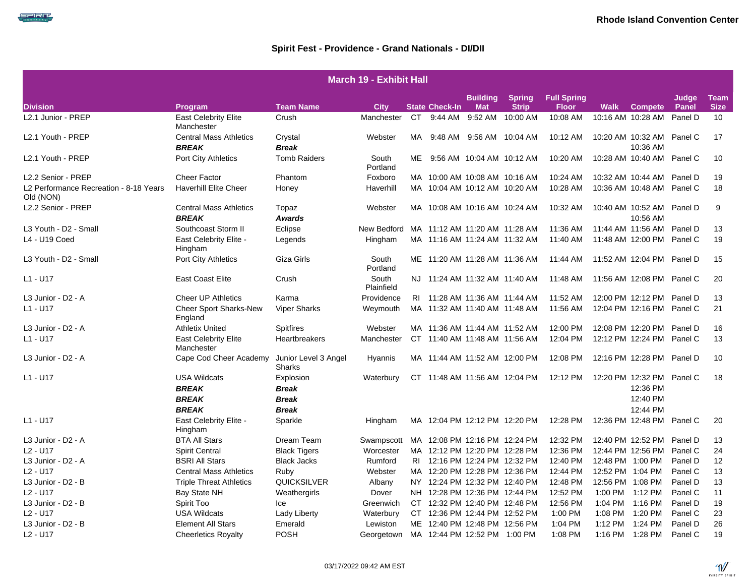Rhode Island Convention Center

## Spirit Fest - Providence - Grand Nationals - DI/DII

| March 19 - Exhibit Hall | | | | | | | | | | | | |
|---|---|---|---|---|---|---|---|---|---|---|---|---|
| **Division** | **Program** | **Team Name** | **City** | **State** | **Check-In** | **Building Mat** | **Spring Strip** | **Full Spring Floor** | **Walk** | **Compete** | **Judge Panel** | **Team Size** |
| L2.1 Junior - PREP | East Celebrity Elite Manchester | Crush | Manchester | CT | 9:44 AM | 9:52 AM | 10:00 AM | 10:08 AM | 10:16 AM | 10:28 AM | Panel D | 10 |
| L2.1 Youth - PREP | Central Mass Athletics | Crystal | Webster | MA | 9:48 AM | 9:56 AM | 10:04 AM | 10:12 AM | 10:20 AM | 10:32 AM | Panel C | 17 |
| | ***BREAK*** | ***Break*** | | | | | | | | 10:36 AM | | |
| L2.1 Youth - PREP | Port City Athletics | Tomb Raiders | South Portland | ME | 9:56 AM | 10:04 AM | 10:12 AM | 10:20 AM | 10:28 AM | 10:40 AM | Panel C | 10 |
| L2.2 Senior - PREP | Cheer Factor | Phantom | Foxboro | MA | 10:00 AM | 10:08 AM | 10:16 AM | 10:24 AM | 10:32 AM | 10:44 AM | Panel D | 19 |
| L2 Performance Recreation - 8-18 Years Old (NON) | Haverhill Elite Cheer | Honey | Haverhill | MA | 10:04 AM | 10:12 AM | 10:20 AM | 10:28 AM | 10:36 AM | 10:48 AM | Panel C | 18 |
| L2.2 Senior - PREP | Central Mass Athletics | Topaz | Webster | MA | 10:08 AM | 10:16 AM | 10:24 AM | 10:32 AM | 10:40 AM | 10:52 AM | Panel D | 9 |
| | ***BREAK*** | ***Awards*** | | | | | | | | 10:56 AM | | |
| L3 Youth - D2 - Small | Southcoast Storm II | Eclipse | New Bedford | MA | 11:12 AM | 11:20 AM | 11:28 AM | 11:36 AM | 11:44 AM | 11:56 AM | Panel D | 13 |
| L4 - U19 Coed | East Celebrity Elite - Hingham | Legends | Hingham | MA | 11:16 AM | 11:24 AM | 11:32 AM | 11:40 AM | 11:48 AM | 12:00 PM | Panel C | 19 |
| L3 Youth - D2 - Small | Port City Athletics | Giza Girls | South Portland | ME | 11:20 AM | 11:28 AM | 11:36 AM | 11:44 AM | 11:52 AM | 12:04 PM | Panel D | 15 |
| L1 - U17 | East Coast Elite | Crush | South Plainfield | NJ | 11:24 AM | 11:32 AM | 11:40 AM | 11:48 AM | 11:56 AM | 12:08 PM | Panel C | 20 |
| L3 Junior - D2 - A | Cheer UP Athletics | Karma | Providence | RI | 11:28 AM | 11:36 AM | 11:44 AM | 11:52 AM | 12:00 PM | 12:12 PM | Panel D | 13 |
| L1 - U17 | Cheer Sport Sharks-New England | Viper Sharks | Weymouth | MA | 11:32 AM | 11:40 AM | 11:48 AM | 11:56 AM | 12:04 PM | 12:16 PM | Panel C | 21 |
| L3 Junior - D2 - A | Athletix United | Spitfires | Webster | MA | 11:36 AM | 11:44 AM | 11:52 AM | 12:00 PM | 12:08 PM | 12:20 PM | Panel D | 16 |
| L1 - U17 | East Celebrity Elite Manchester | Heartbreakers | Manchester | CT | 11:40 AM | 11:48 AM | 11:56 AM | 12:04 PM | 12:12 PM | 12:24 PM | Panel C | 13 |
| L3 Junior - D2 - A | Cape Cod Cheer Academy | Junior Level 3 Angel Sharks | Hyannis | MA | 11:44 AM | 11:52 AM | 12:00 PM | 12:08 PM | 12:16 PM | 12:28 PM | Panel D | 10 |
| L1 - U17 | USA Wildcats | Explosion | Waterbury | CT | 11:48 AM | 11:56 AM | 12:04 PM | 12:12 PM | 12:20 PM | 12:32 PM | Panel C | 18 |
| | ***BREAK*** | ***Break*** | | | | | | | | 12:36 PM | | |
| | ***BREAK*** | ***Break*** | | | | | | | | 12:40 PM | | |
| | ***BREAK*** | ***Break*** | | | | | | | | 12:44 PM | | |
| L1 - U17 | East Celebrity Elite - Hingham | Sparkle | Hingham | MA | 12:04 PM | 12:12 PM | 12:20 PM | 12:28 PM | 12:36 PM | 12:48 PM | Panel C | 20 |
| L3 Junior - D2 - A | BTA All Stars | Dream Team | Swampscott | MA | 12:08 PM | 12:16 PM | 12:24 PM | 12:32 PM | 12:40 PM | 12:52 PM | Panel D | 13 |
| L2 - U17 | Spirit Central | Black Tigers | Worcester | MA | 12:12 PM | 12:20 PM | 12:28 PM | 12:36 PM | 12:44 PM | 12:56 PM | Panel C | 24 |
| L3 Junior - D2 - A | BSRI All Stars | Black Jacks | Rumford | RI | 12:16 PM | 12:24 PM | 12:32 PM | 12:40 PM | 12:48 PM | 1:00 PM | Panel D | 12 |
| L2 - U17 | Central Mass Athletics | Ruby | Webster | MA | 12:20 PM | 12:28 PM | 12:36 PM | 12:44 PM | 12:52 PM | 1:04 PM | Panel C | 13 |
| L3 Junior - D2 - B | Triple Threat Athletics | QUICKSILVER | Albany | NY | 12:24 PM | 12:32 PM | 12:40 PM | 12:48 PM | 12:56 PM | 1:08 PM | Panel D | 13 |
| L2 - U17 | Bay State NH | Weathergirls | Dover | NH | 12:28 PM | 12:36 PM | 12:44 PM | 12:52 PM | 1:00 PM | 1:12 PM | Panel C | 11 |
| L3 Junior - D2 - B | Spirit Too | Ice | Greenwich | CT | 12:32 PM | 12:40 PM | 12:48 PM | 12:56 PM | 1:04 PM | 1:16 PM | Panel D | 19 |
| L2 - U17 | USA Wildcats | Lady Liberty | Waterbury | CT | 12:36 PM | 12:44 PM | 12:52 PM | 1:00 PM | 1:08 PM | 1:20 PM | Panel C | 23 |
| L3 Junior - D2 - B | Element All Stars | Emerald | Lewiston | ME | 12:40 PM | 12:48 PM | 12:56 PM | 1:04 PM | 1:12 PM | 1:24 PM | Panel D | 26 |
| L2 - U17 | Cheerletics Royalty | POSH | Georgetown | MA | 12:44 PM | 12:52 PM | 1:00 PM | 1:08 PM | 1:16 PM | 1:28 PM | Panel C | 19 |

03/17/2022 09:42 AM EST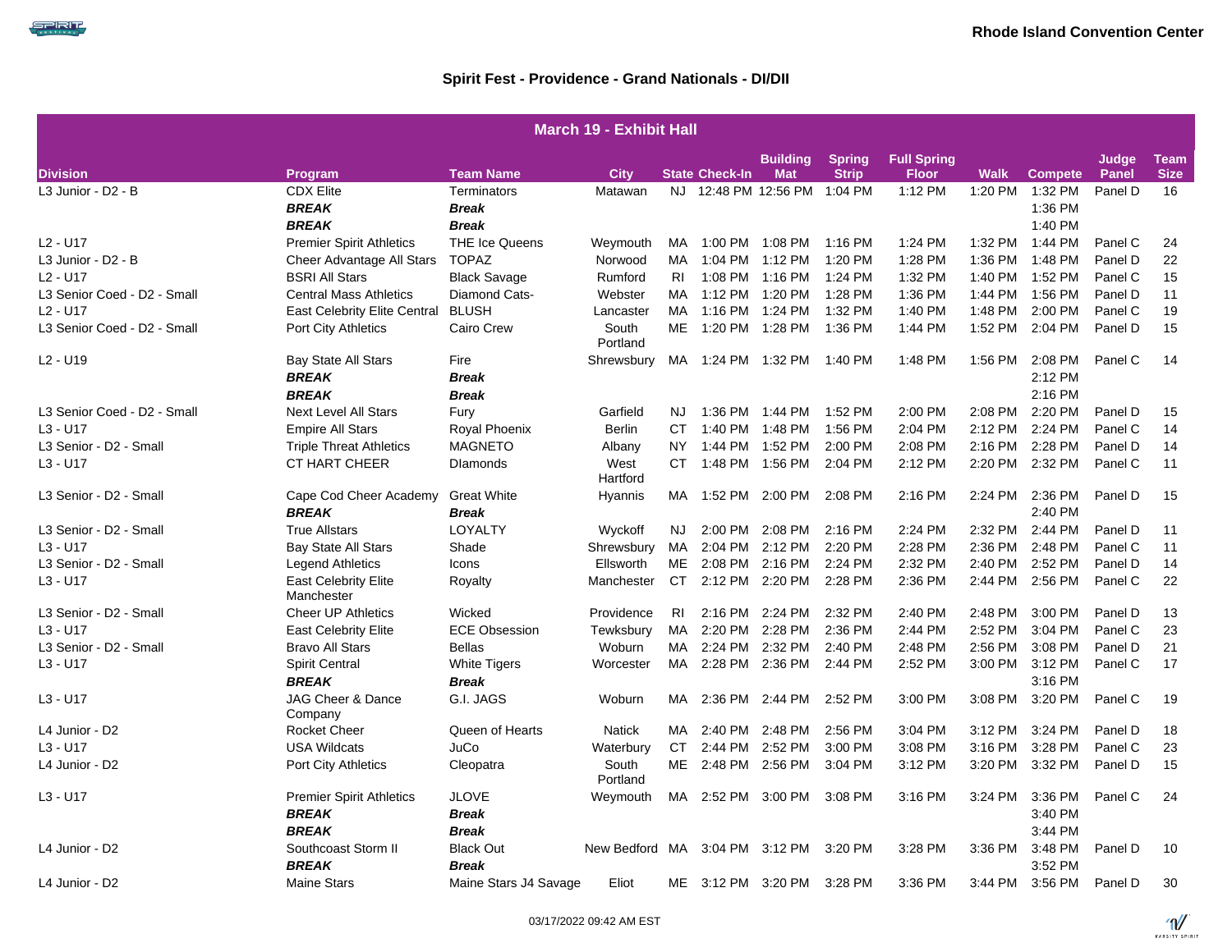Rhode Island Convention Center

## Spirit Fest - Providence - Grand Nationals - DI/DII

| March 19 - Exhibit Hall | | | | | | | | | | | | | |
|---|---|---|---|---|---|---|---|---|---|---|---|---|---|
| **Division** | **Program** | **Team Name** | **City** | **State** | **Check-In** | **Building Mat** | **Spring Strip** | **Full Spring Floor** | **Walk** | **Compete** | **Judge Panel** | **Team Size** |
| L3 Junior - D2 - B | CDX Elite | Terminators | Matawan | NJ | 12:48 PM | 12:56 PM | 1:04 PM | 1:12 PM | 1:20 PM | 1:32 PM | Panel D | 16 |
| | ***BREAK*** | ***Break*** | | | | | | | | 1:36 PM | | |
| | ***BREAK*** | ***Break*** | | | | | | | | 1:40 PM | | |
| L2 - U17 | Premier Spirit Athletics | THE Ice Queens | Weymouth | MA | 1:00 PM | 1:08 PM | 1:16 PM | 1:24 PM | 1:32 PM | 1:44 PM | Panel C | 24 |
| L3 Junior - D2 - B | Cheer Advantage All Stars | TOPAZ | Norwood | MA | 1:04 PM | 1:12 PM | 1:20 PM | 1:28 PM | 1:36 PM | 1:48 PM | Panel D | 22 |
| L2 - U17 | BSRI All Stars | Black Savage | Rumford | RI | 1:08 PM | 1:16 PM | 1:24 PM | 1:32 PM | 1:40 PM | 1:52 PM | Panel C | 15 |
| L3 Senior Coed - D2 - Small | Central Mass Athletics | Diamond Cats- | Webster | MA | 1:12 PM | 1:20 PM | 1:28 PM | 1:36 PM | 1:44 PM | 1:56 PM | Panel D | 11 |
| L2 - U17 | East Celebrity Elite Central | BLUSH | Lancaster | MA | 1:16 PM | 1:24 PM | 1:32 PM | 1:40 PM | 1:48 PM | 2:00 PM | Panel C | 19 |
| L3 Senior Coed - D2 - Small | Port City Athletics | Cairo Crew | South Portland | ME | 1:20 PM | 1:28 PM | 1:36 PM | 1:44 PM | 1:52 PM | 2:04 PM | Panel D | 15 |
| L2 - U19 | Bay State All Stars | Fire | Shrewsbury | MA | 1:24 PM | 1:32 PM | 1:40 PM | 1:48 PM | 1:56 PM | 2:08 PM | Panel C | 14 |
| | ***BREAK*** | ***Break*** | | | | | | | | 2:12 PM | | |
| | ***BREAK*** | ***Break*** | | | | | | | | 2:16 PM | | |
| L3 Senior Coed - D2 - Small | Next Level All Stars | Fury | Garfield | NJ | 1:36 PM | 1:44 PM | 1:52 PM | 2:00 PM | 2:08 PM | 2:20 PM | Panel D | 15 |
| L3 - U17 | Empire All Stars | Royal Phoenix | Berlin | CT | 1:40 PM | 1:48 PM | 1:56 PM | 2:04 PM | 2:12 PM | 2:24 PM | Panel C | 14 |
| L3 Senior - D2 - Small | Triple Threat Athletics | MAGNETO | Albany | NY | 1:44 PM | 1:52 PM | 2:00 PM | 2:08 PM | 2:16 PM | 2:28 PM | Panel D | 14 |
| L3 - U17 | CT HART CHEER | DIamonds | West Hartford | CT | 1:48 PM | 1:56 PM | 2:04 PM | 2:12 PM | 2:20 PM | 2:32 PM | Panel C | 11 |
| L3 Senior - D2 - Small | Cape Cod Cheer Academy | Great White | Hyannis | MA | 1:52 PM | 2:00 PM | 2:08 PM | 2:16 PM | 2:24 PM | 2:36 PM | Panel D | 15 |
| | ***BREAK*** | ***Break*** | | | | | | | | 2:40 PM | | |
| L3 Senior - D2 - Small | True Allstars | LOYALTY | Wyckoff | NJ | 2:00 PM | 2:08 PM | 2:16 PM | 2:24 PM | 2:32 PM | 2:44 PM | Panel D | 11 |
| L3 - U17 | Bay State All Stars | Shade | Shrewsbury | MA | 2:04 PM | 2:12 PM | 2:20 PM | 2:28 PM | 2:36 PM | 2:48 PM | Panel C | 11 |
| L3 Senior - D2 - Small | Legend Athletics | Icons | Ellsworth | ME | 2:08 PM | 2:16 PM | 2:24 PM | 2:32 PM | 2:40 PM | 2:52 PM | Panel D | 14 |
| L3 - U17 | East Celebrity Elite Manchester | Royalty | Manchester | CT | 2:12 PM | 2:20 PM | 2:28 PM | 2:36 PM | 2:44 PM | 2:56 PM | Panel C | 22 |
| L3 Senior - D2 - Small | Cheer UP Athletics | Wicked | Providence | RI | 2:16 PM | 2:24 PM | 2:32 PM | 2:40 PM | 2:48 PM | 3:00 PM | Panel D | 13 |
| L3 - U17 | East Celebrity Elite | ECE Obsession | Tewksbury | MA | 2:20 PM | 2:28 PM | 2:36 PM | 2:44 PM | 2:52 PM | 3:04 PM | Panel C | 23 |
| L3 Senior - D2 - Small | Bravo All Stars | Bellas | Woburn | MA | 2:24 PM | 2:32 PM | 2:40 PM | 2:48 PM | 2:56 PM | 3:08 PM | Panel D | 21 |
| L3 - U17 | Spirit Central | White Tigers | Worcester | MA | 2:28 PM | 2:36 PM | 2:44 PM | 2:52 PM | 3:00 PM | 3:12 PM | Panel C | 17 |
| | ***BREAK*** | ***Break*** | | | | | | | | 3:16 PM | | |
| L3 - U17 | JAG Cheer & Dance Company | G.I. JAGS | Woburn | MA | 2:36 PM | 2:44 PM | 2:52 PM | 3:00 PM | 3:08 PM | 3:20 PM | Panel C | 19 |
| L4 Junior - D2 | Rocket Cheer | Queen of Hearts | Natick | MA | 2:40 PM | 2:48 PM | 2:56 PM | 3:04 PM | 3:12 PM | 3:24 PM | Panel D | 18 |
| L3 - U17 | USA Wildcats | JuCo | Waterbury | CT | 2:44 PM | 2:52 PM | 3:00 PM | 3:08 PM | 3:16 PM | 3:28 PM | Panel C | 23 |
| L4 Junior - D2 | Port City Athletics | Cleopatra | South Portland | ME | 2:48 PM | 2:56 PM | 3:04 PM | 3:12 PM | 3:20 PM | 3:32 PM | Panel D | 15 |
| L3 - U17 | Premier Spirit Athletics | JLOVE | Weymouth | MA | 2:52 PM | 3:00 PM | 3:08 PM | 3:16 PM | 3:24 PM | 3:36 PM | Panel C | 24 |
| | ***BREAK*** | ***Break*** | | | | | | | | 3:40 PM | | |
| | ***BREAK*** | ***Break*** | | | | | | | | 3:44 PM | | |
| L4 Junior - D2 | Southcoast Storm II | Black Out | New Bedford | MA | 3:04 PM | 3:12 PM | 3:20 PM | 3:28 PM | 3:36 PM | 3:48 PM | Panel D | 10 |
| | ***BREAK*** | ***Break*** | | | | | | | | 3:52 PM | | |
| L4 Junior - D2 | Maine Stars | Maine Stars J4 Savage | Eliot | ME | 3:12 PM | 3:20 PM | 3:28 PM | 3:36 PM | 3:44 PM | 3:56 PM | Panel D | 30 |

03/17/2022 09:42 AM EST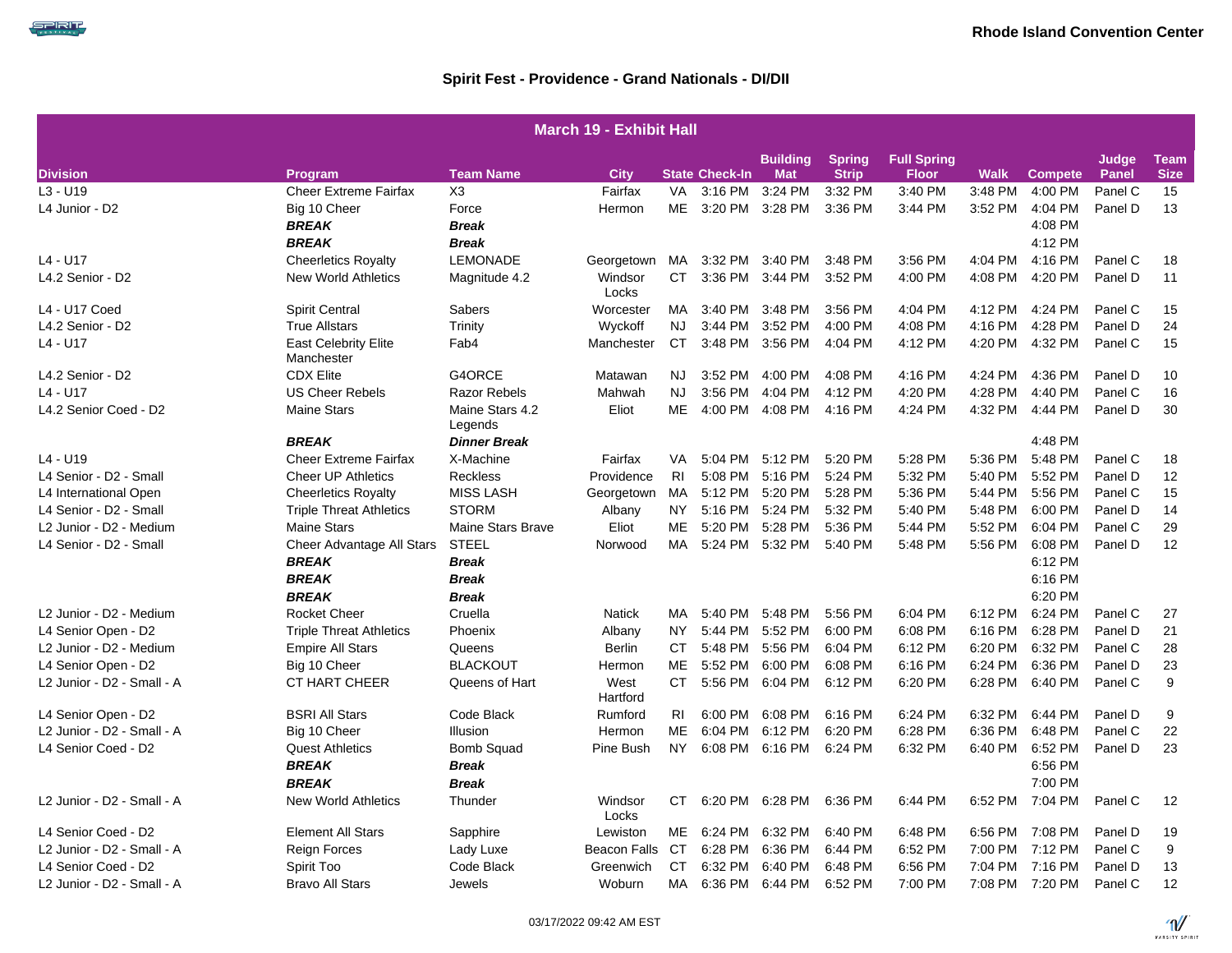Rhode Island Convention Center

## Spirit Fest - Providence - Grand Nationals - DI/DII

| March 19 - Exhibit Hall | | | | | | | | | | | | | |
|---|---|---|---|---|---|---|---|---|---|---|---|---|---|
| **Division** | **Program** | **Team Name** | **City** | **State** | **Check-In** | **Building Mat** | **Spring Strip** | **Full Spring Floor** | **Walk** | **Compete** | **Judge Panel** | **Team Size** |
| L3 - U19 | Cheer Extreme Fairfax | X3 | Fairfax | VA | 3:16 PM | 3:24 PM | 3:32 PM | 3:40 PM | 3:48 PM | 4:00 PM | Panel C | 15 |
| L4 Junior - D2 | Big 10 Cheer | Force | Hermon | ME | 3:20 PM | 3:28 PM | 3:36 PM | 3:44 PM | 3:52 PM | 4:04 PM | Panel D | 13 |
| | ***BREAK*** | ***Break*** | | | | | | | | 4:08 PM | | |
| | ***BREAK*** | ***Break*** | | | | | | | | 4:12 PM | | |
| L4 - U17 | Cheerletics Royalty | LEMONADE | Georgetown | MA | 3:32 PM | 3:40 PM | 3:48 PM | 3:56 PM | 4:04 PM | 4:16 PM | Panel C | 18 |
| L4.2 Senior - D2 | New World Athletics | Magnitude 4.2 | Windsor Locks | CT | 3:36 PM | 3:44 PM | 3:52 PM | 4:00 PM | 4:08 PM | 4:20 PM | Panel D | 11 |
| L4 - U17 Coed | Spirit Central | Sabers | Worcester | MA | 3:40 PM | 3:48 PM | 3:56 PM | 4:04 PM | 4:12 PM | 4:24 PM | Panel C | 15 |
| L4.2 Senior - D2 | True Allstars | Trinity | Wyckoff | NJ | 3:44 PM | 3:52 PM | 4:00 PM | 4:08 PM | 4:16 PM | 4:28 PM | Panel D | 24 |
| L4 - U17 | East Celebrity Elite Manchester | Fab4 | Manchester | CT | 3:48 PM | 3:56 PM | 4:04 PM | 4:12 PM | 4:20 PM | 4:32 PM | Panel C | 15 |
| L4.2 Senior - D2 | CDX Elite | G4ORCE | Matawan | NJ | 3:52 PM | 4:00 PM | 4:08 PM | 4:16 PM | 4:24 PM | 4:36 PM | Panel D | 10 |
| L4 - U17 | US Cheer Rebels | Razor Rebels | Mahwah | NJ | 3:56 PM | 4:04 PM | 4:12 PM | 4:20 PM | 4:28 PM | 4:40 PM | Panel C | 16 |
| L4.2 Senior Coed - D2 | Maine Stars | Maine Stars 4.2 Legends | Eliot | ME | 4:00 PM | 4:08 PM | 4:16 PM | 4:24 PM | 4:32 PM | 4:44 PM | Panel D | 30 |
| | ***BREAK*** | ***Dinner Break*** | | | | | | | | 4:48 PM | | |
| L4 - U19 | Cheer Extreme Fairfax | X-Machine | Fairfax | VA | 5:04 PM | 5:12 PM | 5:20 PM | 5:28 PM | 5:36 PM | 5:48 PM | Panel C | 18 |
| L4 Senior - D2 - Small | Cheer UP Athletics | Reckless | Providence | RI | 5:08 PM | 5:16 PM | 5:24 PM | 5:32 PM | 5:40 PM | 5:52 PM | Panel D | 12 |
| L4 International Open | Cheerletics Royalty | MISS LASH | Georgetown | MA | 5:12 PM | 5:20 PM | 5:28 PM | 5:36 PM | 5:44 PM | 5:56 PM | Panel C | 15 |
| L4 Senior - D2 - Small | Triple Threat Athletics | STORM | Albany | NY | 5:16 PM | 5:24 PM | 5:32 PM | 5:40 PM | 5:48 PM | 6:00 PM | Panel D | 14 |
| L2 Junior - D2 - Medium | Maine Stars | Maine Stars Brave | Eliot | ME | 5:20 PM | 5:28 PM | 5:36 PM | 5:44 PM | 5:52 PM | 6:04 PM | Panel C | 29 |
| L4 Senior - D2 - Small | Cheer Advantage All Stars | STEEL | Norwood | MA | 5:24 PM | 5:32 PM | 5:40 PM | 5:48 PM | 5:56 PM | 6:08 PM | Panel D | 12 |
| | ***BREAK*** | ***Break*** | | | | | | | | 6:12 PM | | |
| | ***BREAK*** | ***Break*** | | | | | | | | 6:16 PM | | |
| | ***BREAK*** | ***Break*** | | | | | | | | 6:20 PM | | |
| L2 Junior - D2 - Medium | Rocket Cheer | Cruella | Natick | MA | 5:40 PM | 5:48 PM | 5:56 PM | 6:04 PM | 6:12 PM | 6:24 PM | Panel C | 27 |
| L4 Senior Open - D2 | Triple Threat Athletics | Phoenix | Albany | NY | 5:44 PM | 5:52 PM | 6:00 PM | 6:08 PM | 6:16 PM | 6:28 PM | Panel D | 21 |
| L2 Junior - D2 - Medium | Empire All Stars | Queens | Berlin | CT | 5:48 PM | 5:56 PM | 6:04 PM | 6:12 PM | 6:20 PM | 6:32 PM | Panel C | 28 |
| L4 Senior Open - D2 | Big 10 Cheer | BLACKOUT | Hermon | ME | 5:52 PM | 6:00 PM | 6:08 PM | 6:16 PM | 6:24 PM | 6:36 PM | Panel D | 23 |
| L2 Junior - D2 - Small - A | CT HART CHEER | Queens of Hart | West Hartford | CT | 5:56 PM | 6:04 PM | 6:12 PM | 6:20 PM | 6:28 PM | 6:40 PM | Panel C | 9 |
| L4 Senior Open - D2 | BSRI All Stars | Code Black | Rumford | RI | 6:00 PM | 6:08 PM | 6:16 PM | 6:24 PM | 6:32 PM | 6:44 PM | Panel D | 9 |
| L2 Junior - D2 - Small - A | Big 10 Cheer | Illusion | Hermon | ME | 6:04 PM | 6:12 PM | 6:20 PM | 6:28 PM | 6:36 PM | 6:48 PM | Panel C | 22 |
| L4 Senior Coed - D2 | Quest Athletics | Bomb Squad | Pine Bush | NY | 6:08 PM | 6:16 PM | 6:24 PM | 6:32 PM | 6:40 PM | 6:52 PM | Panel D | 23 |
| | ***BREAK*** | ***Break*** | | | | | | | | 6:56 PM | | |
| | ***BREAK*** | ***Break*** | | | | | | | | 7:00 PM | | |
| L2 Junior - D2 - Small - A | New World Athletics | Thunder | Windsor Locks | CT | 6:20 PM | 6:28 PM | 6:36 PM | 6:44 PM | 6:52 PM | 7:04 PM | Panel C | 12 |
| L4 Senior Coed - D2 | Element All Stars | Sapphire | Lewiston | ME | 6:24 PM | 6:32 PM | 6:40 PM | 6:48 PM | 6:56 PM | 7:08 PM | Panel D | 19 |
| L2 Junior - D2 - Small - A | Reign Forces | Lady Luxe | Beacon Falls | CT | 6:28 PM | 6:36 PM | 6:44 PM | 6:52 PM | 7:00 PM | 7:12 PM | Panel C | 9 |
| L4 Senior Coed - D2 | Spirit Too | Code Black | Greenwich | CT | 6:32 PM | 6:40 PM | 6:48 PM | 6:56 PM | 7:04 PM | 7:16 PM | Panel D | 13 |
| L2 Junior - D2 - Small - A | Bravo All Stars | Jewels | Woburn | MA | 6:36 PM | 6:44 PM | 6:52 PM | 7:00 PM | 7:08 PM | 7:20 PM | Panel C | 12 |

03/17/2022 09:42 AM EST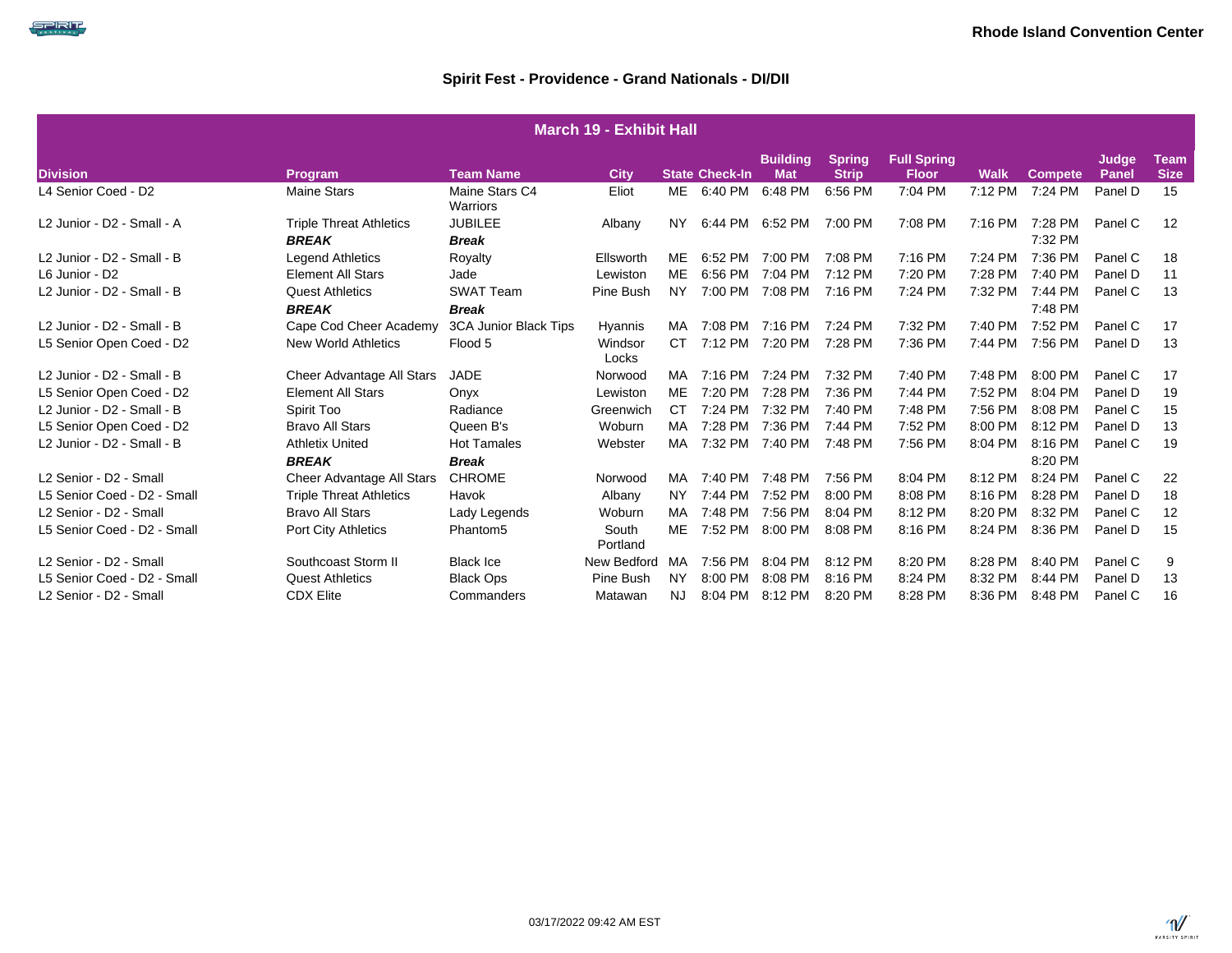**Rhode Island Convention Center**

## Spirit Fest - Providence - Grand Nationals - DI/DII

| March 19 - Exhibit Hall | | | | | | | | | | | | |
|---|---|---|---|---|---|---|---|---|---|---|---|---|
| Division | Program | Team Name | City | State | Check-In | Building Mat | Spring Strip | Full Spring Floor | Walk | Compete | Judge Panel | Team Size |
| L4 Senior Coed - D2 | Maine Stars | Maine Stars C4 Warriors | Eliot | ME | 6:40 PM | 6:48 PM | 6:56 PM | 7:04 PM | 7:12 PM | 7:24 PM | Panel D | 15 |
| L2 Junior - D2 - Small - A | Triple Threat Athletics | JUBILEE | Albany | NY | 6:44 PM | 6:52 PM | 7:00 PM | 7:08 PM | 7:16 PM | 7:28 PM | Panel C | 12 |
| | ***BREAK*** | ***Break*** | | | | | | | | 7:32 PM | | |
| L2 Junior - D2 - Small - B | Legend Athletics | Royalty | Ellsworth | ME | 6:52 PM | 7:00 PM | 7:08 PM | 7:16 PM | 7:24 PM | 7:36 PM | Panel C | 18 |
| L6 Junior - D2 | Element All Stars | Jade | Lewiston | ME | 6:56 PM | 7:04 PM | 7:12 PM | 7:20 PM | 7:28 PM | 7:40 PM | Panel D | 11 |
| L2 Junior - D2 - Small - B | Quest Athletics | SWAT Team | Pine Bush | NY | 7:00 PM | 7:08 PM | 7:16 PM | 7:24 PM | 7:32 PM | 7:44 PM | Panel C | 13 |
| | ***BREAK*** | ***Break*** | | | | | | | | 7:48 PM | | |
| L2 Junior - D2 - Small - B | Cape Cod Cheer Academy | 3CA Junior Black Tips | Hyannis | MA | 7:08 PM | 7:16 PM | 7:24 PM | 7:32 PM | 7:40 PM | 7:52 PM | Panel C | 17 |
| L5 Senior Open Coed - D2 | New World Athletics | Flood 5 | Windsor Locks | CT | 7:12 PM | 7:20 PM | 7:28 PM | 7:36 PM | 7:44 PM | 7:56 PM | Panel D | 13 |
| L2 Junior - D2 - Small - B | Cheer Advantage All Stars | JADE | Norwood | MA | 7:16 PM | 7:24 PM | 7:32 PM | 7:40 PM | 7:48 PM | 8:00 PM | Panel C | 17 |
| L5 Senior Open Coed - D2 | Element All Stars | Onyx | Lewiston | ME | 7:20 PM | 7:28 PM | 7:36 PM | 7:44 PM | 7:52 PM | 8:04 PM | Panel D | 19 |
| L2 Junior - D2 - Small - B | Spirit Too | Radiance | Greenwich | CT | 7:24 PM | 7:32 PM | 7:40 PM | 7:48 PM | 7:56 PM | 8:08 PM | Panel C | 15 |
| L5 Senior Open Coed - D2 | Bravo All Stars | Queen B's | Woburn | MA | 7:28 PM | 7:36 PM | 7:44 PM | 7:52 PM | 8:00 PM | 8:12 PM | Panel D | 13 |
| L2 Junior - D2 - Small - B | Athletix United | Hot Tamales | Webster | MA | 7:32 PM | 7:40 PM | 7:48 PM | 7:56 PM | 8:04 PM | 8:16 PM | Panel C | 19 |
| | ***BREAK*** | ***Break*** | | | | | | | | 8:20 PM | | |
| L2 Senior - D2 - Small | Cheer Advantage All Stars | CHROME | Norwood | MA | 7:40 PM | 7:48 PM | 7:56 PM | 8:04 PM | 8:12 PM | 8:24 PM | Panel C | 22 |
| L5 Senior Coed - D2 - Small | Triple Threat Athletics | Havok | Albany | NY | 7:44 PM | 7:52 PM | 8:00 PM | 8:08 PM | 8:16 PM | 8:28 PM | Panel D | 18 |
| L2 Senior - D2 - Small | Bravo All Stars | Lady Legends | Woburn | MA | 7:48 PM | 7:56 PM | 8:04 PM | 8:12 PM | 8:20 PM | 8:32 PM | Panel C | 12 |
| L5 Senior Coed - D2 - Small | Port City Athletics | Phantom5 | South Portland | ME | 7:52 PM | 8:00 PM | 8:08 PM | 8:16 PM | 8:24 PM | 8:36 PM | Panel D | 15 |
| L2 Senior - D2 - Small | Southcoast Storm II | Black Ice | New Bedford | MA | 7:56 PM | 8:04 PM | 8:12 PM | 8:20 PM | 8:28 PM | 8:40 PM | Panel C | 9 |
| L5 Senior Coed - D2 - Small | Quest Athletics | Black Ops | Pine Bush | NY | 8:00 PM | 8:08 PM | 8:16 PM | 8:24 PM | 8:32 PM | 8:44 PM | Panel D | 13 |
| L2 Senior - D2 - Small | CDX Elite | Commanders | Matawan | NJ | 8:04 PM | 8:12 PM | 8:20 PM | 8:28 PM | 8:36 PM | 8:48 PM | Panel C | 16 |

03/17/2022 09:42 AM EST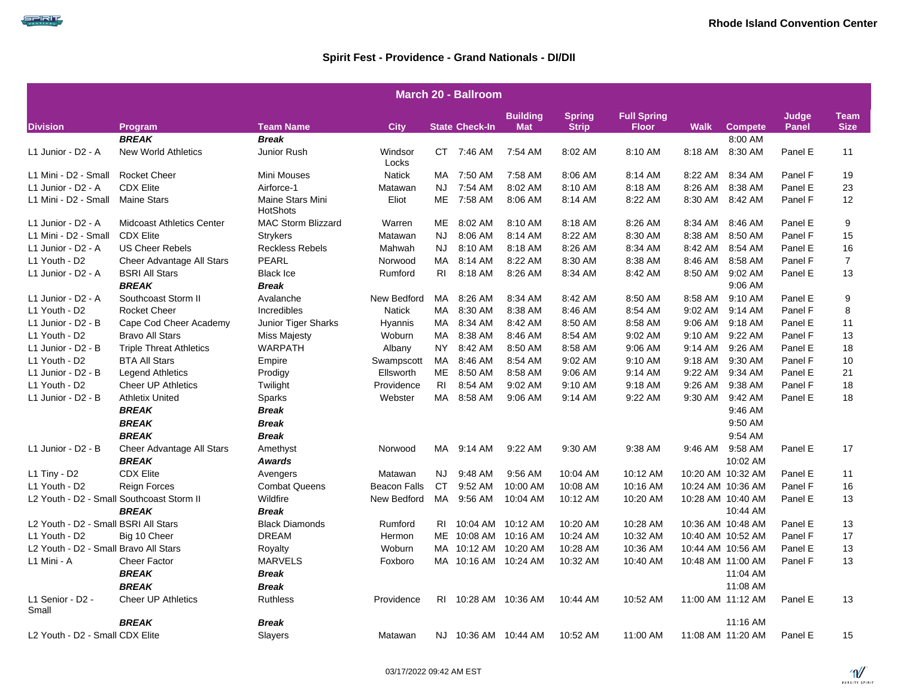Rhode Island Convention Center

## Spirit Fest - Providence - Grand Nationals - DI/DII

| March 20 - Ballroom | | | | | | | | | | | | |
|---|---|---|---|---|---|---|---|---|---|---|---|---|
| **Division** | **Program** | **Team Name** | **City** | **State** | **Check-In** | **Building Mat** | **Spring Strip** | **Full Spring Floor** | **Walk** | **Compete** | **Judge Panel** | **Team Size** |
| | ***BREAK*** | ***Break*** | | | | | | | | 8:00 AM | | |
| L1 Junior - D2 - A | New World Athletics | Junior Rush | Windsor Locks | CT | 7:46 AM | 7:54 AM | 8:02 AM | 8:10 AM | 8:18 AM | 8:30 AM | Panel E | 11 |
| L1 Mini - D2 - Small | Rocket Cheer | Mini Mouses | Natick | MA | 7:50 AM | 7:58 AM | 8:06 AM | 8:14 AM | 8:22 AM | 8:34 AM | Panel F | 19 |
| L1 Junior - D2 - A | CDX Elite | Airforce-1 | Matawan | NJ | 7:54 AM | 8:02 AM | 8:10 AM | 8:18 AM | 8:26 AM | 8:38 AM | Panel E | 23 |
| L1 Mini - D2 - Small | Maine Stars | Maine Stars Mini HotShots | Eliot | ME | 7:58 AM | 8:06 AM | 8:14 AM | 8:22 AM | 8:30 AM | 8:42 AM | Panel F | 12 |
| L1 Junior - D2 - A | Midcoast Athletics Center | MAC Storm Blizzard | Warren | ME | 8:02 AM | 8:10 AM | 8:18 AM | 8:26 AM | 8:34 AM | 8:46 AM | Panel E | 9 |
| L1 Mini - D2 - Small | CDX Elite | Strykers | Matawan | NJ | 8:06 AM | 8:14 AM | 8:22 AM | 8:30 AM | 8:38 AM | 8:50 AM | Panel F | 15 |
| L1 Junior - D2 - A | US Cheer Rebels | Reckless Rebels | Mahwah | NJ | 8:10 AM | 8:18 AM | 8:26 AM | 8:34 AM | 8:42 AM | 8:54 AM | Panel E | 16 |
| L1 Youth - D2 | Cheer Advantage All Stars | PEARL | Norwood | MA | 8:14 AM | 8:22 AM | 8:30 AM | 8:38 AM | 8:46 AM | 8:58 AM | Panel F | 7 |
| L1 Junior - D2 - A | BSRI All Stars | Black Ice | Rumford | RI | 8:18 AM | 8:26 AM | 8:34 AM | 8:42 AM | 8:50 AM | 9:02 AM | Panel E | 13 |
| | ***BREAK*** | ***Break*** | | | | | | | | 9:06 AM | | |
| L1 Junior - D2 - A | Southcoast Storm II | Avalanche | New Bedford | MA | 8:26 AM | 8:34 AM | 8:42 AM | 8:50 AM | 8:58 AM | 9:10 AM | Panel E | 9 |
| L1 Youth - D2 | Rocket Cheer | Incredibles | Natick | MA | 8:30 AM | 8:38 AM | 8:46 AM | 8:54 AM | 9:02 AM | 9:14 AM | Panel F | 8 |
| L1 Junior - D2 - B | Cape Cod Cheer Academy | Junior Tiger Sharks | Hyannis | MA | 8:34 AM | 8:42 AM | 8:50 AM | 8:58 AM | 9:06 AM | 9:18 AM | Panel E | 11 |
| L1 Youth - D2 | Bravo All Stars | Miss Majesty | Woburn | MA | 8:38 AM | 8:46 AM | 8:54 AM | 9:02 AM | 9:10 AM | 9:22 AM | Panel F | 13 |
| L1 Junior - D2 - B | Triple Threat Athletics | WARPATH | Albany | NY | 8:42 AM | 8:50 AM | 8:58 AM | 9:06 AM | 9:14 AM | 9:26 AM | Panel E | 18 |
| L1 Youth - D2 | BTA All Stars | Empire | Swampscott | MA | 8:46 AM | 8:54 AM | 9:02 AM | 9:10 AM | 9:18 AM | 9:30 AM | Panel F | 10 |
| L1 Junior - D2 - B | Legend Athletics | Prodigy | Ellsworth | ME | 8:50 AM | 8:58 AM | 9:06 AM | 9:14 AM | 9:22 AM | 9:34 AM | Panel E | 21 |
| L1 Youth - D2 | Cheer UP Athletics | Twilight | Providence | RI | 8:54 AM | 9:02 AM | 9:10 AM | 9:18 AM | 9:26 AM | 9:38 AM | Panel F | 18 |
| L1 Junior - D2 - B | Athletix United | Sparks | Webster | MA | 8:58 AM | 9:06 AM | 9:14 AM | 9:22 AM | 9:30 AM | 9:42 AM | Panel E | 18 |
| | ***BREAK*** | ***Break*** | | | | | | | | 9:46 AM | | |
| | ***BREAK*** | ***Break*** | | | | | | | | 9:50 AM | | |
| | ***BREAK*** | ***Break*** | | | | | | | | 9:54 AM | | |
| L1 Junior - D2 - B | Cheer Advantage All Stars | Amethyst | Norwood | MA | 9:14 AM | 9:22 AM | 9:30 AM | 9:38 AM | 9:46 AM | 9:58 AM | Panel E | 17 |
| | ***BREAK*** | ***Awards*** | | | | | | | | 10:02 AM | | |
| L1 Tiny - D2 | CDX Elite | Avengers | Matawan | NJ | 9:48 AM | 9:56 AM | 10:04 AM | 10:12 AM | 10:20 AM | 10:32 AM | Panel E | 11 |
| L1 Youth - D2 | Reign Forces | Combat Queens | Beacon Falls | CT | 9:52 AM | 10:00 AM | 10:08 AM | 10:16 AM | 10:24 AM | 10:36 AM | Panel F | 16 |
| L2 Youth - D2 - Small | Southcoast Storm II | Wildfire | New Bedford | MA | 9:56 AM | 10:04 AM | 10:12 AM | 10:20 AM | 10:28 AM | 10:40 AM | Panel E | 13 |
| | ***BREAK*** | ***Break*** | | | | | | | | 10:44 AM | | |
| L2 Youth - D2 - Small | BSRI All Stars | Black Diamonds | Rumford | RI | 10:04 AM | 10:12 AM | 10:20 AM | 10:28 AM | 10:36 AM | 10:48 AM | Panel E | 13 |
| L1 Youth - D2 | Big 10 Cheer | DREAM | Hermon | ME | 10:08 AM | 10:16 AM | 10:24 AM | 10:32 AM | 10:40 AM | 10:52 AM | Panel F | 17 |
| L2 Youth - D2 - Small | Bravo All Stars | Royalty | Woburn | MA | 10:12 AM | 10:20 AM | 10:28 AM | 10:36 AM | 10:44 AM | 10:56 AM | Panel E | 13 |
| L1 Mini - A | Cheer Factor | MARVELS | Foxboro | MA | 10:16 AM | 10:24 AM | 10:32 AM | 10:40 AM | 10:48 AM | 11:00 AM | Panel F | 13 |
| | ***BREAK*** | ***Break*** | | | | | | | | 11:04 AM | | |
| | ***BREAK*** | ***Break*** | | | | | | | | 11:08 AM | | |
| L1 Senior - D2 - Small | Cheer UP Athletics | Ruthless | Providence | RI | 10:28 AM | 10:36 AM | 10:44 AM | 10:52 AM | 11:00 AM | 11:12 AM | Panel E | 13 |
| | ***BREAK*** | ***Break*** | | | | | | | | 11:16 AM | | |
| L2 Youth - D2 - Small | CDX Elite | Slayers | Matawan | NJ | 10:36 AM | 10:44 AM | 10:52 AM | 11:00 AM | 11:08 AM | 11:20 AM | Panel E | 15 |

03/17/2022 09:42 AM EST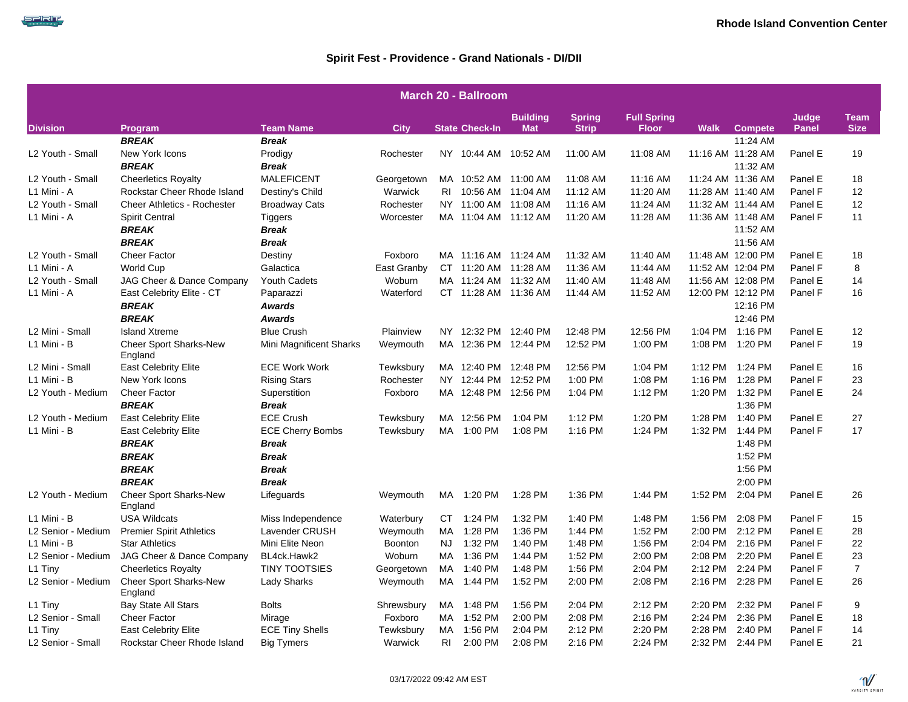Rhode Island Convention Center

## Spirit Fest - Providence - Grand Nationals - DI/DII

| March 20 - Ballroom | | | | | | | | | | | | |
|---|---|---|---|---|---|---|---|---|---|---|---|---|
| **Division** | **Program** | **Team Name** | **City** | **State** | **Check-In** | **Building Mat** | **Spring Strip** | **Full Spring Floor** | **Walk** | **Compete** | **Judge Panel** | **Team Size** |
| | ***BREAK*** | ***Break*** | | | | | | | | 11:24 AM | | |
| L2 Youth - Small | New York Icons | Prodigy | Rochester | NY | 10:44 AM | 10:52 AM | 11:00 AM | 11:08 AM | 11:16 AM | 11:28 AM | Panel E | 19 |
| | ***BREAK*** | ***Break*** | | | | | | | | 11:32 AM | | |
| L2 Youth - Small | Cheerletics Royalty | MALEFICENT | Georgetown | MA | 10:52 AM | 11:00 AM | 11:08 AM | 11:16 AM | 11:24 AM | 11:36 AM | Panel E | 18 |
| L1 Mini - A | Rockstar Cheer Rhode Island | Destiny's Child | Warwick | RI | 10:56 AM | 11:04 AM | 11:12 AM | 11:20 AM | 11:28 AM | 11:40 AM | Panel F | 12 |
| L2 Youth - Small | Cheer Athletics - Rochester | Broadway Cats | Rochester | NY | 11:00 AM | 11:08 AM | 11:16 AM | 11:24 AM | 11:32 AM | 11:44 AM | Panel E | 12 |
| L1 Mini - A | Spirit Central | Tiggers | Worcester | MA | 11:04 AM | 11:12 AM | 11:20 AM | 11:28 AM | 11:36 AM | 11:48 AM | Panel F | 11 |
| | ***BREAK*** | ***Break*** | | | | | | | | 11:52 AM | | |
| | ***BREAK*** | ***Break*** | | | | | | | | 11:56 AM | | |
| L2 Youth - Small | Cheer Factor | Destiny | Foxboro | MA | 11:16 AM | 11:24 AM | 11:32 AM | 11:40 AM | 11:48 AM | 12:00 PM | Panel E | 18 |
| L1 Mini - A | World Cup | Galactica | East Granby | CT | 11:20 AM | 11:28 AM | 11:36 AM | 11:44 AM | 11:52 AM | 12:04 PM | Panel F | 8 |
| L2 Youth - Small | JAG Cheer & Dance Company | Youth Cadets | Woburn | MA | 11:24 AM | 11:32 AM | 11:40 AM | 11:48 AM | 11:56 AM | 12:08 PM | Panel E | 14 |
| L1 Mini - A | East Celebrity Elite - CT | Paparazzi | Waterford | CT | 11:28 AM | 11:36 AM | 11:44 AM | 11:52 AM | 12:00 PM | 12:12 PM | Panel F | 16 |
| | ***BREAK*** | ***Awards*** | | | | | | | | 12:16 PM | | |
| | ***BREAK*** | ***Awards*** | | | | | | | | 12:46 PM | | |
| L2 Mini - Small | Island Xtreme | Blue Crush | Plainview | NY | 12:32 PM | 12:40 PM | 12:48 PM | 12:56 PM | 1:04 PM | 1:16 PM | Panel E | 12 |
| L1 Mini - B | Cheer Sport Sharks-New England | Mini Magnificent Sharks | Weymouth | MA | 12:36 PM | 12:44 PM | 12:52 PM | 1:00 PM | 1:08 PM | 1:20 PM | Panel F | 19 |
| L2 Mini - Small | East Celebrity Elite | ECE Work Work | Tewksbury | MA | 12:40 PM | 12:48 PM | 12:56 PM | 1:04 PM | 1:12 PM | 1:24 PM | Panel E | 16 |
| L1 Mini - B | New York Icons | Rising Stars | Rochester | NY | 12:44 PM | 12:52 PM | 1:00 PM | 1:08 PM | 1:16 PM | 1:28 PM | Panel F | 23 |
| L2 Youth - Medium | Cheer Factor | Superstition | Foxboro | MA | 12:48 PM | 12:56 PM | 1:04 PM | 1:12 PM | 1:20 PM | 1:32 PM | Panel E | 24 |
| | ***BREAK*** | ***Break*** | | | | | | | | 1:36 PM | | |
| L2 Youth - Medium | East Celebrity Elite | ECE Crush | Tewksbury | MA | 12:56 PM | 1:04 PM | 1:12 PM | 1:20 PM | 1:28 PM | 1:40 PM | Panel E | 27 |
| L1 Mini - B | East Celebrity Elite | ECE Cherry Bombs | Tewksbury | MA | 1:00 PM | 1:08 PM | 1:16 PM | 1:24 PM | 1:32 PM | 1:44 PM | Panel F | 17 |
| | ***BREAK*** | ***Break*** | | | | | | | | 1:48 PM | | |
| | ***BREAK*** | ***Break*** | | | | | | | | 1:52 PM | | |
| | ***BREAK*** | ***Break*** | | | | | | | | 1:56 PM | | |
| | ***BREAK*** | ***Break*** | | | | | | | | 2:00 PM | | |
| L2 Youth - Medium | Cheer Sport Sharks-New England | Lifeguards | Weymouth | MA | 1:20 PM | 1:28 PM | 1:36 PM | 1:44 PM | 1:52 PM | 2:04 PM | Panel E | 26 |
| L1 Mini - B | USA Wildcats | Miss Independence | Waterbury | CT | 1:24 PM | 1:32 PM | 1:40 PM | 1:48 PM | 1:56 PM | 2:08 PM | Panel F | 15 |
| L2 Senior - Medium | Premier Spirit Athletics | Lavender CRUSH | Weymouth | MA | 1:28 PM | 1:36 PM | 1:44 PM | 1:52 PM | 2:00 PM | 2:12 PM | Panel E | 28 |
| L1 Mini - B | Star Athletics | Mini Elite Neon | Boonton | NJ | 1:32 PM | 1:40 PM | 1:48 PM | 1:56 PM | 2:04 PM | 2:16 PM | Panel F | 22 |
| L2 Senior - Medium | JAG Cheer & Dance Company | BL4ck.Hawk2 | Woburn | MA | 1:36 PM | 1:44 PM | 1:52 PM | 2:00 PM | 2:08 PM | 2:20 PM | Panel E | 23 |
| L1 Tiny | Cheerletics Royalty | TINY TOOTSIES | Georgetown | MA | 1:40 PM | 1:48 PM | 1:56 PM | 2:04 PM | 2:12 PM | 2:24 PM | Panel F | 7 |
| L2 Senior - Medium | Cheer Sport Sharks-New England | Lady Sharks | Weymouth | MA | 1:44 PM | 1:52 PM | 2:00 PM | 2:08 PM | 2:16 PM | 2:28 PM | Panel E | 26 |
| L1 Tiny | Bay State All Stars | Bolts | Shrewsbury | MA | 1:48 PM | 1:56 PM | 2:04 PM | 2:12 PM | 2:20 PM | 2:32 PM | Panel F | 9 |
| L2 Senior - Small | Cheer Factor | Mirage | Foxboro | MA | 1:52 PM | 2:00 PM | 2:08 PM | 2:16 PM | 2:24 PM | 2:36 PM | Panel E | 18 |
| L1 Tiny | East Celebrity Elite | ECE Tiny Shells | Tewksbury | MA | 1:56 PM | 2:04 PM | 2:12 PM | 2:20 PM | 2:28 PM | 2:40 PM | Panel F | 14 |
| L2 Senior - Small | Rockstar Cheer Rhode Island | Big Tymers | Warwick | RI | 2:00 PM | 2:08 PM | 2:16 PM | 2:24 PM | 2:32 PM | 2:44 PM | Panel E | 21 |

03/17/2022 09:42 AM EST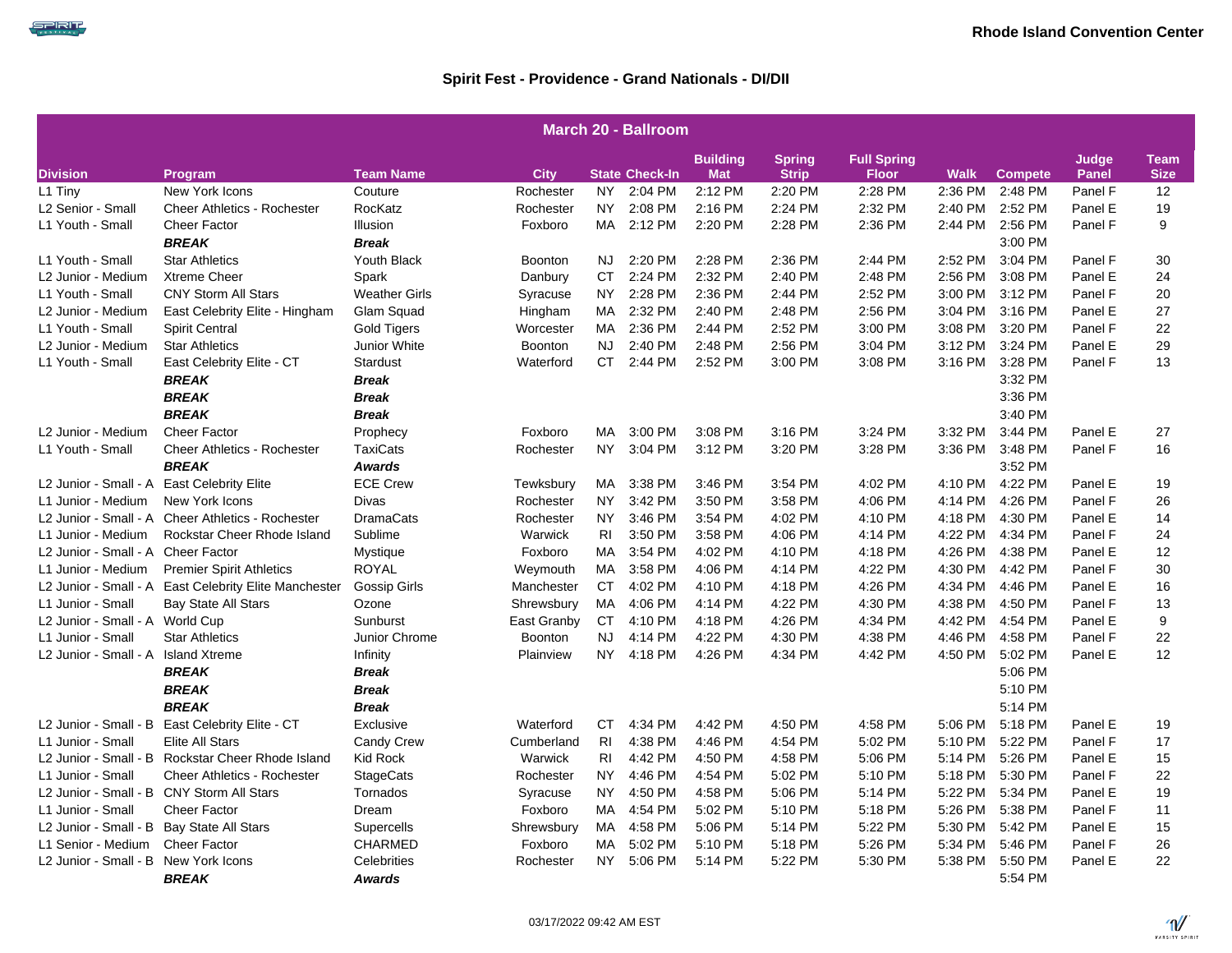**Rhode Island Convention Center**

## Spirit Fest - Providence - Grand Nationals - DI/DII

| March 20 - Ballroom | | | | | | | | | | | | | |
|---|---|---|---|---|---|---|---|---|---|---|---|---|---|
| Division | Program | Team Name | City | State | Check-In | Building Mat | Spring Strip | Full Spring Floor | Walk | Compete | Judge Panel | Team Size |
| L1 Tiny | New York Icons | Couture | Rochester | NY | 2:04 PM | 2:12 PM | 2:20 PM | 2:28 PM | 2:36 PM | 2:48 PM | Panel F | 12 |
| L2 Senior - Small | Cheer Athletics - Rochester | RocKatz | Rochester | NY | 2:08 PM | 2:16 PM | 2:24 PM | 2:32 PM | 2:40 PM | 2:52 PM | Panel E | 19 |
| L1 Youth - Small | Cheer Factor | Illusion | Foxboro | MA | 2:12 PM | 2:20 PM | 2:28 PM | 2:36 PM | 2:44 PM | 2:56 PM | Panel F | 9 |
| | ***BREAK*** | ***Break*** | | | | | | | | 3:00 PM | | |
| L1 Youth - Small | Star Athletics | Youth Black | Boonton | NJ | 2:20 PM | 2:28 PM | 2:36 PM | 2:44 PM | 2:52 PM | 3:04 PM | Panel F | 30 |
| L2 Junior - Medium | Xtreme Cheer | Spark | Danbury | CT | 2:24 PM | 2:32 PM | 2:40 PM | 2:48 PM | 2:56 PM | 3:08 PM | Panel E | 24 |
| L1 Youth - Small | CNY Storm All Stars | Weather Girls | Syracuse | NY | 2:28 PM | 2:36 PM | 2:44 PM | 2:52 PM | 3:00 PM | 3:12 PM | Panel F | 20 |
| L2 Junior - Medium | East Celebrity Elite - Hingham | Glam Squad | Hingham | MA | 2:32 PM | 2:40 PM | 2:48 PM | 2:56 PM | 3:04 PM | 3:16 PM | Panel E | 27 |
| L1 Youth - Small | Spirit Central | Gold Tigers | Worcester | MA | 2:36 PM | 2:44 PM | 2:52 PM | 3:00 PM | 3:08 PM | 3:20 PM | Panel F | 22 |
| L2 Junior - Medium | Star Athletics | Junior White | Boonton | NJ | 2:40 PM | 2:48 PM | 2:56 PM | 3:04 PM | 3:12 PM | 3:24 PM | Panel E | 29 |
| L1 Youth - Small | East Celebrity Elite - CT | Stardust | Waterford | CT | 2:44 PM | 2:52 PM | 3:00 PM | 3:08 PM | 3:16 PM | 3:28 PM | Panel F | 13 |
| | ***BREAK*** | ***Break*** | | | | | | | | 3:32 PM | | |
| | ***BREAK*** | ***Break*** | | | | | | | | 3:36 PM | | |
| | ***BREAK*** | ***Break*** | | | | | | | | 3:40 PM | | |
| L2 Junior - Medium | Cheer Factor | Prophecy | Foxboro | MA | 3:00 PM | 3:08 PM | 3:16 PM | 3:24 PM | 3:32 PM | 3:44 PM | Panel E | 27 |
| L1 Youth - Small | Cheer Athletics - Rochester | TaxiCats | Rochester | NY | 3:04 PM | 3:12 PM | 3:20 PM | 3:28 PM | 3:36 PM | 3:48 PM | Panel F | 16 |
| | ***BREAK*** | ***Awards*** | | | | | | | | 3:52 PM | | |
| L2 Junior - Small - A | East Celebrity Elite | ECE Crew | Tewksbury | MA | 3:38 PM | 3:46 PM | 3:54 PM | 4:02 PM | 4:10 PM | 4:22 PM | Panel E | 19 |
| L1 Junior - Medium | New York Icons | Divas | Rochester | NY | 3:42 PM | 3:50 PM | 3:58 PM | 4:06 PM | 4:14 PM | 4:26 PM | Panel F | 26 |
| L2 Junior - Small - A | Cheer Athletics - Rochester | DramaCats | Rochester | NY | 3:46 PM | 3:54 PM | 4:02 PM | 4:10 PM | 4:18 PM | 4:30 PM | Panel E | 14 |
| L1 Junior - Medium | Rockstar Cheer Rhode Island | Sublime | Warwick | RI | 3:50 PM | 3:58 PM | 4:06 PM | 4:14 PM | 4:22 PM | 4:34 PM | Panel F | 24 |
| L2 Junior - Small - A | Cheer Factor | Mystique | Foxboro | MA | 3:54 PM | 4:02 PM | 4:10 PM | 4:18 PM | 4:26 PM | 4:38 PM | Panel E | 12 |
| L1 Junior - Medium | Premier Spirit Athletics | ROYAL | Weymouth | MA | 3:58 PM | 4:06 PM | 4:14 PM | 4:22 PM | 4:30 PM | 4:42 PM | Panel F | 30 |
| L2 Junior - Small - A | East Celebrity Elite Manchester | Gossip Girls | Manchester | CT | 4:02 PM | 4:10 PM | 4:18 PM | 4:26 PM | 4:34 PM | 4:46 PM | Panel E | 16 |
| L1 Junior - Small | Bay State All Stars | Ozone | Shrewsbury | MA | 4:06 PM | 4:14 PM | 4:22 PM | 4:30 PM | 4:38 PM | 4:50 PM | Panel F | 13 |
| L2 Junior - Small - A | World Cup | Sunburst | East Granby | CT | 4:10 PM | 4:18 PM | 4:26 PM | 4:34 PM | 4:42 PM | 4:54 PM | Panel E | 9 |
| L1 Junior - Small | Star Athletics | Junior Chrome | Boonton | NJ | 4:14 PM | 4:22 PM | 4:30 PM | 4:38 PM | 4:46 PM | 4:58 PM | Panel F | 22 |
| L2 Junior - Small - A | Island Xtreme | Infinity | Plainview | NY | 4:18 PM | 4:26 PM | 4:34 PM | 4:42 PM | 4:50 PM | 5:02 PM | Panel E | 12 |
| | ***BREAK*** | ***Break*** | | | | | | | | 5:06 PM | | |
| | ***BREAK*** | ***Break*** | | | | | | | | 5:10 PM | | |
| | ***BREAK*** | ***Break*** | | | | | | | | 5:14 PM | | |
| L2 Junior - Small - B | East Celebrity Elite - CT | Exclusive | Waterford | CT | 4:34 PM | 4:42 PM | 4:50 PM | 4:58 PM | 5:06 PM | 5:18 PM | Panel E | 19 |
| L1 Junior - Small | Elite All Stars | Candy Crew | Cumberland | RI | 4:38 PM | 4:46 PM | 4:54 PM | 5:02 PM | 5:10 PM | 5:22 PM | Panel F | 17 |
| L2 Junior - Small - B | Rockstar Cheer Rhode Island | Kid Rock | Warwick | RI | 4:42 PM | 4:50 PM | 4:58 PM | 5:06 PM | 5:14 PM | 5:26 PM | Panel E | 15 |
| L1 Junior - Small | Cheer Athletics - Rochester | StageCats | Rochester | NY | 4:46 PM | 4:54 PM | 5:02 PM | 5:10 PM | 5:18 PM | 5:30 PM | Panel F | 22 |
| L2 Junior - Small - B | CNY Storm All Stars | Tornados | Syracuse | NY | 4:50 PM | 4:58 PM | 5:06 PM | 5:14 PM | 5:22 PM | 5:34 PM | Panel E | 19 |
| L1 Junior - Small | Cheer Factor | Dream | Foxboro | MA | 4:54 PM | 5:02 PM | 5:10 PM | 5:18 PM | 5:26 PM | 5:38 PM | Panel F | 11 |
| L2 Junior - Small - B | Bay State All Stars | Supercells | Shrewsbury | MA | 4:58 PM | 5:06 PM | 5:14 PM | 5:22 PM | 5:30 PM | 5:42 PM | Panel E | 15 |
| L1 Senior - Medium | Cheer Factor | CHARMED | Foxboro | MA | 5:02 PM | 5:10 PM | 5:18 PM | 5:26 PM | 5:34 PM | 5:46 PM | Panel F | 26 |
| L2 Junior - Small - B | New York Icons | Celebrities | Rochester | NY | 5:06 PM | 5:14 PM | 5:22 PM | 5:30 PM | 5:38 PM | 5:50 PM | Panel E | 22 |
| | ***BREAK*** | ***Awards*** | | | | | | | | 5:54 PM | | |

03/17/2022 09:42 AM EST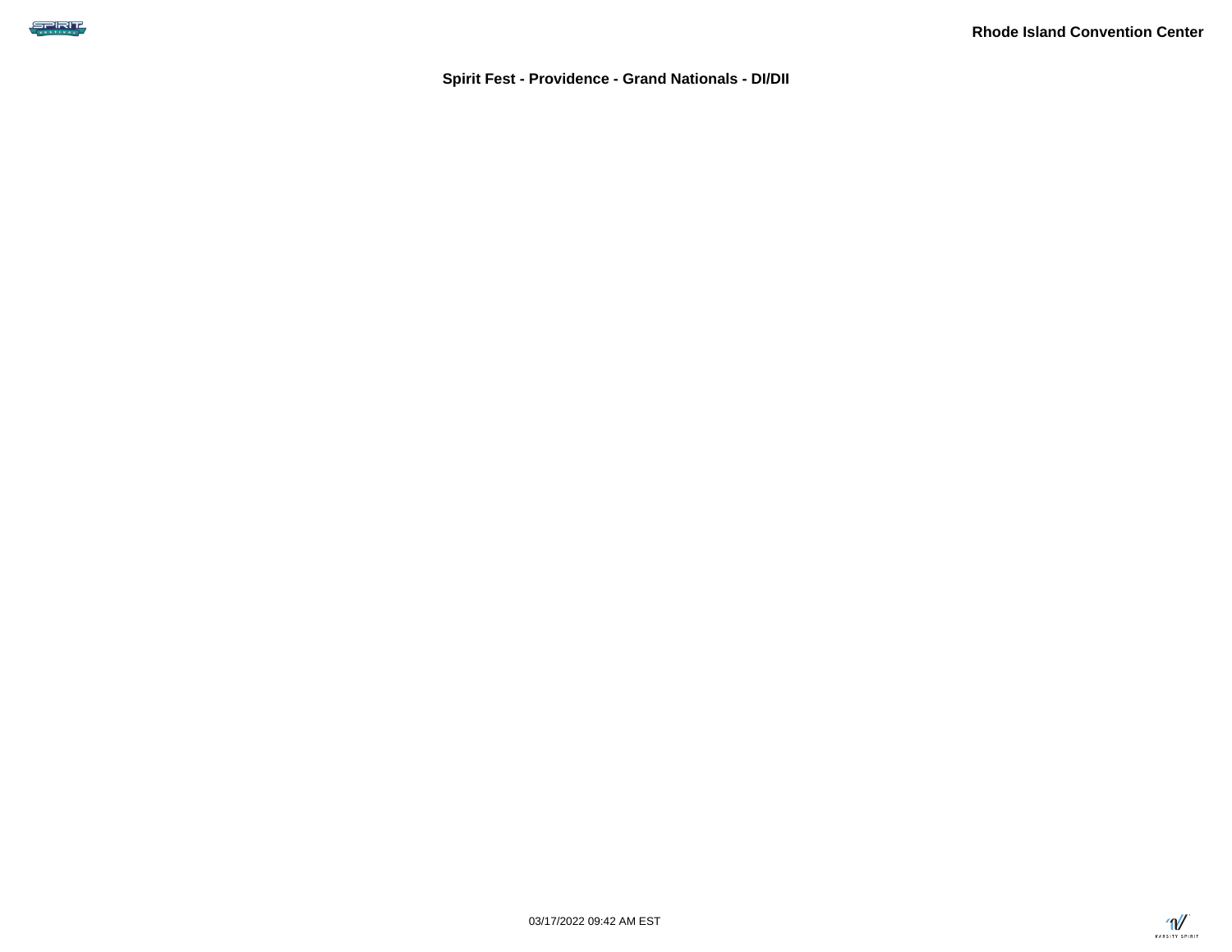Rhode Island Convention Center

**Spirit Fest - Providence - Grand Nationals - DI/DII**

03/17/2022 09:42 AM EST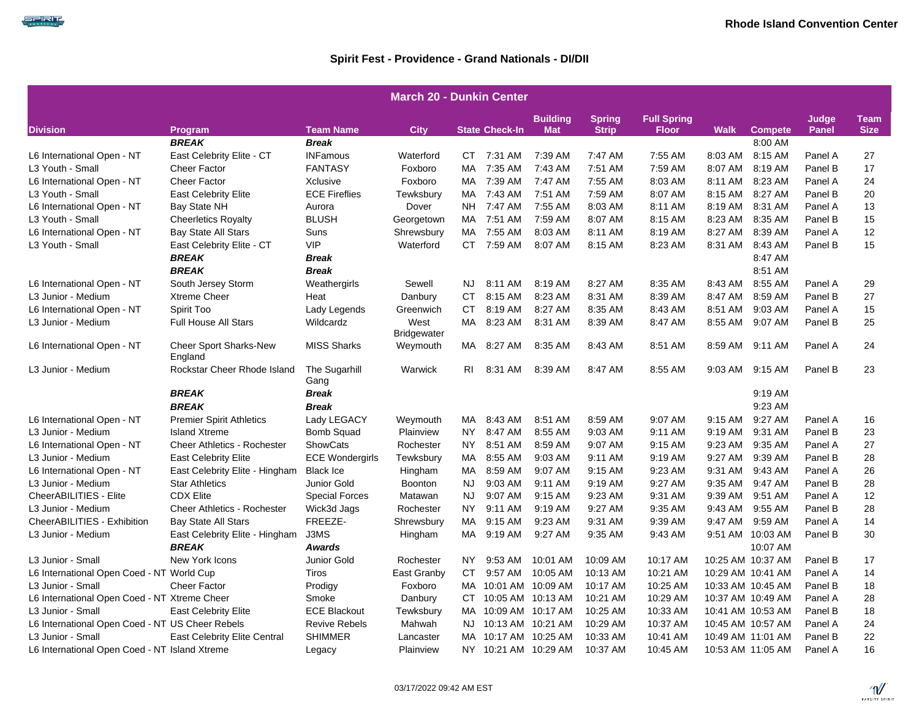Rhode Island Convention Center

## Spirit Fest - Providence - Grand Nationals - DI/DII

| March 20 - Dunkin Center | | | | | | | | | | | | |
|---|---|---|---|---|---|---|---|---|---|---|---|---|
| **Division** | **Program** | **Team Name** | **City** | **State** | **Check-In** | **Building Mat** | **Spring Strip** | **Full Spring Floor** | **Walk** | **Compete** | **Judge Panel** | **Team Size** |
| | ***BREAK*** | ***Break*** | | | | | | | | 8:00 AM | | |
| L6 International Open - NT | East Celebrity Elite - CT | INFamous | Waterford | CT | 7:31 AM | 7:39 AM | 7:47 AM | 7:55 AM | 8:03 AM | 8:15 AM | Panel A | 27 |
| L3 Youth - Small | Cheer Factor | FANTASY | Foxboro | MA | 7:35 AM | 7:43 AM | 7:51 AM | 7:59 AM | 8:07 AM | 8:19 AM | Panel B | 17 |
| L6 International Open - NT | Cheer Factor | Xclusive | Foxboro | MA | 7:39 AM | 7:47 AM | 7:55 AM | 8:03 AM | 8:11 AM | 8:23 AM | Panel A | 24 |
| L3 Youth - Small | East Celebrity Elite | ECE Fireflies | Tewksbury | MA | 7:43 AM | 7:51 AM | 7:59 AM | 8:07 AM | 8:15 AM | 8:27 AM | Panel B | 20 |
| L6 International Open - NT | Bay State NH | Aurora | Dover | NH | 7:47 AM | 7:55 AM | 8:03 AM | 8:11 AM | 8:19 AM | 8:31 AM | Panel A | 13 |
| L3 Youth - Small | Cheerletics Royalty | BLUSH | Georgetown | MA | 7:51 AM | 7:59 AM | 8:07 AM | 8:15 AM | 8:23 AM | 8:35 AM | Panel B | 15 |
| L6 International Open - NT | Bay State All Stars | Suns | Shrewsbury | MA | 7:55 AM | 8:03 AM | 8:11 AM | 8:19 AM | 8:27 AM | 8:39 AM | Panel A | 12 |
| L3 Youth - Small | East Celebrity Elite - CT | VIP | Waterford | CT | 7:59 AM | 8:07 AM | 8:15 AM | 8:23 AM | 8:31 AM | 8:43 AM | Panel B | 15 |
| | ***BREAK*** | ***Break*** | | | | | | | | 8:47 AM | | |
| | ***BREAK*** | ***Break*** | | | | | | | | 8:51 AM | | |
| L6 International Open - NT | South Jersey Storm | Weathergirls | Sewell | NJ | 8:11 AM | 8:19 AM | 8:27 AM | 8:35 AM | 8:43 AM | 8:55 AM | Panel A | 29 |
| L3 Junior - Medium | Xtreme Cheer | Heat | Danbury | CT | 8:15 AM | 8:23 AM | 8:31 AM | 8:39 AM | 8:47 AM | 8:59 AM | Panel B | 27 |
| L6 International Open - NT | Spirit Too | Lady Legends | Greenwich | CT | 8:19 AM | 8:27 AM | 8:35 AM | 8:43 AM | 8:51 AM | 9:03 AM | Panel A | 15 |
| L3 Junior - Medium | Full House All Stars | Wildcardz | West Bridgewater | MA | 8:23 AM | 8:31 AM | 8:39 AM | 8:47 AM | 8:55 AM | 9:07 AM | Panel B | 25 |
| L6 International Open - NT | Cheer Sport Sharks-New England | MISS Sharks | Weymouth | MA | 8:27 AM | 8:35 AM | 8:43 AM | 8:51 AM | 8:59 AM | 9:11 AM | Panel A | 24 |
| L3 Junior - Medium | Rockstar Cheer Rhode Island | The Sugarhill Gang | Warwick | RI | 8:31 AM | 8:39 AM | 8:47 AM | 8:55 AM | 9:03 AM | 9:15 AM | Panel B | 23 |
| | ***BREAK*** | ***Break*** | | | | | | | | 9:19 AM | | |
| | ***BREAK*** | ***Break*** | | | | | | | | 9:23 AM | | |
| L6 International Open - NT | Premier Spirit Athletics | Lady LEGACY | Weymouth | MA | 8:43 AM | 8:51 AM | 8:59 AM | 9:07 AM | 9:15 AM | 9:27 AM | Panel A | 16 |
| L3 Junior - Medium | Island Xtreme | Bomb Squad | Plainview | NY | 8:47 AM | 8:55 AM | 9:03 AM | 9:11 AM | 9:19 AM | 9:31 AM | Panel B | 23 |
| L6 International Open - NT | Cheer Athletics - Rochester | ShowCats | Rochester | NY | 8:51 AM | 8:59 AM | 9:07 AM | 9:15 AM | 9:23 AM | 9:35 AM | Panel A | 27 |
| L3 Junior - Medium | East Celebrity Elite | ECE Wondergirls | Tewksbury | MA | 8:55 AM | 9:03 AM | 9:11 AM | 9:19 AM | 9:27 AM | 9:39 AM | Panel B | 28 |
| L6 International Open - NT | East Celebrity Elite - Hingham | Black Ice | Hingham | MA | 8:59 AM | 9:07 AM | 9:15 AM | 9:23 AM | 9:31 AM | 9:43 AM | Panel A | 26 |
| L3 Junior - Medium | Star Athletics | Junior Gold | Boonton | NJ | 9:03 AM | 9:11 AM | 9:19 AM | 9:27 AM | 9:35 AM | 9:47 AM | Panel B | 28 |
| CheerABILITIES - Elite | CDX Elite | Special Forces | Matawan | NJ | 9:07 AM | 9:15 AM | 9:23 AM | 9:31 AM | 9:39 AM | 9:51 AM | Panel A | 12 |
| L3 Junior - Medium | Cheer Athletics - Rochester | Wick3d Jags | Rochester | NY | 9:11 AM | 9:19 AM | 9:27 AM | 9:35 AM | 9:43 AM | 9:55 AM | Panel B | 28 |
| CheerABILITIES - Exhibition | Bay State All Stars | FREEZE- | Shrewsbury | MA | 9:15 AM | 9:23 AM | 9:31 AM | 9:39 AM | 9:47 AM | 9:59 AM | Panel A | 14 |
| L3 Junior - Medium | East Celebrity Elite - Hingham | J3MS | Hingham | MA | 9:19 AM | 9:27 AM | 9:35 AM | 9:43 AM | 9:51 AM | 10:03 AM | Panel B | 30 |
| | ***BREAK*** | ***Awards*** | | | | | | | | 10:07 AM | | |
| L3 Junior - Small | New York Icons | Junior Gold | Rochester | NY | 9:53 AM | 10:01 AM | 10:09 AM | 10:17 AM | 10:25 AM | 10:37 AM | Panel B | 17 |
| L6 International Open Coed - NT | World Cup | Tiros | East Granby | CT | 9:57 AM | 10:05 AM | 10:13 AM | 10:21 AM | 10:29 AM | 10:41 AM | Panel A | 14 |
| L3 Junior - Small | Cheer Factor | Prodigy | Foxboro | MA | 10:01 AM | 10:09 AM | 10:17 AM | 10:25 AM | 10:33 AM | 10:45 AM | Panel B | 18 |
| L6 International Open Coed - NT | Xtreme Cheer | Smoke | Danbury | CT | 10:05 AM | 10:13 AM | 10:21 AM | 10:29 AM | 10:37 AM | 10:49 AM | Panel A | 28 |
| L3 Junior - Small | East Celebrity Elite | ECE Blackout | Tewksbury | MA | 10:09 AM | 10:17 AM | 10:25 AM | 10:33 AM | 10:41 AM | 10:53 AM | Panel B | 18 |
| L6 International Open Coed - NT | US Cheer Rebels | Revive Rebels | Mahwah | NJ | 10:13 AM | 10:21 AM | 10:29 AM | 10:37 AM | 10:45 AM | 10:57 AM | Panel A | 24 |
| L3 Junior - Small | East Celebrity Elite Central | SHIMMER | Lancaster | MA | 10:17 AM | 10:25 AM | 10:33 AM | 10:41 AM | 10:49 AM | 11:01 AM | Panel B | 22 |
| L6 International Open Coed - NT | Island Xtreme | Legacy | Plainview | NY | 10:21 AM | 10:29 AM | 10:37 AM | 10:45 AM | 10:53 AM | 11:05 AM | Panel A | 16 |

03/17/2022 09:42 AM EST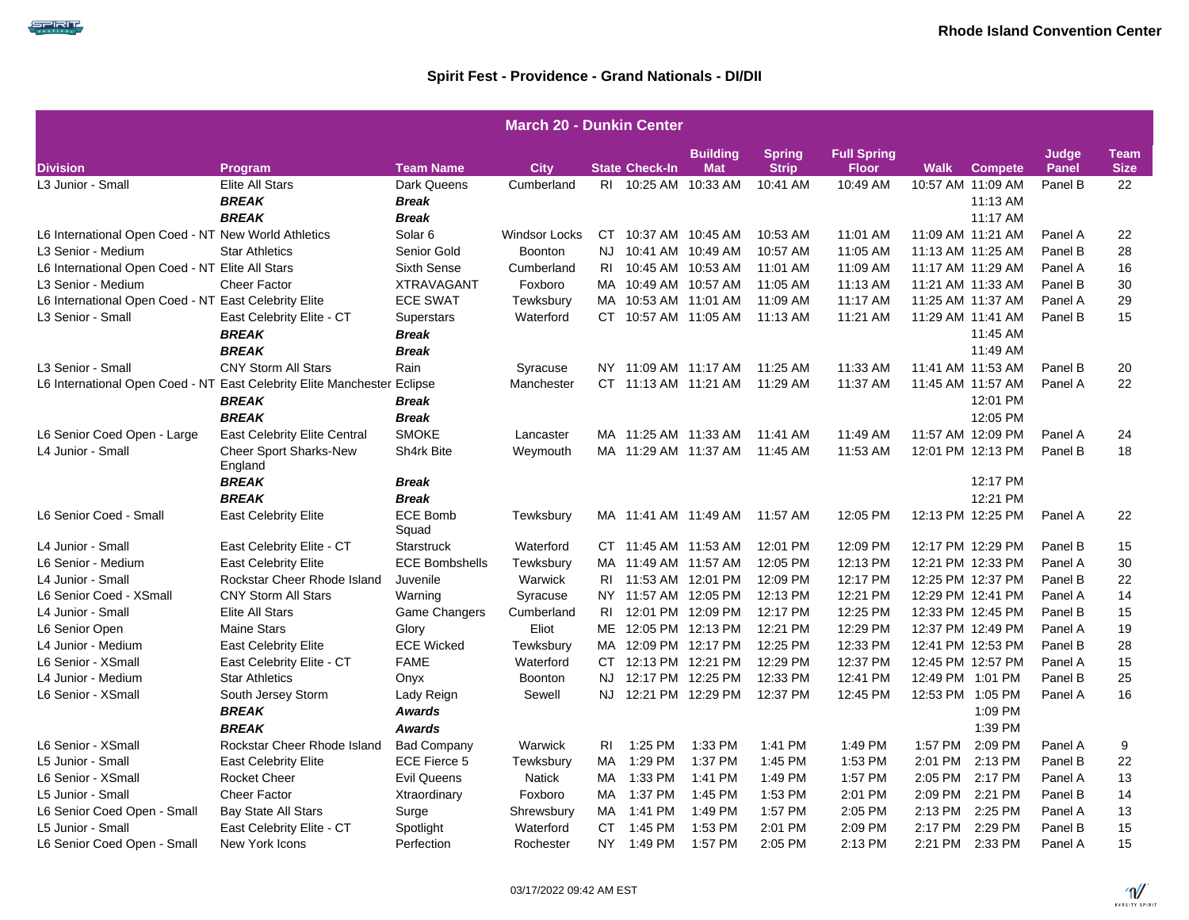Rhode Island Convention Center

## Spirit Fest - Providence - Grand Nationals - DI/DII

| March 20 - Dunkin Center | | | | | | | | | | | | |
|---|---|---|---|---|---|---|---|---|---|---|---|---|
| **Division** | **Program** | **Team Name** | **City** | **State** | **Check-In** | **Building Mat** | **Spring Strip** | **Full Spring Floor** | **Walk** | **Compete** | **Judge Panel** | **Team Size** |
| L3 Junior - Small | Elite All Stars | Dark Queens | Cumberland | RI | 10:25 AM | 10:33 AM | 10:41 AM | 10:49 AM | 10:57 AM | 11:09 AM | Panel B | 22 |
| | ***BREAK*** | ***Break*** | | | | | | | | 11:13 AM | | |
| | ***BREAK*** | ***Break*** | | | | | | | | 11:17 AM | | |
| L6 International Open Coed - NT | New World Athletics | Solar 6 | Windsor Locks | CT | 10:37 AM | 10:45 AM | 10:53 AM | 11:01 AM | 11:09 AM | 11:21 AM | Panel A | 22 |
| L3 Senior - Medium | Star Athletics | Senior Gold | Boonton | NJ | 10:41 AM | 10:49 AM | 10:57 AM | 11:05 AM | 11:13 AM | 11:25 AM | Panel B | 28 |
| L6 International Open Coed - NT | Elite All Stars | Sixth Sense | Cumberland | RI | 10:45 AM | 10:53 AM | 11:01 AM | 11:09 AM | 11:17 AM | 11:29 AM | Panel A | 16 |
| L3 Senior - Medium | Cheer Factor | XTRAVAGANT | Foxboro | MA | 10:49 AM | 10:57 AM | 11:05 AM | 11:13 AM | 11:21 AM | 11:33 AM | Panel B | 30 |
| L6 International Open Coed - NT | East Celebrity Elite | ECE SWAT | Tewksbury | MA | 10:53 AM | 11:01 AM | 11:09 AM | 11:17 AM | 11:25 AM | 11:37 AM | Panel A | 29 |
| L3 Senior - Small | East Celebrity Elite - CT | Superstars | Waterford | CT | 10:57 AM | 11:05 AM | 11:13 AM | 11:21 AM | 11:29 AM | 11:41 AM | Panel B | 15 |
| | ***BREAK*** | ***Break*** | | | | | | | | 11:45 AM | | |
| | ***BREAK*** | ***Break*** | | | | | | | | 11:49 AM | | |
| L3 Senior - Small | CNY Storm All Stars | Rain | Syracuse | NY | 11:09 AM | 11:17 AM | 11:25 AM | 11:33 AM | 11:41 AM | 11:53 AM | Panel B | 20 |
| L6 International Open Coed - NT | East Celebrity Elite Manchester | Eclipse | Manchester | CT | 11:13 AM | 11:21 AM | 11:29 AM | 11:37 AM | 11:45 AM | 11:57 AM | Panel A | 22 |
| | ***BREAK*** | ***Break*** | | | | | | | | 12:01 PM | | |
| | ***BREAK*** | ***Break*** | | | | | | | | 12:05 PM | | |
| L6 Senior Coed Open - Large | East Celebrity Elite Central | SMOKE | Lancaster | MA | 11:25 AM | 11:33 AM | 11:41 AM | 11:49 AM | 11:57 AM | 12:09 PM | Panel A | 24 |
| L4 Junior - Small | Cheer Sport Sharks-New England | Sh4rk Bite | Weymouth | MA | 11:29 AM | 11:37 AM | 11:45 AM | 11:53 AM | 12:01 PM | 12:13 PM | Panel B | 18 |
| | ***BREAK*** | ***Break*** | | | | | | | | 12:17 PM | | |
| | ***BREAK*** | ***Break*** | | | | | | | | 12:21 PM | | |
| L6 Senior Coed - Small | East Celebrity Elite | ECE Bomb Squad | Tewksbury | MA | 11:41 AM | 11:49 AM | 11:57 AM | 12:05 PM | 12:13 PM | 12:25 PM | Panel A | 22 |
| L4 Junior - Small | East Celebrity Elite - CT | Starstruck | Waterford | CT | 11:45 AM | 11:53 AM | 12:01 PM | 12:09 PM | 12:17 PM | 12:29 PM | Panel B | 15 |
| L6 Senior - Medium | East Celebrity Elite | ECE Bombshells | Tewksbury | MA | 11:49 AM | 11:57 AM | 12:05 PM | 12:13 PM | 12:21 PM | 12:33 PM | Panel A | 30 |
| L4 Junior - Small | Rockstar Cheer Rhode Island | Juvenile | Warwick | RI | 11:53 AM | 12:01 PM | 12:09 PM | 12:17 PM | 12:25 PM | 12:37 PM | Panel B | 22 |
| L6 Senior Coed - XSmall | CNY Storm All Stars | Warning | Syracuse | NY | 11:57 AM | 12:05 PM | 12:13 PM | 12:21 PM | 12:29 PM | 12:41 PM | Panel A | 14 |
| L4 Junior - Small | Elite All Stars | Game Changers | Cumberland | RI | 12:01 PM | 12:09 PM | 12:17 PM | 12:25 PM | 12:33 PM | 12:45 PM | Panel B | 15 |
| L6 Senior Open | Maine Stars | Glory | Eliot | ME | 12:05 PM | 12:13 PM | 12:21 PM | 12:29 PM | 12:37 PM | 12:49 PM | Panel A | 19 |
| L4 Junior - Medium | East Celebrity Elite | ECE Wicked | Tewksbury | MA | 12:09 PM | 12:17 PM | 12:25 PM | 12:33 PM | 12:41 PM | 12:53 PM | Panel B | 28 |
| L6 Senior - XSmall | East Celebrity Elite - CT | FAME | Waterford | CT | 12:13 PM | 12:21 PM | 12:29 PM | 12:37 PM | 12:45 PM | 12:57 PM | Panel A | 15 |
| L4 Junior - Medium | Star Athletics | Onyx | Boonton | NJ | 12:17 PM | 12:25 PM | 12:33 PM | 12:41 PM | 12:49 PM | 1:01 PM | Panel B | 25 |
| L6 Senior - XSmall | South Jersey Storm | Lady Reign | Sewell | NJ | 12:21 PM | 12:29 PM | 12:37 PM | 12:45 PM | 12:53 PM | 1:05 PM | Panel A | 16 |
| | ***BREAK*** | ***Awards*** | | | | | | | | 1:09 PM | | |
| | ***BREAK*** | ***Awards*** | | | | | | | | 1:39 PM | | |
| L6 Senior - XSmall | Rockstar Cheer Rhode Island | Bad Company | Warwick | RI | 1:25 PM | 1:33 PM | 1:41 PM | 1:49 PM | 1:57 PM | 2:09 PM | Panel A | 9 |
| L5 Junior - Small | East Celebrity Elite | ECE Fierce 5 | Tewksbury | MA | 1:29 PM | 1:37 PM | 1:45 PM | 1:53 PM | 2:01 PM | 2:13 PM | Panel B | 22 |
| L6 Senior - XSmall | Rocket Cheer | Evil Queens | Natick | MA | 1:33 PM | 1:41 PM | 1:49 PM | 1:57 PM | 2:05 PM | 2:17 PM | Panel A | 13 |
| L5 Junior - Small | Cheer Factor | Xtraordinary | Foxboro | MA | 1:37 PM | 1:45 PM | 1:53 PM | 2:01 PM | 2:09 PM | 2:21 PM | Panel B | 14 |
| L6 Senior Coed Open - Small | Bay State All Stars | Surge | Shrewsbury | MA | 1:41 PM | 1:49 PM | 1:57 PM | 2:05 PM | 2:13 PM | 2:25 PM | Panel A | 13 |
| L5 Junior - Small | East Celebrity Elite - CT | Spotlight | Waterford | CT | 1:45 PM | 1:53 PM | 2:01 PM | 2:09 PM | 2:17 PM | 2:29 PM | Panel B | 15 |
| L6 Senior Coed Open - Small | New York Icons | Perfection | Rochester | NY | 1:49 PM | 1:57 PM | 2:05 PM | 2:13 PM | 2:21 PM | 2:33 PM | Panel A | 15 |

03/17/2022 09:42 AM EST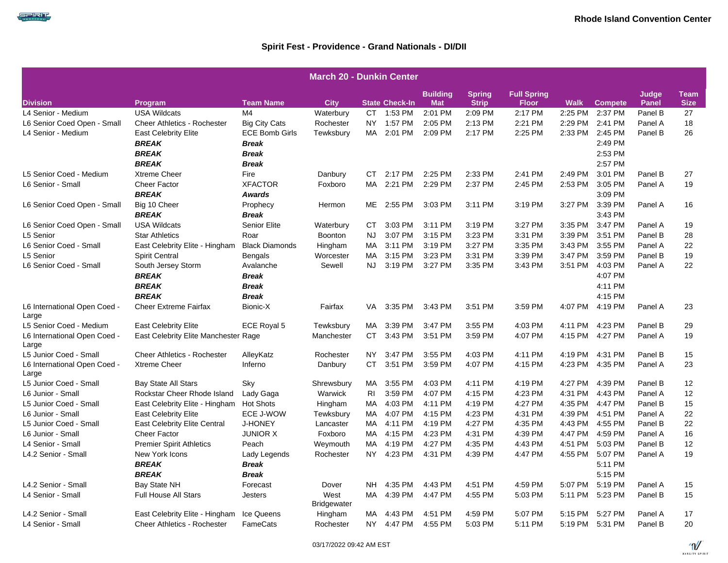Rhode Island Convention Center

## Spirit Fest - Providence - Grand Nationals - DI/DII

| March 20 - Dunkin Center | | | | | | | | | | | | | |
|---|---|---|---|---|---|---|---|---|---|---|---|---|---|
| **Division** | **Program** | **Team Name** | **City** | **State** | **Check-In** | **Building Mat** | **Spring Strip** | **Full Spring Floor** | **Walk** | **Compete** | **Judge Panel** | **Team Size** |
| L4 Senior - Medium | USA Wildcats | M4 | Waterbury | CT | 1:53 PM | 2:01 PM | 2:09 PM | 2:17 PM | 2:25 PM | 2:37 PM | Panel B | 27 |
| L6 Senior Coed Open - Small | Cheer Athletics - Rochester | Big City Cats | Rochester | NY | 1:57 PM | 2:05 PM | 2:13 PM | 2:21 PM | 2:29 PM | 2:41 PM | Panel A | 18 |
| L4 Senior - Medium | East Celebrity Elite | ECE Bomb Girls | Tewksbury | MA | 2:01 PM | 2:09 PM | 2:17 PM | 2:25 PM | 2:33 PM | 2:45 PM | Panel B | 26 |
| | ***BREAK*** | ***Break*** | | | | | | | | 2:49 PM | | |
| | ***BREAK*** | ***Break*** | | | | | | | | 2:53 PM | | |
| | ***BREAK*** | ***Break*** | | | | | | | | 2:57 PM | | |
| L5 Senior Coed - Medium | Xtreme Cheer | Fire | Danbury | CT | 2:17 PM | 2:25 PM | 2:33 PM | 2:41 PM | 2:49 PM | 3:01 PM | Panel B | 27 |
| L6 Senior - Small | Cheer Factor | XFACTOR | Foxboro | MA | 2:21 PM | 2:29 PM | 2:37 PM | 2:45 PM | 2:53 PM | 3:05 PM | Panel A | 19 |
| | ***BREAK*** | ***Awards*** | | | | | | | | 3:09 PM | | |
| L6 Senior Coed Open - Small | Big 10 Cheer | Prophecy | Hermon | ME | 2:55 PM | 3:03 PM | 3:11 PM | 3:19 PM | 3:27 PM | 3:39 PM | Panel A | 16 |
| | ***BREAK*** | ***Break*** | | | | | | | | 3:43 PM | | |
| L6 Senior Coed Open - Small | USA Wildcats | Senior Elite | Waterbury | CT | 3:03 PM | 3:11 PM | 3:19 PM | 3:27 PM | 3:35 PM | 3:47 PM | Panel A | 19 |
| L5 Senior | Star Athletics | Roar | Boonton | NJ | 3:07 PM | 3:15 PM | 3:23 PM | 3:31 PM | 3:39 PM | 3:51 PM | Panel B | 28 |
| L6 Senior Coed - Small | East Celebrity Elite - Hingham | Black Diamonds | Hingham | MA | 3:11 PM | 3:19 PM | 3:27 PM | 3:35 PM | 3:43 PM | 3:55 PM | Panel A | 22 |
| L5 Senior | Spirit Central | Bengals | Worcester | MA | 3:15 PM | 3:23 PM | 3:31 PM | 3:39 PM | 3:47 PM | 3:59 PM | Panel B | 19 |
| L6 Senior Coed - Small | South Jersey Storm | Avalanche | Sewell | NJ | 3:19 PM | 3:27 PM | 3:35 PM | 3:43 PM | 3:51 PM | 4:03 PM | Panel A | 22 |
| | ***BREAK*** | ***Break*** | | | | | | | | 4:07 PM | | |
| | ***BREAK*** | ***Break*** | | | | | | | | 4:11 PM | | |
| | ***BREAK*** | ***Break*** | | | | | | | | 4:15 PM | | |
| L6 International Open Coed - Large | Cheer Extreme Fairfax | Bionic-X | Fairfax | VA | 3:35 PM | 3:43 PM | 3:51 PM | 3:59 PM | 4:07 PM | 4:19 PM | Panel A | 23 |
| L5 Senior Coed - Medium | East Celebrity Elite | ECE Royal 5 | Tewksbury | MA | 3:39 PM | 3:47 PM | 3:55 PM | 4:03 PM | 4:11 PM | 4:23 PM | Panel B | 29 |
| L6 International Open Coed - Large | East Celebrity Elite Manchester | Rage | Manchester | CT | 3:43 PM | 3:51 PM | 3:59 PM | 4:07 PM | 4:15 PM | 4:27 PM | Panel A | 19 |
| L5 Junior Coed - Small | Cheer Athletics - Rochester | AlleyKatz | Rochester | NY | 3:47 PM | 3:55 PM | 4:03 PM | 4:11 PM | 4:19 PM | 4:31 PM | Panel B | 15 |
| L6 International Open Coed - Large | Xtreme Cheer | Inferno | Danbury | CT | 3:51 PM | 3:59 PM | 4:07 PM | 4:15 PM | 4:23 PM | 4:35 PM | Panel A | 23 |
| L5 Junior Coed - Small | Bay State All Stars | Sky | Shrewsbury | MA | 3:55 PM | 4:03 PM | 4:11 PM | 4:19 PM | 4:27 PM | 4:39 PM | Panel B | 12 |
| L6 Junior - Small | Rockstar Cheer Rhode Island | Lady Gaga | Warwick | RI | 3:59 PM | 4:07 PM | 4:15 PM | 4:23 PM | 4:31 PM | 4:43 PM | Panel A | 12 |
| L5 Junior Coed - Small | East Celebrity Elite - Hingham | Hot Shots | Hingham | MA | 4:03 PM | 4:11 PM | 4:19 PM | 4:27 PM | 4:35 PM | 4:47 PM | Panel B | 15 |
| L6 Junior - Small | East Celebrity Elite | ECE J-WOW | Tewksbury | MA | 4:07 PM | 4:15 PM | 4:23 PM | 4:31 PM | 4:39 PM | 4:51 PM | Panel A | 22 |
| L5 Junior Coed - Small | East Celebrity Elite Central | J-HONEY | Lancaster | MA | 4:11 PM | 4:19 PM | 4:27 PM | 4:35 PM | 4:43 PM | 4:55 PM | Panel B | 22 |
| L6 Junior - Small | Cheer Factor | JUNIOR X | Foxboro | MA | 4:15 PM | 4:23 PM | 4:31 PM | 4:39 PM | 4:47 PM | 4:59 PM | Panel A | 16 |
| L4 Senior - Small | Premier Spirit Athletics | Peach | Weymouth | MA | 4:19 PM | 4:27 PM | 4:35 PM | 4:43 PM | 4:51 PM | 5:03 PM | Panel B | 12 |
| L4.2 Senior - Small | New York Icons | Lady Legends | Rochester | NY | 4:23 PM | 4:31 PM | 4:39 PM | 4:47 PM | 4:55 PM | 5:07 PM | Panel A | 19 |
| | ***BREAK*** | ***Break*** | | | | | | | | 5:11 PM | | |
| | ***BREAK*** | ***Break*** | | | | | | | | 5:15 PM | | |
| L4.2 Senior - Small | Bay State NH | Forecast | Dover | NH | 4:35 PM | 4:43 PM | 4:51 PM | 4:59 PM | 5:07 PM | 5:19 PM | Panel A | 15 |
| L4 Senior - Small | Full House All Stars | Jesters | West Bridgewater | MA | 4:39 PM | 4:47 PM | 4:55 PM | 5:03 PM | 5:11 PM | 5:23 PM | Panel B | 15 |
| L4.2 Senior - Small | East Celebrity Elite - Hingham | Ice Queens | Hingham | MA | 4:43 PM | 4:51 PM | 4:59 PM | 5:07 PM | 5:15 PM | 5:27 PM | Panel A | 17 |
| L4 Senior - Small | Cheer Athletics - Rochester | FameCats | Rochester | NY | 4:47 PM | 4:55 PM | 5:03 PM | 5:11 PM | 5:19 PM | 5:31 PM | Panel B | 20 |

03/17/2022 09:42 AM EST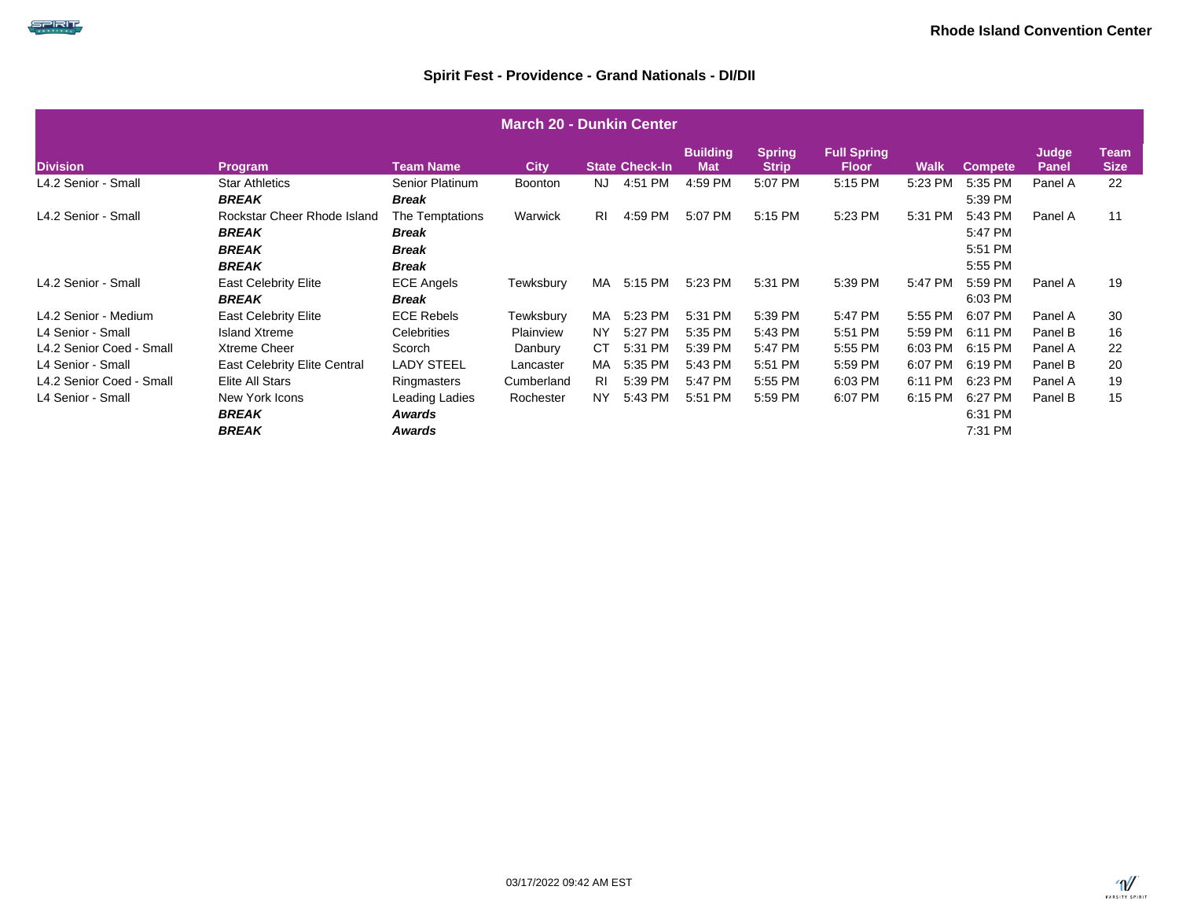Rhode Island Convention Center

## Spirit Fest - Providence - Grand Nationals - DI/DII

| March 20 - Dunkin Center | | | | | | | | | | | | |
|---|---|---|---|---|---|---|---|---|---|---|---|---|
| **Division** | **Program** | **Team Name** | **City** | **State** | **Check-In** | **Building Mat** | **Spring Strip** | **Full Spring Floor** | **Walk** | **Compete** | **Judge Panel** | **Team Size** |
| L4.2 Senior - Small | Star Athletics | Senior Platinum | Boonton | NJ | 4:51 PM | 4:59 PM | 5:07 PM | 5:15 PM | 5:23 PM | 5:35 PM | Panel A | 22 |
| | ***BREAK*** | ***Break*** | | | | | | | | 5:39 PM | | |
| L4.2 Senior - Small | Rockstar Cheer Rhode Island | The Temptations | Warwick | RI | 4:59 PM | 5:07 PM | 5:15 PM | 5:23 PM | 5:31 PM | 5:43 PM | Panel A | 11 |
| | ***BREAK*** | ***Break*** | | | | | | | | 5:47 PM | | |
| | ***BREAK*** | ***Break*** | | | | | | | | 5:51 PM | | |
| | ***BREAK*** | ***Break*** | | | | | | | | 5:55 PM | | |
| L4.2 Senior - Small | East Celebrity Elite | ECE Angels | Tewksbury | MA | 5:15 PM | 5:23 PM | 5:31 PM | 5:39 PM | 5:47 PM | 5:59 PM | Panel A | 19 |
| | ***BREAK*** | ***Break*** | | | | | | | | 6:03 PM | | |
| L4.2 Senior - Medium | East Celebrity Elite | ECE Rebels | Tewksbury | MA | 5:23 PM | 5:31 PM | 5:39 PM | 5:47 PM | 5:55 PM | 6:07 PM | Panel A | 30 |
| L4 Senior - Small | Island Xtreme | Celebrities | Plainview | NY | 5:27 PM | 5:35 PM | 5:43 PM | 5:51 PM | 5:59 PM | 6:11 PM | Panel B | 16 |
| L4.2 Senior Coed - Small | Xtreme Cheer | Scorch | Danbury | CT | 5:31 PM | 5:39 PM | 5:47 PM | 5:55 PM | 6:03 PM | 6:15 PM | Panel A | 22 |
| L4 Senior - Small | East Celebrity Elite Central | LADY STEEL | Lancaster | MA | 5:35 PM | 5:43 PM | 5:51 PM | 5:59 PM | 6:07 PM | 6:19 PM | Panel B | 20 |
| L4.2 Senior Coed - Small | Elite All Stars | Ringmasters | Cumberland | RI | 5:39 PM | 5:47 PM | 5:55 PM | 6:03 PM | 6:11 PM | 6:23 PM | Panel A | 19 |
| L4 Senior - Small | New York Icons | Leading Ladies | Rochester | NY | 5:43 PM | 5:51 PM | 5:59 PM | 6:07 PM | 6:15 PM | 6:27 PM | Panel B | 15 |
| | ***BREAK*** | ***Awards*** | | | | | | | | 6:31 PM | | |
| | ***BREAK*** | ***Awards*** | | | | | | | | 7:31 PM | | |

03/17/2022 09:42 AM EST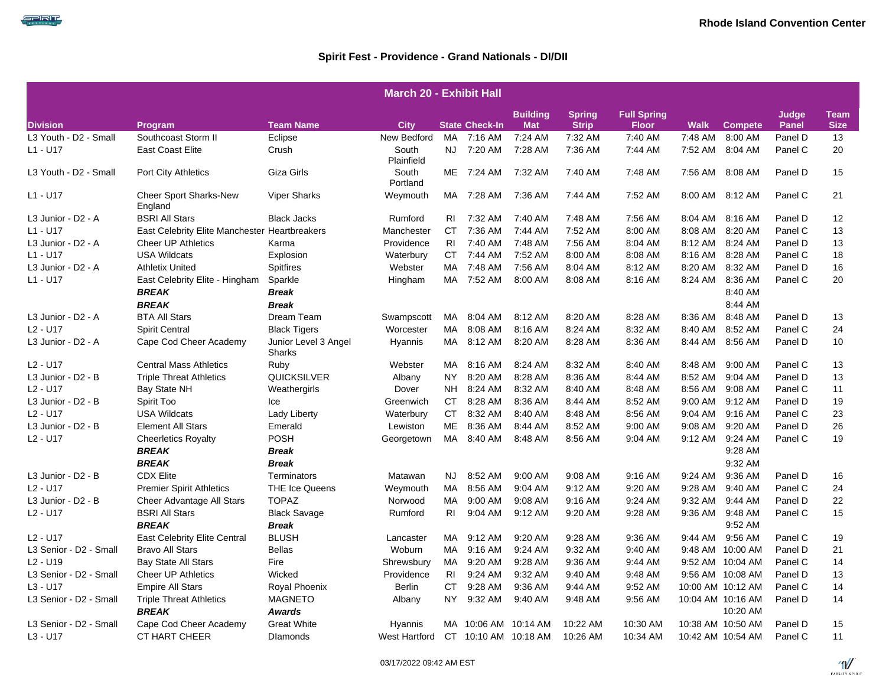**Rhode Island Convention Center**

## Spirit Fest - Providence - Grand Nationals - DI/DII

| March 20 - Exhibit Hall | | | | | | | | | | | | | |
|---|---|---|---|---|---|---|---|---|---|---|---|---|---|
| **Division** | **Program** | **Team Name** | **City** | **State** | **Check-In** | **Building Mat** | **Spring Strip** | **Full Spring Floor** | **Walk** | **Compete** | **Judge Panel** | **Team Size** |
| L3 Youth - D2 - Small | Southcoast Storm II | Eclipse | New Bedford | MA | 7:16 AM | 7:24 AM | 7:32 AM | 7:40 AM | 7:48 AM | 8:00 AM | Panel D | 13 |
| L1 - U17 | East Coast Elite | Crush | South Plainfield | NJ | 7:20 AM | 7:28 AM | 7:36 AM | 7:44 AM | 7:52 AM | 8:04 AM | Panel C | 20 |
| L3 Youth - D2 - Small | Port City Athletics | Giza Girls | South Portland | ME | 7:24 AM | 7:32 AM | 7:40 AM | 7:48 AM | 7:56 AM | 8:08 AM | Panel D | 15 |
| L1 - U17 | Cheer Sport Sharks-New England | Viper Sharks | Weymouth | MA | 7:28 AM | 7:36 AM | 7:44 AM | 7:52 AM | 8:00 AM | 8:12 AM | Panel C | 21 |
| L3 Junior - D2 - A | BSRI All Stars | Black Jacks | Rumford | RI | 7:32 AM | 7:40 AM | 7:48 AM | 7:56 AM | 8:04 AM | 8:16 AM | Panel D | 12 |
| L1 - U17 | East Celebrity Elite Manchester | Heartbreakers | Manchester | CT | 7:36 AM | 7:44 AM | 7:52 AM | 8:00 AM | 8:08 AM | 8:20 AM | Panel C | 13 |
| L3 Junior - D2 - A | Cheer UP Athletics | Karma | Providence | RI | 7:40 AM | 7:48 AM | 7:56 AM | 8:04 AM | 8:12 AM | 8:24 AM | Panel D | 13 |
| L1 - U17 | USA Wildcats | Explosion | Waterbury | CT | 7:44 AM | 7:52 AM | 8:00 AM | 8:08 AM | 8:16 AM | 8:28 AM | Panel C | 18 |
| L3 Junior - D2 - A | Athletix United | Spitfires | Webster | MA | 7:48 AM | 7:56 AM | 8:04 AM | 8:12 AM | 8:20 AM | 8:32 AM | Panel D | 16 |
| L1 - U17 | East Celebrity Elite - Hingham | Sparkle | Hingham | MA | 7:52 AM | 8:00 AM | 8:08 AM | 8:16 AM | 8:24 AM | 8:36 AM | Panel C | 20 |
| | ***BREAK*** | ***Break*** | | | | | | | | 8:40 AM | | |
| | ***BREAK*** | ***Break*** | | | | | | | | 8:44 AM | | |
| L3 Junior - D2 - A | BTA All Stars | Dream Team | Swampscott | MA | 8:04 AM | 8:12 AM | 8:20 AM | 8:28 AM | 8:36 AM | 8:48 AM | Panel D | 13 |
| L2 - U17 | Spirit Central | Black Tigers | Worcester | MA | 8:08 AM | 8:16 AM | 8:24 AM | 8:32 AM | 8:40 AM | 8:52 AM | Panel C | 24 |
| L3 Junior - D2 - A | Cape Cod Cheer Academy | Junior Level 3 Angel Sharks | Hyannis | MA | 8:12 AM | 8:20 AM | 8:28 AM | 8:36 AM | 8:44 AM | 8:56 AM | Panel D | 10 |
| L2 - U17 | Central Mass Athletics | Ruby | Webster | MA | 8:16 AM | 8:24 AM | 8:32 AM | 8:40 AM | 8:48 AM | 9:00 AM | Panel C | 13 |
| L3 Junior - D2 - B | Triple Threat Athletics | QUICKSILVER | Albany | NY | 8:20 AM | 8:28 AM | 8:36 AM | 8:44 AM | 8:52 AM | 9:04 AM | Panel D | 13 |
| L2 - U17 | Bay State NH | Weathergirls | Dover | NH | 8:24 AM | 8:32 AM | 8:40 AM | 8:48 AM | 8:56 AM | 9:08 AM | Panel C | 11 |
| L3 Junior - D2 - B | Spirit Too | Ice | Greenwich | CT | 8:28 AM | 8:36 AM | 8:44 AM | 8:52 AM | 9:00 AM | 9:12 AM | Panel D | 19 |
| L2 - U17 | USA Wildcats | Lady Liberty | Waterbury | CT | 8:32 AM | 8:40 AM | 8:48 AM | 8:56 AM | 9:04 AM | 9:16 AM | Panel C | 23 |
| L3 Junior - D2 - B | Element All Stars | Emerald | Lewiston | ME | 8:36 AM | 8:44 AM | 8:52 AM | 9:00 AM | 9:08 AM | 9:20 AM | Panel D | 26 |
| L2 - U17 | Cheerletics Royalty | POSH | Georgetown | MA | 8:40 AM | 8:48 AM | 8:56 AM | 9:04 AM | 9:12 AM | 9:24 AM | Panel C | 19 |
| | ***BREAK*** | ***Break*** | | | | | | | | 9:28 AM | | |
| | ***BREAK*** | ***Break*** | | | | | | | | 9:32 AM | | |
| L3 Junior - D2 - B | CDX Elite | Terminators | Matawan | NJ | 8:52 AM | 9:00 AM | 9:08 AM | 9:16 AM | 9:24 AM | 9:36 AM | Panel D | 16 |
| L2 - U17 | Premier Spirit Athletics | THE Ice Queens | Weymouth | MA | 8:56 AM | 9:04 AM | 9:12 AM | 9:20 AM | 9:28 AM | 9:40 AM | Panel C | 24 |
| L3 Junior - D2 - B | Cheer Advantage All Stars | TOPAZ | Norwood | MA | 9:00 AM | 9:08 AM | 9:16 AM | 9:24 AM | 9:32 AM | 9:44 AM | Panel D | 22 |
| L2 - U17 | BSRI All Stars | Black Savage | Rumford | RI | 9:04 AM | 9:12 AM | 9:20 AM | 9:28 AM | 9:36 AM | 9:48 AM | Panel C | 15 |
| | ***BREAK*** | ***Break*** | | | | | | | | 9:52 AM | | |
| L2 - U17 | East Celebrity Elite Central | BLUSH | Lancaster | MA | 9:12 AM | 9:20 AM | 9:28 AM | 9:36 AM | 9:44 AM | 9:56 AM | Panel C | 19 |
| L3 Senior - D2 - Small | Bravo All Stars | Bellas | Woburn | MA | 9:16 AM | 9:24 AM | 9:32 AM | 9:40 AM | 9:48 AM | 10:00 AM | Panel D | 21 |
| L2 - U19 | Bay State All Stars | Fire | Shrewsbury | MA | 9:20 AM | 9:28 AM | 9:36 AM | 9:44 AM | 9:52 AM | 10:04 AM | Panel C | 14 |
| L3 Senior - D2 - Small | Cheer UP Athletics | Wicked | Providence | RI | 9:24 AM | 9:32 AM | 9:40 AM | 9:48 AM | 9:56 AM | 10:08 AM | Panel D | 13 |
| L3 - U17 | Empire All Stars | Royal Phoenix | Berlin | CT | 9:28 AM | 9:36 AM | 9:44 AM | 9:52 AM | 10:00 AM | 10:12 AM | Panel C | 14 |
| L3 Senior - D2 - Small | Triple Threat Athletics | MAGNETO | Albany | NY | 9:32 AM | 9:40 AM | 9:48 AM | 9:56 AM | 10:04 AM | 10:16 AM | Panel D | 14 |
| | ***BREAK*** | ***Awards*** | | | | | | | | 10:20 AM | | |
| L3 Senior - D2 - Small | Cape Cod Cheer Academy | Great White | Hyannis | MA | 10:06 AM | 10:14 AM | 10:22 AM | 10:30 AM | 10:38 AM | 10:50 AM | Panel D | 15 |
| L3 - U17 | CT HART CHEER | DIamonds | West Hartford | CT | 10:10 AM | 10:18 AM | 10:26 AM | 10:34 AM | 10:42 AM | 10:54 AM | Panel C | 11 |

03/17/2022 09:42 AM EST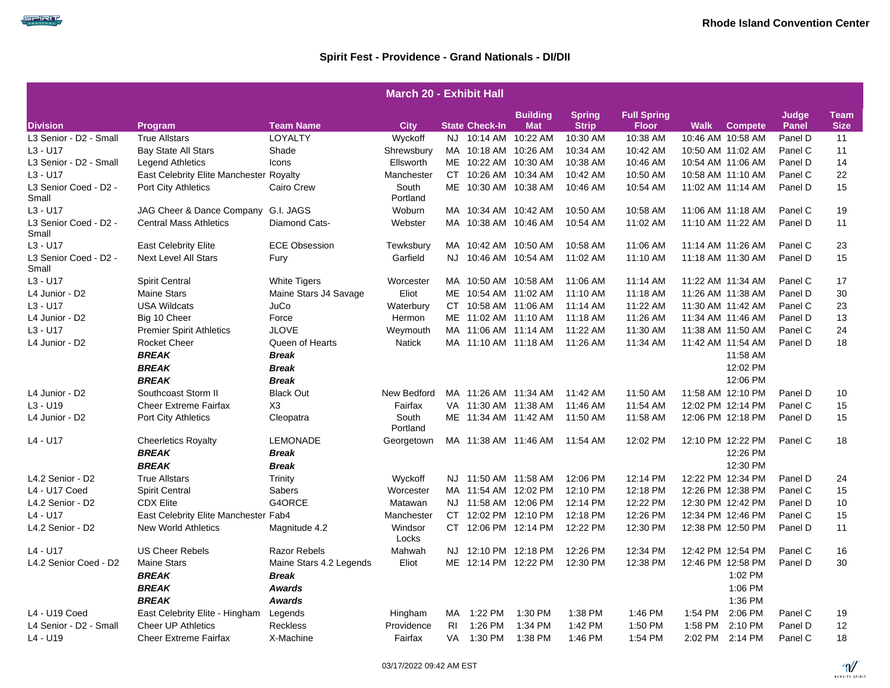**Rhode Island Convention Center**

## Spirit Fest - Providence - Grand Nationals - DI/DII

| March 20 - Exhibit Hall | | | | | | | | | | | | | |
|---|---|---|---|---|---|---|---|---|---|---|---|---|---|
| **Division** | **Program** | **Team Name** | **City** | **State** | **Check-In** | **Building Mat** | **Spring Strip** | **Full Spring Floor** | **Walk** | **Compete** | **Judge Panel** | **Team Size** |
| L3 Senior - D2 - Small | True Allstars | LOYALTY | Wyckoff | NJ | 10:14 AM | 10:22 AM | 10:30 AM | 10:38 AM | 10:46 AM | 10:58 AM | Panel D | 11 |
| L3 - U17 | Bay State All Stars | Shade | Shrewsbury | MA | 10:18 AM | 10:26 AM | 10:34 AM | 10:42 AM | 10:50 AM | 11:02 AM | Panel C | 11 |
| L3 Senior - D2 - Small | Legend Athletics | Icons | Ellsworth | ME | 10:22 AM | 10:30 AM | 10:38 AM | 10:46 AM | 10:54 AM | 11:06 AM | Panel D | 14 |
| L3 - U17 | East Celebrity Elite Manchester | Royalty | Manchester | CT | 10:26 AM | 10:34 AM | 10:42 AM | 10:50 AM | 10:58 AM | 11:10 AM | Panel C | 22 |
| L3 Senior Coed - D2 - Small | Port City Athletics | Cairo Crew | South Portland | ME | 10:30 AM | 10:38 AM | 10:46 AM | 10:54 AM | 11:02 AM | 11:14 AM | Panel D | 15 |
| L3 - U17 | JAG Cheer & Dance Company | G.I. JAGS | Woburn | MA | 10:34 AM | 10:42 AM | 10:50 AM | 10:58 AM | 11:06 AM | 11:18 AM | Panel C | 19 |
| L3 Senior Coed - D2 - Small | Central Mass Athletics | Diamond Cats- | Webster | MA | 10:38 AM | 10:46 AM | 10:54 AM | 11:02 AM | 11:10 AM | 11:22 AM | Panel D | 11 |
| L3 - U17 | East Celebrity Elite | ECE Obsession | Tewksbury | MA | 10:42 AM | 10:50 AM | 10:58 AM | 11:06 AM | 11:14 AM | 11:26 AM | Panel C | 23 |
| L3 Senior Coed - D2 - Small | Next Level All Stars | Fury | Garfield | NJ | 10:46 AM | 10:54 AM | 11:02 AM | 11:10 AM | 11:18 AM | 11:30 AM | Panel D | 15 |
| L3 - U17 | Spirit Central | White Tigers | Worcester | MA | 10:50 AM | 10:58 AM | 11:06 AM | 11:14 AM | 11:22 AM | 11:34 AM | Panel C | 17 |
| L4 Junior - D2 | Maine Stars | Maine Stars J4 Savage | Eliot | ME | 10:54 AM | 11:02 AM | 11:10 AM | 11:18 AM | 11:26 AM | 11:38 AM | Panel D | 30 |
| L3 - U17 | USA Wildcats | JuCo | Waterbury | CT | 10:58 AM | 11:06 AM | 11:14 AM | 11:22 AM | 11:30 AM | 11:42 AM | Panel C | 23 |
| L4 Junior - D2 | Big 10 Cheer | Force | Hermon | ME | 11:02 AM | 11:10 AM | 11:18 AM | 11:26 AM | 11:34 AM | 11:46 AM | Panel D | 13 |
| L3 - U17 | Premier Spirit Athletics | JLOVE | Weymouth | MA | 11:06 AM | 11:14 AM | 11:22 AM | 11:30 AM | 11:38 AM | 11:50 AM | Panel C | 24 |
| L4 Junior - D2 | Rocket Cheer | Queen of Hearts | Natick | MA | 11:10 AM | 11:18 AM | 11:26 AM | 11:34 AM | 11:42 AM | 11:54 AM | Panel D | 18 |
| | ***BREAK*** | ***Break*** | | | | | | | | 11:58 AM | | |
| | ***BREAK*** | ***Break*** | | | | | | | | 12:02 PM | | |
| | ***BREAK*** | ***Break*** | | | | | | | | 12:06 PM | | |
| L4 Junior - D2 | Southcoast Storm II | Black Out | New Bedford | MA | 11:26 AM | 11:34 AM | 11:42 AM | 11:50 AM | 11:58 AM | 12:10 PM | Panel D | 10 |
| L3 - U19 | Cheer Extreme Fairfax | X3 | Fairfax | VA | 11:30 AM | 11:38 AM | 11:46 AM | 11:54 AM | 12:02 PM | 12:14 PM | Panel C | 15 |
| L4 Junior - D2 | Port City Athletics | Cleopatra | South Portland | ME | 11:34 AM | 11:42 AM | 11:50 AM | 11:58 AM | 12:06 PM | 12:18 PM | Panel D | 15 |
| L4 - U17 | Cheerletics Royalty | LEMONADE | Georgetown | MA | 11:38 AM | 11:46 AM | 11:54 AM | 12:02 PM | 12:10 PM | 12:22 PM | Panel C | 18 |
| | ***BREAK*** | ***Break*** | | | | | | | | 12:26 PM | | |
| | ***BREAK*** | ***Break*** | | | | | | | | 12:30 PM | | |
| L4.2 Senior - D2 | True Allstars | Trinity | Wyckoff | NJ | 11:50 AM | 11:58 AM | 12:06 PM | 12:14 PM | 12:22 PM | 12:34 PM | Panel D | 24 |
| L4 - U17 Coed | Spirit Central | Sabers | Worcester | MA | 11:54 AM | 12:02 PM | 12:10 PM | 12:18 PM | 12:26 PM | 12:38 PM | Panel C | 15 |
| L4.2 Senior - D2 | CDX Elite | G4ORCE | Matawan | NJ | 11:58 AM | 12:06 PM | 12:14 PM | 12:22 PM | 12:30 PM | 12:42 PM | Panel D | 10 |
| L4 - U17 | East Celebrity Elite Manchester | Fab4 | Manchester | CT | 12:02 PM | 12:10 PM | 12:18 PM | 12:26 PM | 12:34 PM | 12:46 PM | Panel C | 15 |
| L4.2 Senior - D2 | New World Athletics | Magnitude 4.2 | Windsor Locks | CT | 12:06 PM | 12:14 PM | 12:22 PM | 12:30 PM | 12:38 PM | 12:50 PM | Panel D | 11 |
| L4 - U17 | US Cheer Rebels | Razor Rebels | Mahwah | NJ | 12:10 PM | 12:18 PM | 12:26 PM | 12:34 PM | 12:42 PM | 12:54 PM | Panel C | 16 |
| L4.2 Senior Coed - D2 | Maine Stars | Maine Stars 4.2 Legends | Eliot | ME | 12:14 PM | 12:22 PM | 12:30 PM | 12:38 PM | 12:46 PM | 12:58 PM | Panel D | 30 |
| | ***BREAK*** | ***Break*** | | | | | | | | 1:02 PM | | |
| | ***BREAK*** | ***Awards*** | | | | | | | | 1:06 PM | | |
| | ***BREAK*** | ***Awards*** | | | | | | | | 1:36 PM | | |
| L4 - U19 Coed | East Celebrity Elite - Hingham | Legends | Hingham | MA | 1:22 PM | 1:30 PM | 1:38 PM | 1:46 PM | 1:54 PM | 2:06 PM | Panel C | 19 |
| L4 Senior - D2 - Small | Cheer UP Athletics | Reckless | Providence | RI | 1:26 PM | 1:34 PM | 1:42 PM | 1:50 PM | 1:58 PM | 2:10 PM | Panel D | 12 |
| L4 - U19 | Cheer Extreme Fairfax | X-Machine | Fairfax | VA | 1:30 PM | 1:38 PM | 1:46 PM | 1:54 PM | 2:02 PM | 2:14 PM | Panel C | 18 |

03/17/2022 09:42 AM EST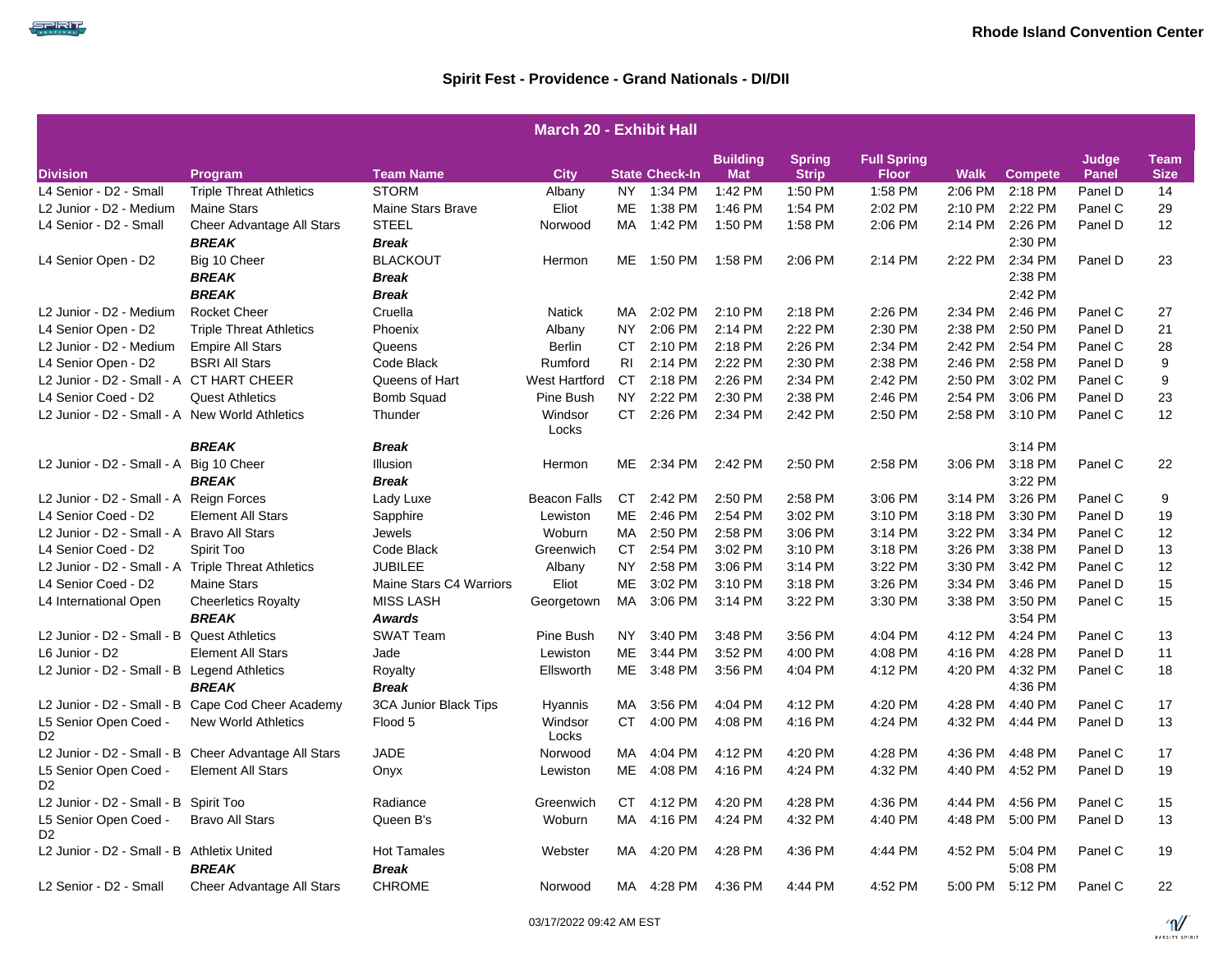Rhode Island Convention Center

## Spirit Fest - Providence - Grand Nationals - DI/DII

| March 20 - Exhibit Hall | | | | | | | | | | | | | |
|---|---|---|---|---|---|---|---|---|---|---|---|---|---|
| **Division** | **Program** | **Team Name** | **City** | **State** | **Check-In** | **Building Mat** | **Spring Strip** | **Full Spring Floor** | **Walk** | **Compete** | **Judge Panel** | **Team Size** |
| L4 Senior - D2 - Small | Triple Threat Athletics | STORM | Albany | NY | 1:34 PM | 1:42 PM | 1:50 PM | 1:58 PM | 2:06 PM | 2:18 PM | Panel D | 14 |
| L2 Junior - D2 - Medium | Maine Stars | Maine Stars Brave | Eliot | ME | 1:38 PM | 1:46 PM | 1:54 PM | 2:02 PM | 2:10 PM | 2:22 PM | Panel C | 29 |
| L4 Senior - D2 - Small | Cheer Advantage All Stars | STEEL | Norwood | MA | 1:42 PM | 1:50 PM | 1:58 PM | 2:06 PM | 2:14 PM | 2:26 PM | Panel D | 12 |
| | ***BREAK*** | ***Break*** | | | | | | | | 2:30 PM | | |
| L4 Senior Open - D2 | Big 10 Cheer | BLACKOUT | Hermon | ME | 1:50 PM | 1:58 PM | 2:06 PM | 2:14 PM | 2:22 PM | 2:34 PM | Panel D | 23 |
| | ***BREAK*** | ***Break*** | | | | | | | | 2:38 PM | | |
| | ***BREAK*** | ***Break*** | | | | | | | | 2:42 PM | | |
| L2 Junior - D2 - Medium | Rocket Cheer | Cruella | Natick | MA | 2:02 PM | 2:10 PM | 2:18 PM | 2:26 PM | 2:34 PM | 2:46 PM | Panel C | 27 |
| L4 Senior Open - D2 | Triple Threat Athletics | Phoenix | Albany | NY | 2:06 PM | 2:14 PM | 2:22 PM | 2:30 PM | 2:38 PM | 2:50 PM | Panel D | 21 |
| L2 Junior - D2 - Medium | Empire All Stars | Queens | Berlin | CT | 2:10 PM | 2:18 PM | 2:26 PM | 2:34 PM | 2:42 PM | 2:54 PM | Panel C | 28 |
| L4 Senior Open - D2 | BSRI All Stars | Code Black | Rumford | RI | 2:14 PM | 2:22 PM | 2:30 PM | 2:38 PM | 2:46 PM | 2:58 PM | Panel D | 9 |
| L2 Junior - D2 - Small - A | CT HART CHEER | Queens of Hart | West Hartford | CT | 2:18 PM | 2:26 PM | 2:34 PM | 2:42 PM | 2:50 PM | 3:02 PM | Panel C | 9 |
| L4 Senior Coed - D2 | Quest Athletics | Bomb Squad | Pine Bush | NY | 2:22 PM | 2:30 PM | 2:38 PM | 2:46 PM | 2:54 PM | 3:06 PM | Panel D | 23 |
| L2 Junior - D2 - Small - A | New World Athletics | Thunder | Windsor Locks | CT | 2:26 PM | 2:34 PM | 2:42 PM | 2:50 PM | 2:58 PM | 3:10 PM | Panel C | 12 |
| | ***BREAK*** | ***Break*** | | | | | | | | 3:14 PM | | |
| L2 Junior - D2 - Small - A | Big 10 Cheer | Illusion | Hermon | ME | 2:34 PM | 2:42 PM | 2:50 PM | 2:58 PM | 3:06 PM | 3:18 PM | Panel C | 22 |
| | ***BREAK*** | ***Break*** | | | | | | | | 3:22 PM | | |
| L2 Junior - D2 - Small - A | Reign Forces | Lady Luxe | Beacon Falls | CT | 2:42 PM | 2:50 PM | 2:58 PM | 3:06 PM | 3:14 PM | 3:26 PM | Panel C | 9 |
| L4 Senior Coed - D2 | Element All Stars | Sapphire | Lewiston | ME | 2:46 PM | 2:54 PM | 3:02 PM | 3:10 PM | 3:18 PM | 3:30 PM | Panel D | 19 |
| L2 Junior - D2 - Small - A | Bravo All Stars | Jewels | Woburn | MA | 2:50 PM | 2:58 PM | 3:06 PM | 3:14 PM | 3:22 PM | 3:34 PM | Panel C | 12 |
| L4 Senior Coed - D2 | Spirit Too | Code Black | Greenwich | CT | 2:54 PM | 3:02 PM | 3:10 PM | 3:18 PM | 3:26 PM | 3:38 PM | Panel D | 13 |
| L2 Junior - D2 - Small - A | Triple Threat Athletics | JUBILEE | Albany | NY | 2:58 PM | 3:06 PM | 3:14 PM | 3:22 PM | 3:30 PM | 3:42 PM | Panel C | 12 |
| L4 Senior Coed - D2 | Maine Stars | Maine Stars C4 Warriors | Eliot | ME | 3:02 PM | 3:10 PM | 3:18 PM | 3:26 PM | 3:34 PM | 3:46 PM | Panel D | 15 |
| L4 International Open | Cheerletics Royalty | MISS LASH | Georgetown | MA | 3:06 PM | 3:14 PM | 3:22 PM | 3:30 PM | 3:38 PM | 3:50 PM | Panel C | 15 |
| | ***BREAK*** | ***Awards*** | | | | | | | | 3:54 PM | | |
| L2 Junior - D2 - Small - B | Quest Athletics | SWAT Team | Pine Bush | NY | 3:40 PM | 3:48 PM | 3:56 PM | 4:04 PM | 4:12 PM | 4:24 PM | Panel C | 13 |
| L6 Junior - D2 | Element All Stars | Jade | Lewiston | ME | 3:44 PM | 3:52 PM | 4:00 PM | 4:08 PM | 4:16 PM | 4:28 PM | Panel D | 11 |
| L2 Junior - D2 - Small - B | Legend Athletics | Royalty | Ellsworth | ME | 3:48 PM | 3:56 PM | 4:04 PM | 4:12 PM | 4:20 PM | 4:32 PM | Panel C | 18 |
| | ***BREAK*** | ***Break*** | | | | | | | | 4:36 PM | | |
| L2 Junior - D2 - Small - B | Cape Cod Cheer Academy | 3CA Junior Black Tips | Hyannis | MA | 3:56 PM | 4:04 PM | 4:12 PM | 4:20 PM | 4:28 PM | 4:40 PM | Panel C | 17 |
| L5 Senior Open Coed - D2 | New World Athletics | Flood 5 | Windsor Locks | CT | 4:00 PM | 4:08 PM | 4:16 PM | 4:24 PM | 4:32 PM | 4:44 PM | Panel D | 13 |
| L2 Junior - D2 - Small - B | Cheer Advantage All Stars | JADE | Norwood | MA | 4:04 PM | 4:12 PM | 4:20 PM | 4:28 PM | 4:36 PM | 4:48 PM | Panel C | 17 |
| L5 Senior Open Coed - D2 | Element All Stars | Onyx | Lewiston | ME | 4:08 PM | 4:16 PM | 4:24 PM | 4:32 PM | 4:40 PM | 4:52 PM | Panel D | 19 |
| L2 Junior - D2 - Small - B | Spirit Too | Radiance | Greenwich | CT | 4:12 PM | 4:20 PM | 4:28 PM | 4:36 PM | 4:44 PM | 4:56 PM | Panel C | 15 |
| L5 Senior Open Coed - D2 | Bravo All Stars | Queen B's | Woburn | MA | 4:16 PM | 4:24 PM | 4:32 PM | 4:40 PM | 4:48 PM | 5:00 PM | Panel D | 13 |
| L2 Junior - D2 - Small - B | Athletix United | Hot Tamales | Webster | MA | 4:20 PM | 4:28 PM | 4:36 PM | 4:44 PM | 4:52 PM | 5:04 PM | Panel C | 19 |
| | ***BREAK*** | ***Break*** | | | | | | | | 5:08 PM | | |
| L2 Senior - D2 - Small | Cheer Advantage All Stars | CHROME | Norwood | MA | 4:28 PM | 4:36 PM | 4:44 PM | 4:52 PM | 5:00 PM | 5:12 PM | Panel C | 22 |

03/17/2022 09:42 AM EST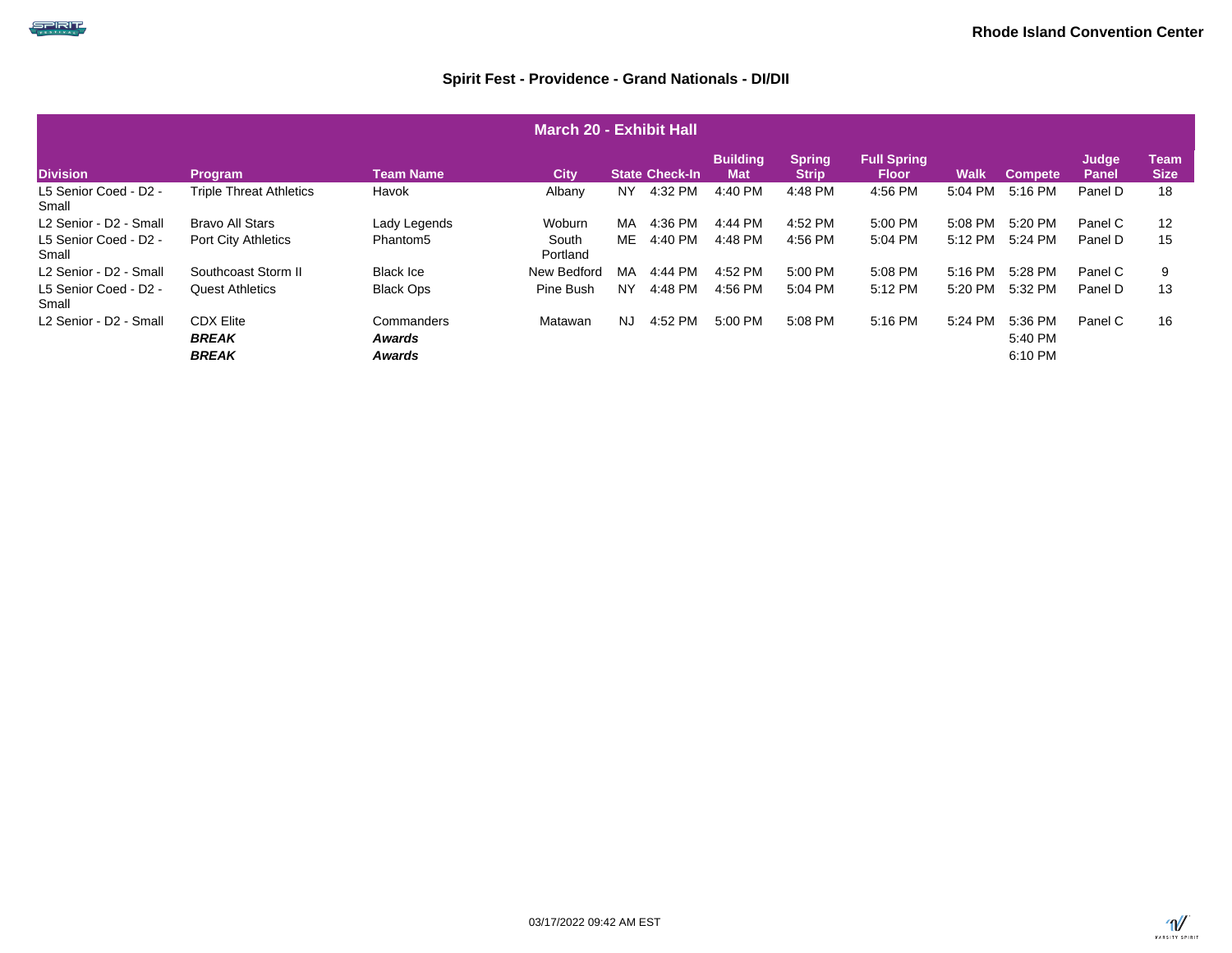**Rhode Island Convention Center**

## Spirit Fest - Providence - Grand Nationals - DI/DII

| March 20 - Exhibit Hall | | | | | | | | | | | | |
|---|---|---|---|---|---|---|---|---|---|---|---|---|
| **Division** | **Program** | **Team Name** | **City** | **State** | **Check-In** | **Building Mat** | **Spring Strip** | **Full Spring Floor** | **Walk** | **Compete** | **Judge Panel** | **Team Size** |
| L5 Senior Coed - D2 - Small | Triple Threat Athletics | Havok | Albany | NY | 4:32 PM | 4:40 PM | 4:48 PM | 4:56 PM | 5:04 PM | 5:16 PM | Panel D | 18 |
| L2 Senior - D2 - Small | Bravo All Stars | Lady Legends | Woburn | MA | 4:36 PM | 4:44 PM | 4:52 PM | 5:00 PM | 5:08 PM | 5:20 PM | Panel C | 12 |
| L5 Senior Coed - D2 - Small | Port City Athletics | Phantom5 | South Portland | ME | 4:40 PM | 4:48 PM | 4:56 PM | 5:04 PM | 5:12 PM | 5:24 PM | Panel D | 15 |
| L2 Senior - D2 - Small | Southcoast Storm II | Black Ice | New Bedford | MA | 4:44 PM | 4:52 PM | 5:00 PM | 5:08 PM | 5:16 PM | 5:28 PM | Panel C | 9 |
| L5 Senior Coed - D2 - Small | Quest Athletics | Black Ops | Pine Bush | NY | 4:48 PM | 4:56 PM | 5:04 PM | 5:12 PM | 5:20 PM | 5:32 PM | Panel D | 13 |
| L2 Senior - D2 - Small | CDX Elite | Commanders | Matawan | NJ | 4:52 PM | 5:00 PM | 5:08 PM | 5:16 PM | 5:24 PM | 5:36 PM | Panel C | 16 |
| | ***BREAK*** | ***Awards*** | | | | | | | | 5:40 PM | | |
| | ***BREAK*** | ***Awards*** | | | | | | | | 6:10 PM | | |

03/17/2022 09:42 AM EST